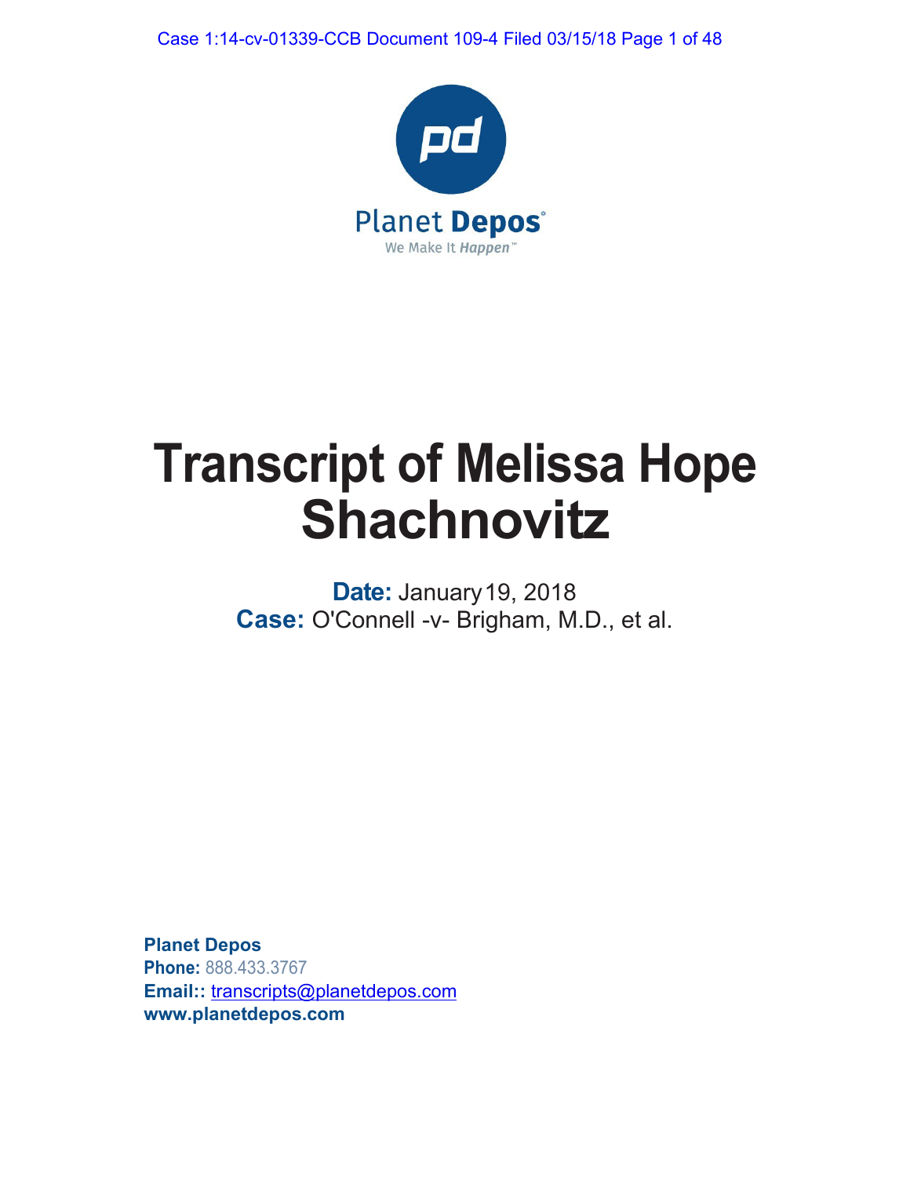Planet Depos

We Make It *Happen*™

# Transcript of Melissa Hope Shachnovitz

**Date:** January 19, 2018

**Case:** O'Connell -v- Brigham, M.D., et al.

**Planet Depos**

**Phone:** 888.433.3767

**Email::** transcripts@planetdepos.com

**www.planetdepos.com**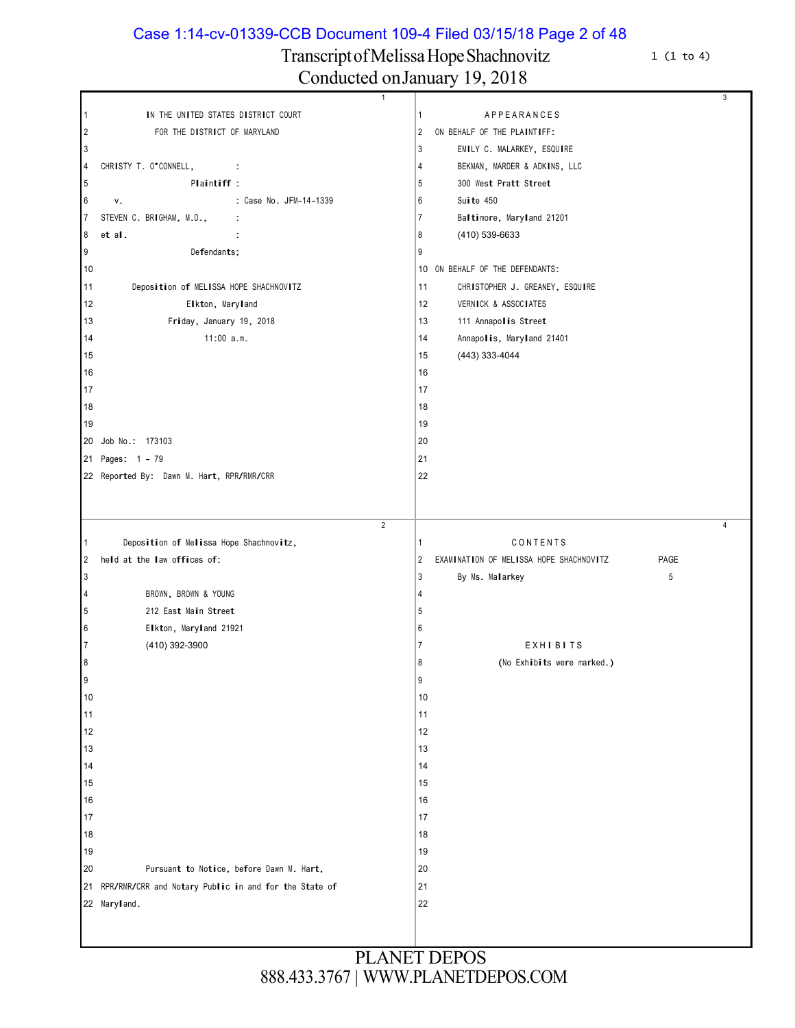Transcript of Melissa Hope Shachnovitz

Conducted on January 19, 2018

IN THE UNITED STATES DISTRICT COURT
FOR THE DISTRICT OF MARYLAND

CHRISTY T. O'CONNELL, :

Plaintiff :

v. : Case No. JFM-14-1339

STEVEN C. BRIGHAM, M.D., :

et al. :

Defendants;

Deposition of MELISSA HOPE SHACHNOVITZ

Elkton, Maryland

Friday, January 19, 2018

11:00 a.m.

Job No.: 173103

Pages: 1 - 79

Reported By: Dawn M. Hart, RPR/RMR/CRR

---

Deposition of Melissa Hope Shachnovitz, held at the law offices of:

BROWN, BROWN & YOUNG
212 East Main Street
Elkton, Maryland 21921
(410) 392-3900

Pursuant to Notice, before Dawn M. Hart, RPR/RMR/CRR and Notary Public in and for the State of Maryland.

---

A P P E A R A N C E S

ON BEHALF OF THE PLAINTIFF:

EMILY C. MALARKEY, ESQUIRE
BEKMAN, MARDER & ADKINS, LLC
300 West Pratt Street
Suite 450
Baltimore, Maryland 21201
(410) 539-6633

ON BEHALF OF THE DEFENDANTS:

CHRISTOPHER J. GREANEY, ESQUIRE
VERNICK & ASSOCIATES
111 Annapolis Street
Annapolis, Maryland 21401
(443) 333-4044

---

C O N T E N T S

| EXAMINATION OF MELISSA HOPE SHACHNOVITZ | PAGE |
| --- | --- |
| By Ms. Malarkey | 5 |

E X H I B I T S

(No Exhibits were marked.)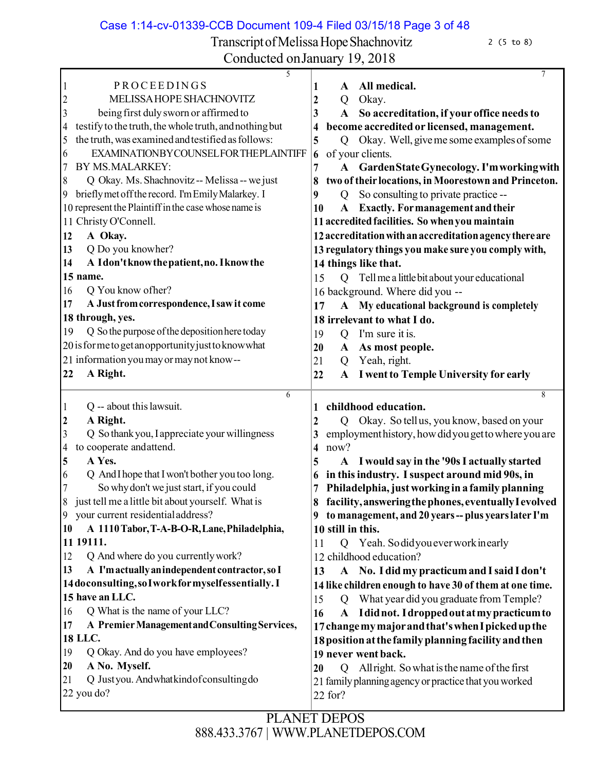Transcript of Melissa Hope Shachnovitz

Conducted on January 19, 2018

**5**

1 PROCEEDINGS
2 MELISSA HOPE SHACHNOVITZ
3 being first duly sworn or affirmed to
4 testify to the truth, the whole truth, and nothing but
5 the truth, was examined and testified as follows:
6 EXAMINATION BY COUNSEL FOR THE PLAINTIFF
7 BY MS. MALARKEY:
8 Q Okay. Ms. Shachnovitz -- Melissa -- we just
9 briefly met off the record. I'm Emily Malarkey. I
10 represent the Plaintiff in the case whose name is
11 Christy O'Connell.
12 **A Okay.**
13 Q Do you know her?
14 **A I don't know the patient, no. I know the**
15 **name.**
16 Q You know of her?
17 **A Just from correspondence, I saw it come**
18 **through, yes.**
19 Q So the purpose of the deposition here today
20 is for me to get an opportunity just to know what
21 information you may or may not know --
22 **A Right.**

**6**

1 Q -- about this lawsuit.
2 **A Right.**
3 Q So thank you, I appreciate your willingness
4 to cooperate and attend.
5 **A Yes.**
6 Q And I hope that I won't bother you too long.
7 So why don't we just start, if you could
8 just tell me a little bit about yourself. What is
9 your current residential address?
10 **A 1110 Tabor, T-A-B-O-R, Lane, Philadelphia,**
11 **19111.**
12 Q And where do you currently work?
13 **A I'm actually an independent contractor, so I**
14 **do consulting, so I work for myself essentially. I**
15 **have an LLC.**
16 Q What is the name of your LLC?
17 **A Premier Management and Consulting Services,**
18 **LLC.**
19 Q Okay. And do you have employees?
20 **A No. Myself.**
21 Q Just you. And what kind of consulting do
22 you do?

**7**

1 **A All medical.**
2 Q Okay.
3 **A So accreditation, if your office needs to**
4 **become accredited or licensed, management.**
5 Q Okay. Well, give me some examples of some
6 of your clients.
7 **A Garden State Gynecology. I'm working with**
8 **two of their locations, in Moorestown and Princeton.**
9 Q So consulting to private practice --
10 **A Exactly. For management and their**
11 **accredited facilities. So when you maintain**
12 **accreditation with an accreditation agency there are**
13 **regulatory things you make sure you comply with,**
14 **things like that.**
15 Q Tell me a little bit about your educational
16 background. Where did you --
17 **A My educational background is completely**
18 **irrelevant to what I do.**
19 Q I'm sure it is.
20 **A As most people.**
21 Q Yeah, right.
22 **A I went to Temple University for early**

**8**

1 **childhood education.**
2 Q Okay. So tell us, you know, based on your
3 employment history, how did you get to where you are
4 now?
5 **A I would say in the '90s I actually started**
6 **in this industry. I suspect around mid 90s, in**
7 **Philadelphia, just working in a family planning**
8 **facility, answering the phones, eventually I evolved**
9 **to management, and 20 years -- plus years later I'm**
10 **still in this.**
11 Q Yeah. So did you ever work in early
12 childhood education?
13 **A No. I did my practicum and I said I don't**
14 **like children enough to have 30 of them at one time.**
15 Q What year did you graduate from Temple?
16 **A I did not. I dropped out at my practicum to**
17 **change my major and that's when I picked up the**
18 **position at the family planning facility and then**
19 **never went back.**
20 Q All right. So what is the name of the first
21 family planning agency or practice that you worked
22 for?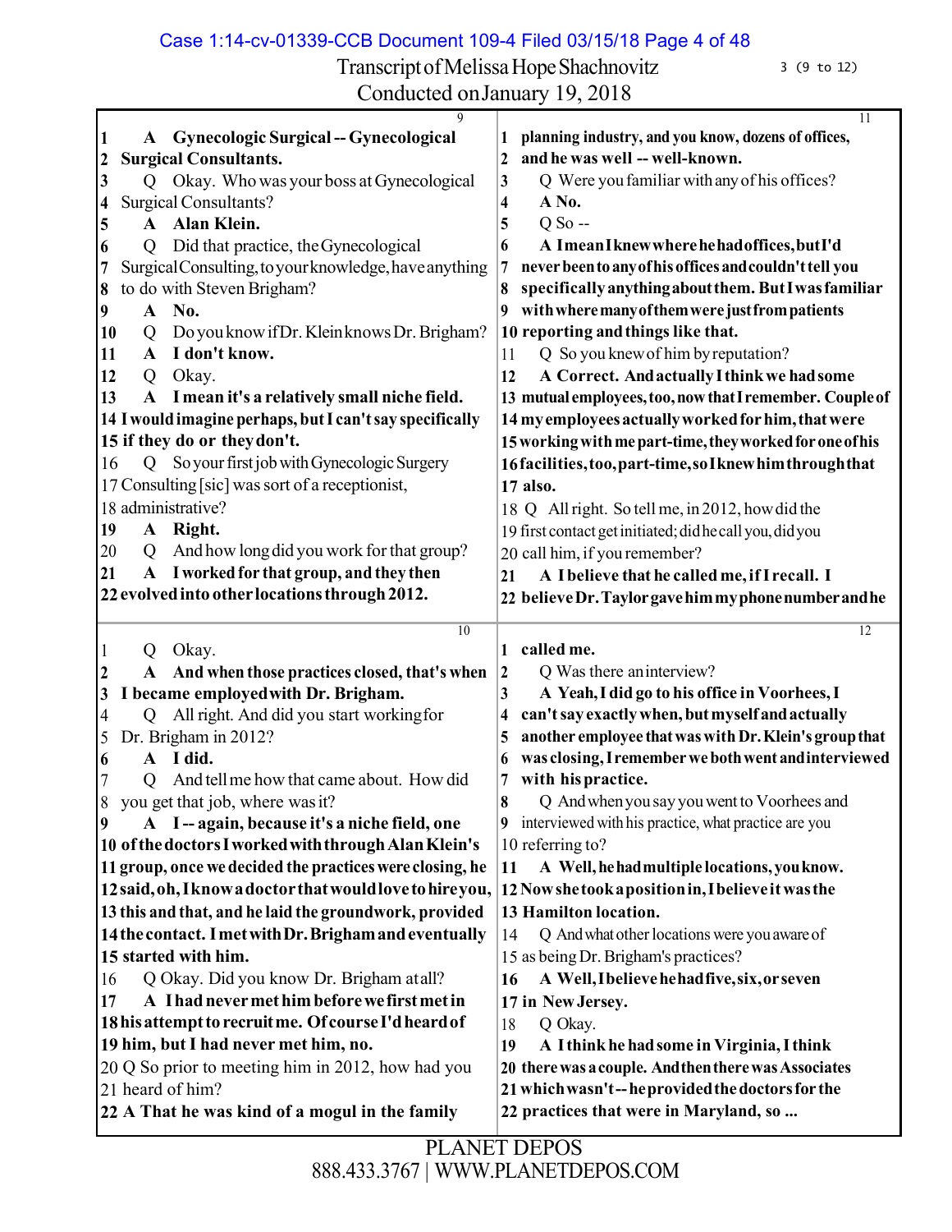**9**

1 **A Gynecologic Surgical -- Gynecological**
2 **Surgical Consultants.**
3 Q Okay. Who was your boss at Gynecological
4 Surgical Consultants?
5 **A Alan Klein.**
6 Q Did that practice, the Gynecological
7 Surgical Consulting, to your knowledge, have anything
8 to do with Steven Brigham?
9 **A No.**
10 Q Do you know if Dr. Klein knows Dr. Brigham?
11 **A I don't know.**
12 Q Okay.
13 **A I mean it's a relatively small niche field.**
14 **I would imagine perhaps, but I can't say specifically**
15 **if they do or they don't.**
16 Q So your first job with Gynecologic Surgery
17 Consulting [sic] was sort of a receptionist,
18 administrative?
19 **A Right.**
20 Q And how long did you work for that group?
21 **A I worked for that group, and they then**
22 **evolved into other locations through 2012.**

**10**

1 Q Okay.
2 **A And when those practices closed, that's when**
3 **I became employed with Dr. Brigham.**
4 Q All right. And did you start working for
5 Dr. Brigham in 2012?
6 **A I did.**
7 Q And tell me how that came about. How did
8 you get that job, where was it?
9 **A I -- again, because it's a niche field, one**
10 **of the doctors I worked with through Alan Klein's**
11 **group, once we decided the practices were closing, he**
12 **said, oh, I know a doctor that would love to hire you,**
13 **this and that, and he laid the groundwork, provided**
14 **the contact. I met with Dr. Brigham and eventually**
15 **started with him.**
16 Q Okay. Did you know Dr. Brigham at all?
17 **A I had never met him before we first met in**
18 **his attempt to recruit me. Of course I'd heard of**
19 **him, but I had never met him, no.**
20 Q So prior to meeting him in 2012, how had you
21 heard of him?
22 **A That he was kind of a mogul in the family**

**11**

1 **planning industry, and you know, dozens of offices,**
2 **and he was well -- well-known.**
3 Q Were you familiar with any of his offices?
4 **A No.**
5 Q So --
6 **A I mean I knew where he had offices, but I'd**
7 **never been to any of his offices and couldn't tell you**
8 **specifically anything about them. But I was familiar**
9 **with where many of them were just from patients**
10 **reporting and things like that.**
11 Q So you knew of him by reputation?
12 **A Correct. And actually I think we had some**
13 **mutual employees, too, now that I remember. Couple of**
14 **my employees actually worked for him, that were**
15 **working with me part-time, they worked for one of his**
16 **facilities, too, part-time, so I knew him through that**
17 **also.**
18 Q All right. So tell me, in 2012, how did the
19 first contact get initiated; did he call you, did you
20 call him, if you remember?
21 **A I believe that he called me, if I recall. I**
22 **believe Dr. Taylor gave him my phone number and he**

**12**

1 **called me.**
2 Q Was there an interview?
3 **A Yeah, I did go to his office in Voorhees, I**
4 **can't say exactly when, but myself and actually**
5 **another employee that was with Dr. Klein's group that**
6 **was closing, I remember we both went and interviewed**
7 **with his practice.**
8 Q And when you say you went to Voorhees and
9 interviewed with his practice, what practice are you
10 referring to?
11 **A Well, he had multiple locations, you know.**
12 **Now she took a position in, I believe it was the**
13 **Hamilton location.**
14 Q And what other locations were you aware of
15 as being Dr. Brigham's practices?
16 **A Well, I believe he had five, six, or seven**
17 **in New Jersey.**
18 Q Okay.
19 **A I think he had some in Virginia, I think**
20 **there was a couple. And then there was Associates**
21 **which wasn't -- he provided the doctors for the**
22 **practices that were in Maryland, so ...**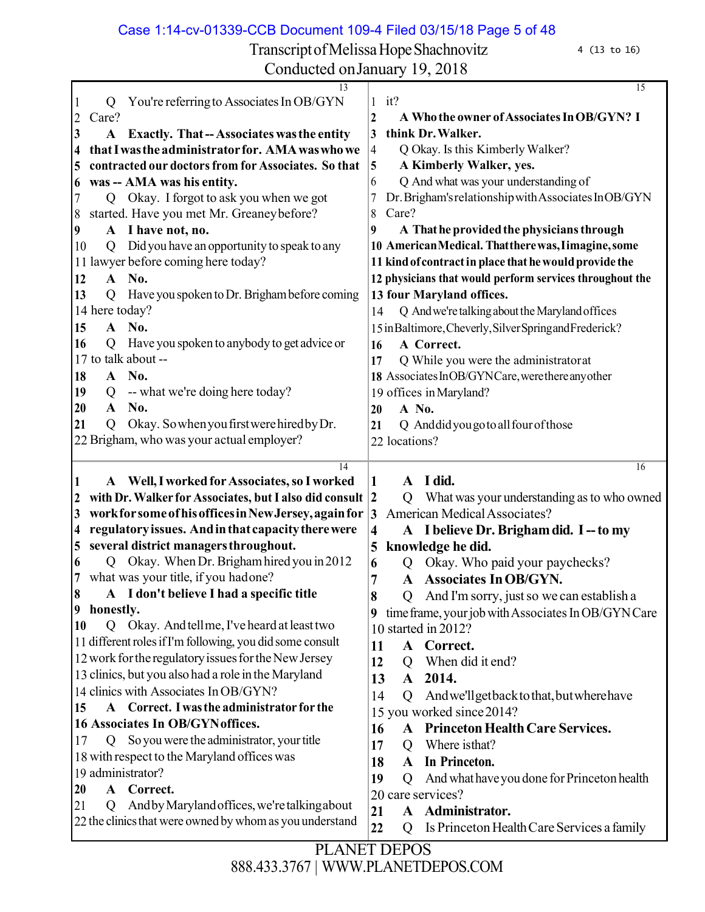Transcript of Melissa Hope Shachnovitz

Conducted on January 19, 2018

4 (13 to 16)

**13**

1 Q You're referring to Associates In OB/GYN
2 Care?
3 **A Exactly. That -- Associates was the entity**
4 **that I was the administrator for. AMA was who we**
5 **contracted our doctors from for Associates. So that**
6 **was -- AMA was his entity.**
7 Q Okay. I forgot to ask you when we got
8 started. Have you met Mr. Greaney before?
9 **A I have not, no.**
10 Q Did you have an opportunity to speak to any
11 lawyer before coming here today?
12 **A No.**
13 Q Have you spoken to Dr. Brigham before coming
14 here today?
15 **A No.**
16 Q Have you spoken to anybody to get advice or
17 to talk about --
18 **A No.**
19 Q -- what we're doing here today?
20 **A No.**
21 Q Okay. So when you first were hired by Dr.
22 Brigham, who was your actual employer?

**14**

1 **A Well, I worked for Associates, so I worked**
2 **with Dr. Walker for Associates, but I also did consult**
3 **work for some of his offices in New Jersey, again for**
4 **regulatory issues. And in that capacity there were**
5 **several district managers throughout.**
6 Q Okay. When Dr. Brigham hired you in 2012
7 what was your title, if you had one?
8 **A I don't believe I had a specific title**
9 **honestly.**
10 Q Okay. And tell me, I've heard at least two
11 different roles if I'm following, you did some consult
12 work for the regulatory issues for the New Jersey
13 clinics, but you also had a role in the Maryland
14 clinics with Associates In OB/GYN?
15 **A Correct. I was the administrator for the**
16 **Associates In OB/GYN offices.**
17 Q So you were the administrator, your title
18 with respect to the Maryland offices was
19 administrator?
20 **A Correct.**
21 Q And by Maryland offices, we're talking about
22 the clinics that were owned by whom as you understand

**15**

1 it?
2 **A Who the owner of Associates In OB/GYN? I**
3 **think Dr. Walker.**
4 Q Okay. Is this Kimberly Walker?
5 **A Kimberly Walker, yes.**
6 Q And what was your understanding of
7 Dr. Brigham's relationship with Associates In OB/GYN
8 Care?
9 **A That he provided the physicians through**
10 **American Medical. That there was, I imagine, some**
11 **kind of contract in place that he would provide the**
12 **physicians that would perform services throughout the**
13 **four Maryland offices.**
14 Q And we're talking about the Maryland offices
15 in Baltimore, Cheverly, Silver Spring and Frederick?
16 **A Correct.**
17 Q While you were the administrator at
18 Associates In OB/GYN Care, were there any other
19 offices in Maryland?
20 **A No.**
21 Q And did you go to all four of those
22 locations?

**16**

1 **A I did.**
2 Q What was your understanding as to who owned
3 American Medical Associates?
4 **A I believe Dr. Brigham did. I -- to my**
5 **knowledge he did.**
6 Q Okay. Who paid your paychecks?
7 **A Associates In OB/GYN.**
8 Q And I'm sorry, just so we can establish a
9 time frame, your job with Associates In OB/GYN Care
10 started in 2012?
11 **A Correct.**
12 Q When did it end?
13 **A 2014.**
14 Q And we'll get back to that, but where have
15 you worked since 2014?
16 **A Princeton Health Care Services.**
17 Q Where is that?
18 **A In Princeton.**
19 Q And what have you done for Princeton health
20 care services?
21 **A Administrator.**
22 Q Is Princeton Health Care Services a family

PLANET DEPOS
888.433.3767 | WWW.PLANETDEPOS.COM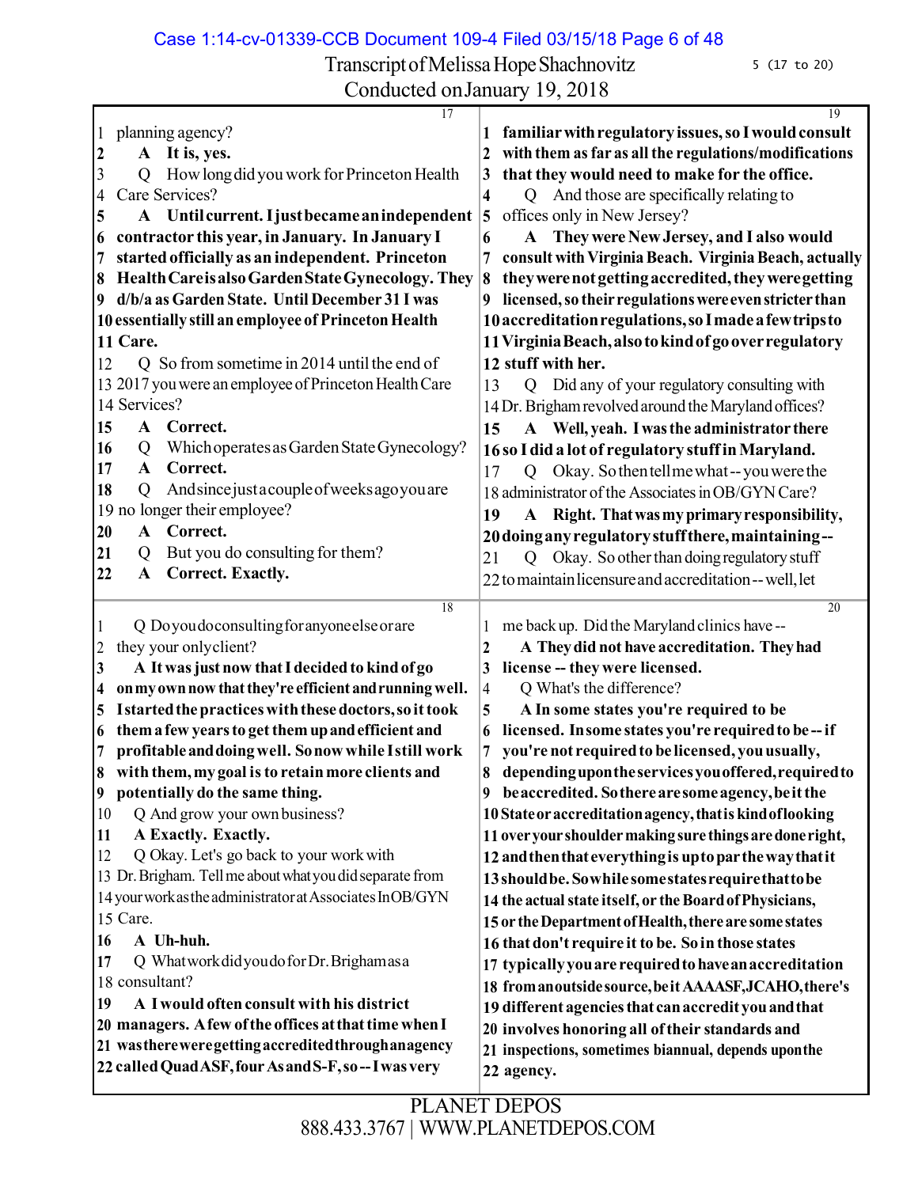Transcript of Melissa Hope Shachnovitz

Conducted on January 19, 2018

17

1 planning agency?
2 A It is, yes.
3 Q How long did you work for Princeton Health
4 Care Services?
5 A Until current. I just became an independent
6 contractor this year, in January. In January I
7 started officially as an independent. Princeton
8 Health Care is also Garden State Gynecology. They
9 d/b/a as Garden State. Until December 31 I was
10 essentially still an employee of Princeton Health
11 Care.
12 Q So from sometime in 2014 until the end of
13 2017 you were an employee of Princeton Health Care
14 Services?
15 A Correct.
16 Q Which operates as Garden State Gynecology?
17 A Correct.
18 Q And since just a couple of weeks ago you are
19 no longer their employee?
20 A Correct.
21 Q But you do consulting for them?
22 A Correct. Exactly.

18

1 Q Do you do consulting for anyone else or are
2 they your only client?
3 A It was just now that I decided to kind of go
4 on my own now that they're efficient and running well.
5 I started the practices with these doctors, so it took
6 them a few years to get them up and efficient and
7 profitable and doing well. So now while I still work
8 with them, my goal is to retain more clients and
9 potentially do the same thing.
10 Q And grow your own business?
11 A Exactly. Exactly.
12 Q Okay. Let's go back to your work with
13 Dr. Brigham. Tell me about what you did separate from
14 your work as the administrator at Associates In OB/GYN
15 Care.
16 A Uh-huh.
17 Q What work did you do for Dr. Brigham as a
18 consultant?
19 A I would often consult with his district
20 managers. A few of the offices at that time when I
21 was there were getting accredited through an agency
22 called Quad ASF, four As and S-F, so -- I was very

19

1 familiar with regulatory issues, so I would consult
2 with them as far as all the regulations/modifications
3 that they would need to make for the office.
4 Q And those are specifically relating to
5 offices only in New Jersey?
6 A They were New Jersey, and I also would
7 consult with Virginia Beach. Virginia Beach, actually
8 they were not getting accredited, they were getting
9 licensed, so their regulations were even stricter than
10 accreditation regulations, so I made a few trips to
11 Virginia Beach, also to kind of go over regulatory
12 stuff with her.
13 Q Did any of your regulatory consulting with
14 Dr. Brigham revolved around the Maryland offices?
15 A Well, yeah. I was the administrator there
16 so I did a lot of regulatory stuff in Maryland.
17 Q Okay. So then tell me what -- you were the
18 administrator of the Associates in OB/GYN Care?
19 A Right. That was my primary responsibility,
20 doing any regulatory stuff there, maintaining --
21 Q Okay. So other than doing regulatory stuff
22 to maintain licensure and accreditation -- well, let

20

1 me back up. Did the Maryland clinics have --
2 A They did not have accreditation. They had
3 license -- they were licensed.
4 Q What's the difference?
5 A In some states you're required to be
6 licensed. In some states you're required to be -- if
7 you're not required to be licensed, you usually,
8 depending upon the services you offered, required to
9 be accredited. So there are some agency, be it the
10 State or accreditation agency, that is kind of looking
11 over your shoulder making sure things are done right,
12 and then that everything is up to par the way that it
13 should be. So while some states require that to be
14 the actual state itself, or the Board of Physicians,
15 or the Department of Health, there are some states
16 that don't require it to be. So in those states
17 typically you are required to have an accreditation
18 from an outside source, be it AAAASF, JCAHO, there's
19 different agencies that can accredit you and that
20 involves honoring all of their standards and
21 inspections, sometimes biannual, depends upon the
22 agency.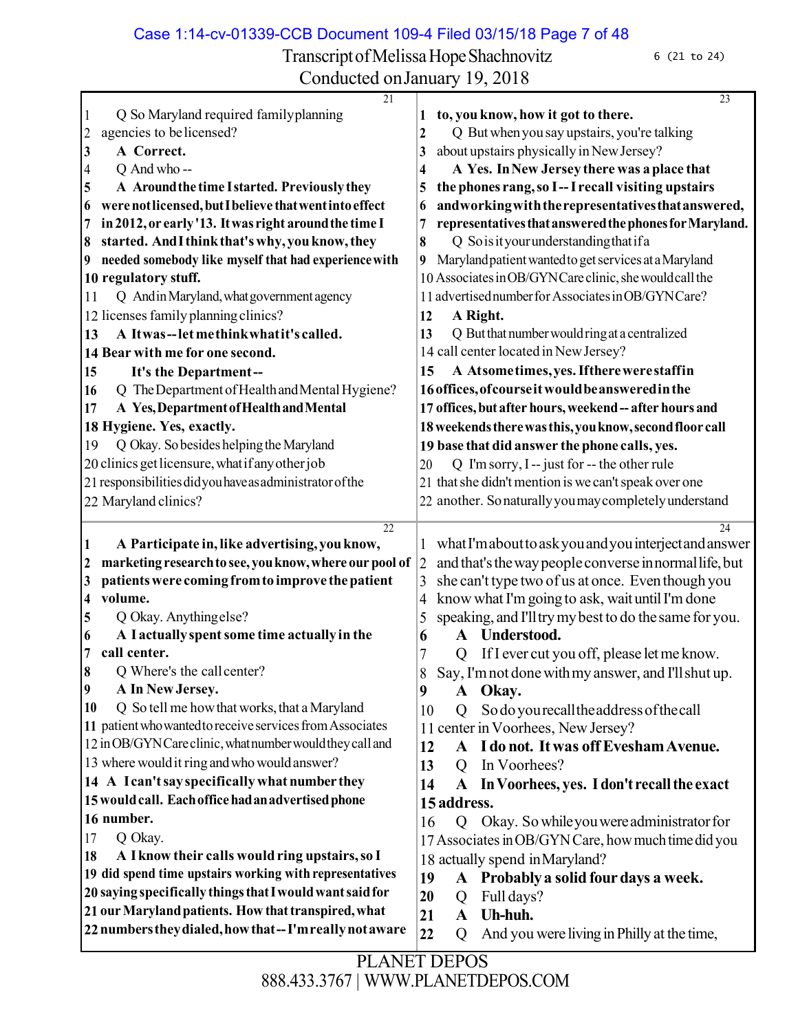Transcript of Melissa Hope Shachnovitz

Conducted on January 19, 2018

**21**

1 Q So Maryland required family planning
2 agencies to be licensed?
3 **A Correct.**
4 Q And who --
5 **A Around the time I started. Previously they**
6 **were not licensed, but I believe that went into effect**
7 **in 2012, or early '13. It was right around the time I**
8 **started. And I think that's why, you know, they**
9 **needed somebody like myself that had experience with**
10 **regulatory stuff.**
11 Q And in Maryland, what government agency
12 licenses family planning clinics?
13 **A It was -- let me think what it's called.**
14 **Bear with me for one second.**
15 **It's the Department --**
16 Q The Department of Health and Mental Hygiene?
17 **A Yes, Department of Health and Mental**
18 **Hygiene. Yes, exactly.**
19 Q Okay. So besides helping the Maryland
20 clinics get licensure, what if any other job
21 responsibilities did you have as administrator of the
22 Maryland clinics?

**22**

1 **A Participate in, like advertising, you know,**
2 **marketing research to see, you know, where our pool of**
3 **patients were coming from to improve the patient**
4 **volume.**
5 Q Okay. Anything else?
6 **A I actually spent some time actually in the**
7 **call center.**
8 Q Where's the call center?
9 **A In New Jersey.**
10 Q So tell me how that works, that a Maryland
11 patient who wanted to receive services from Associates
12 in OB/GYN Care clinic, what number would they call and
13 where would it ring and who would answer?
14 **A I can't say specifically what number they**
15 **would call. Each office had an advertised phone**
16 **number.**
17 Q Okay.
18 **A I know their calls would ring upstairs, so I**
19 **did spend time upstairs working with representatives**
20 **saying specifically things that I would want said for**
21 **our Maryland patients. How that transpired, what**
22 **numbers they dialed, how that -- I'm really not aware**

**23**

1 **to, you know, how it got to there.**
2 Q But when you say upstairs, you're talking
3 about upstairs physically in New Jersey?
4 **A Yes. In New Jersey there was a place that**
5 **the phones rang, so I -- I recall visiting upstairs**
6 **and working with the representatives that answered,**
7 **representatives that answered the phones for Maryland.**
8 Q So is it your understanding that if a
9 Maryland patient wanted to get services at a Maryland
10 Associates in OB/GYN Care clinic, she would call the
11 advertised number for Associates in OB/GYN Care?
12 **A Right.**
13 Q But that number would ring at a centralized
14 call center located in New Jersey?
15 **A At some times, yes. If there were staff in**
16 **offices, of course it would be answered in the**
17 **offices, but after hours, weekend -- after hours and**
18 **weekends there was this, you know, second floor call**
19 **base that did answer the phone calls, yes.**
20 Q I'm sorry, I -- just for -- the other rule
21 that she didn't mention is we can't speak over one
22 another. So naturally you may completely understand

**24**

1 what I'm about to ask you and you interject and answer
2 and that's the way people converse in normal life, but
3 she can't type two of us at once. Even though you
4 know what I'm going to ask, wait until I'm done
5 speaking, and I'll try my best to do the same for you.
6 **A Understood.**
7 Q If I ever cut you off, please let me know.
8 Say, I'm not done with my answer, and I'll shut up.
9 **A Okay.**
10 Q So do you recall the address of the call
11 center in Voorhees, New Jersey?
12 **A I do not. It was off Evesham Avenue.**
13 Q In Voorhees?
14 **A In Voorhees, yes. I don't recall the exact**
15 **address.**
16 Q Okay. So while you were administrator for
17 Associates in OB/GYN Care, how much time did you
18 actually spend in Maryland?
19 **A Probably a solid four days a week.**
20 Q Full days?
21 **A Uh-huh.**
22 Q And you were living in Philly at the time,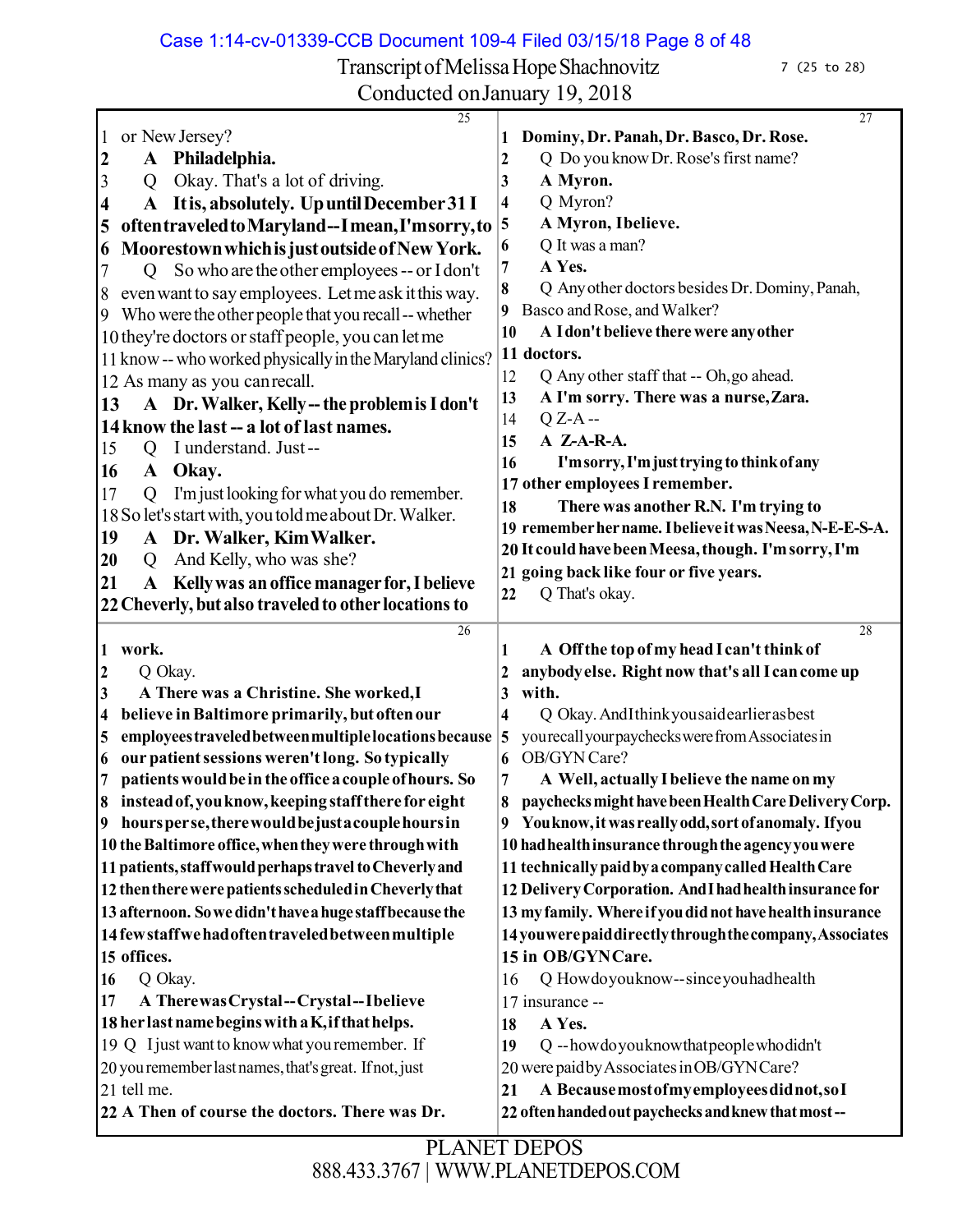Transcript of Melissa Hope Shachnovitz

Conducted on January 19, 2018

**Page 25**

1 or New Jersey?
2 **A Philadelphia.**
3 Q Okay. That's a lot of driving.
4 **A It is, absolutely. Up until December 31 I**
5 **often traveled to Maryland -- I mean, I'm sorry, to**
6 **Moorestown which is just outside of New York.**
7 Q So who are the other employees -- or I don't
8 even want to say employees. Let me ask it this way.
9 Who were the other people that you recall -- whether
10 they're doctors or staff people, you can let me
11 know -- who worked physically in the Maryland clinics?
12 As many as you can recall.
13 **A Dr. Walker, Kelly -- the problem is I don't**
14 **know the last -- a lot of last names.**
15 Q I understand. Just --
16 **A Okay.**
17 Q I'm just looking for what you do remember.
18 So let's start with, you told me about Dr. Walker.
19 **A Dr. Walker, Kim Walker.**
20 Q And Kelly, who was she?
21 **A Kelly was an office manager for, I believe**
22 **Cheverly, but also traveled to other locations to**

**Page 26**

1 **work.**
2 Q Okay.
3 **A There was a Christine. She worked, I**
4 **believe in Baltimore primarily, but often our**
5 **employees traveled between multiple locations because**
6 **our patient sessions weren't long. So typically**
7 **patients would be in the office a couple of hours. So**
8 **instead of, you know, keeping staff there for eight**
9 **hours per se, there would be just a couple hours in**
10 **the Baltimore office, when they were through with**
11 **patients, staff would perhaps travel to Cheverly and**
12 **then there were patients scheduled in Cheverly that**
13 **afternoon. So we didn't have a huge staff because the**
14 **few staff we had often traveled between multiple**
15 **offices.**
16 Q Okay.
17 **A There was Crystal -- Crystal -- I believe**
18 **her last name begins with a K, if that helps.**
19 Q I just want to know what you remember. If
20 you remember last names, that's great. If not, just
21 tell me.
22 **A Then of course the doctors. There was Dr.**

**Page 27**

1 **Dominy, Dr. Panah, Dr. Basco, Dr. Rose.**
2 Q Do you know Dr. Rose's first name?
3 **A Myron.**
4 Q Myron?
5 **A Myron, I believe.**
6 Q It was a man?
7 **A Yes.**
8 Q Any other doctors besides Dr. Dominy, Panah,
9 Basco and Rose, and Walker?
10 **A I don't believe there were any other**
11 **doctors.**
12 Q Any other staff that -- Oh, go ahead.
13 **A I'm sorry. There was a nurse, Zara.**
14 Q Z-A --
15 **A Z-A-R-A.**
16 **I'm sorry, I'm just trying to think of any**
17 **other employees I remember.**
18 **There was another R.N. I'm trying to**
19 **remember her name. I believe it was Neesa, N-E-E-S-A.**
20 **It could have been Meesa, though. I'm sorry, I'm**
21 **going back like four or five years.**
22 Q That's okay.

**Page 28**

1 **A Off the top of my head I can't think of**
2 **anybody else. Right now that's all I can come up**
3 **with.**
4 Q Okay. And I think you said earlier as best
5 you recall your paychecks were from Associates in
6 OB/GYN Care?
7 **A Well, actually I believe the name on my**
8 **paychecks might have been Health Care Delivery Corp.**
9 **You know, it was really odd, sort of anomaly. If you**
10 **had health insurance through the agency you were**
11 **technically paid by a company called Health Care**
12 **Delivery Corporation. And I had health insurance for**
13 **my family. Where if you did not have health insurance**
14 **you were paid directly through the company, Associates**
15 **in OB/GYN Care.**
16 Q How do you know -- since you had health
17 insurance --
18 **A Yes.**
19 Q -- how do you know that people who didn't
20 were paid by Associates in OB/GYN Care?
21 **A Because most of my employees did not, so I**
22 **often handed out paychecks and knew that most --**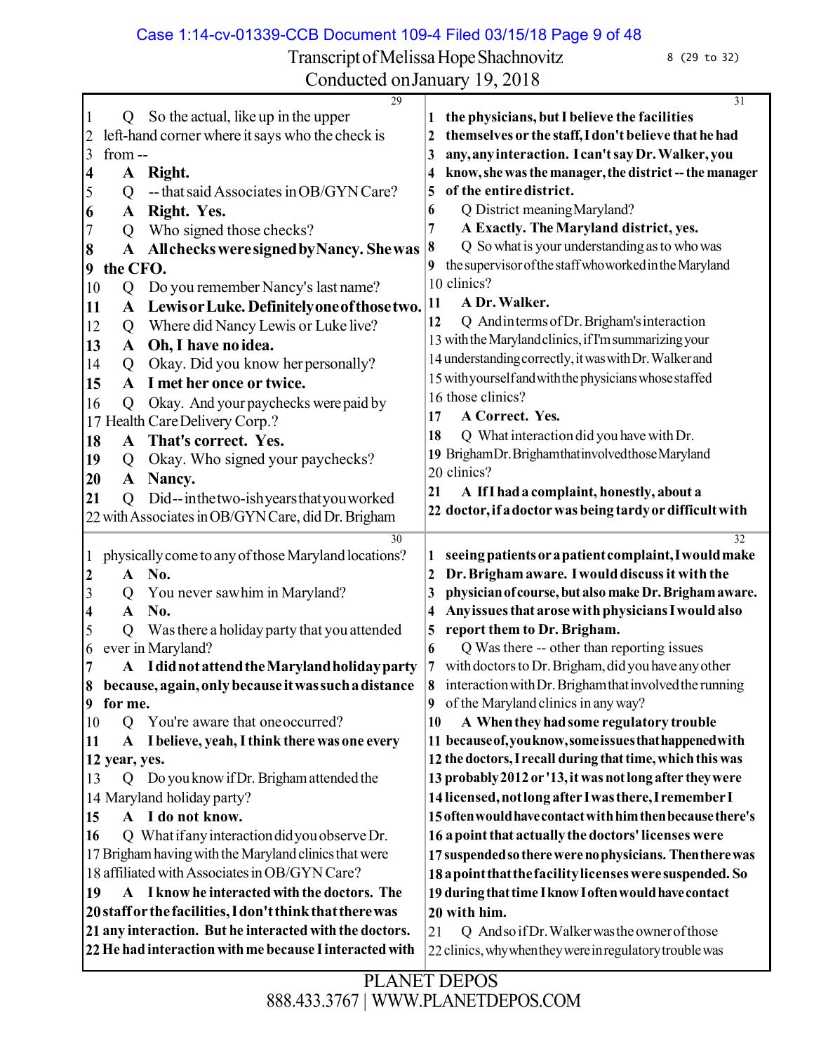Transcript of Melissa Hope Shachnovitz

Conducted on January 19, 2018

8 (29 to 32)

29

1 Q So the actual, like up in the upper
2 left-hand corner where it says who the check is
3 from --
4 **A Right.**
5 Q -- that said Associates in OB/GYN Care?
6 **A Right. Yes.**
7 Q Who signed those checks?
8 **A All checks were signed by Nancy. She was**
9 **the CFO.**
10 Q Do you remember Nancy's last name?
11 **A Lewis or Luke. Definitely one of those two.**
12 Q Where did Nancy Lewis or Luke live?
13 **A Oh, I have no idea.**
14 Q Okay. Did you know her personally?
15 **A I met her once or twice.**
16 Q Okay. And your paychecks were paid by
17 Health Care Delivery Corp.?
18 **A That's correct. Yes.**
19 Q Okay. Who signed your paychecks?
20 **A Nancy.**
21 Q Did -- in the two-ish years that you worked
22 with Associates in OB/GYN Care, did Dr. Brigham

30

1 physically come to any of those Maryland locations?
2 **A No.**
3 Q You never saw him in Maryland?
4 **A No.**
5 Q Was there a holiday party that you attended
6 ever in Maryland?
7 **A I did not attend the Maryland holiday party**
8 **because, again, only because it was such a distance**
9 **for me.**
10 Q You're aware that one occurred?
11 **A I believe, yeah, I think there was one every**
12 **year, yes.**
13 Q Do you know if Dr. Brigham attended the
14 Maryland holiday party?
15 **A I do not know.**
16 Q What if any interaction did you observe Dr.
17 Brigham having with the Maryland clinics that were
18 affiliated with Associates in OB/GYN Care?
19 **A I know he interacted with the doctors. The**
20 **staff or the facilities, I don't think that there was**
21 **any interaction. But he interacted with the doctors.**
22 **He had interaction with me because I interacted with**

31

1 **the physicians, but I believe the facilities**
2 **themselves or the staff, I don't believe that he had**
3 **any, any interaction. I can't say Dr. Walker, you**
4 **know, she was the manager, the district -- the manager**
5 **of the entire district.**
6 Q District meaning Maryland?
7 **A Exactly. The Maryland district, yes.**
8 Q So what is your understanding as to who was
9 the supervisor of the staff who worked in the Maryland
10 clinics?
11 **A Dr. Walker.**
12 Q And in terms of Dr. Brigham's interaction
13 with the Maryland clinics, if I'm summarizing your
14 understanding correctly, it was with Dr. Walker and
15 with yourself and with the physicians whose staffed
16 those clinics?
17 **A Correct. Yes.**
18 Q What interaction did you have with Dr.
19 Brigham Dr. Brigham that involved those Maryland
20 clinics?
21 **A If I had a complaint, honestly, about a**
22 **doctor, if a doctor was being tardy or difficult with**

32

1 **seeing patients or a patient complaint, I would make**
2 **Dr. Brigham aware. I would discuss it with the**
3 **physician of course, but also make Dr. Brigham aware.**
4 **Any issues that arose with physicians I would also**
5 **report them to Dr. Brigham.**
6 Q Was there -- other than reporting issues
7 with doctors to Dr. Brigham, did you have any other
8 interaction with Dr. Brigham that involved the running
9 of the Maryland clinics in any way?
10 **A When they had some regulatory trouble**
11 **because of, you know, some issues that happened with**
12 **the doctors, I recall during that time, which this was**
13 **probably 2012 or '13, it was not long after they were**
14 **licensed, not long after I was there, I remember I**
15 **often would have contact with him then because there's**
16 **a point that actually the doctors' licenses were**
17 **suspended so there were no physicians. Then there was**
18 **a point that the facility licenses were suspended. So**
19 **during that time I know I often would have contact**
20 **with him.**
21 Q And so if Dr. Walker was the owner of those
22 clinics, why when they were in regulatory trouble was

PLANET DEPOS
888.433.3767 | WWW.PLANETDEPOS.COM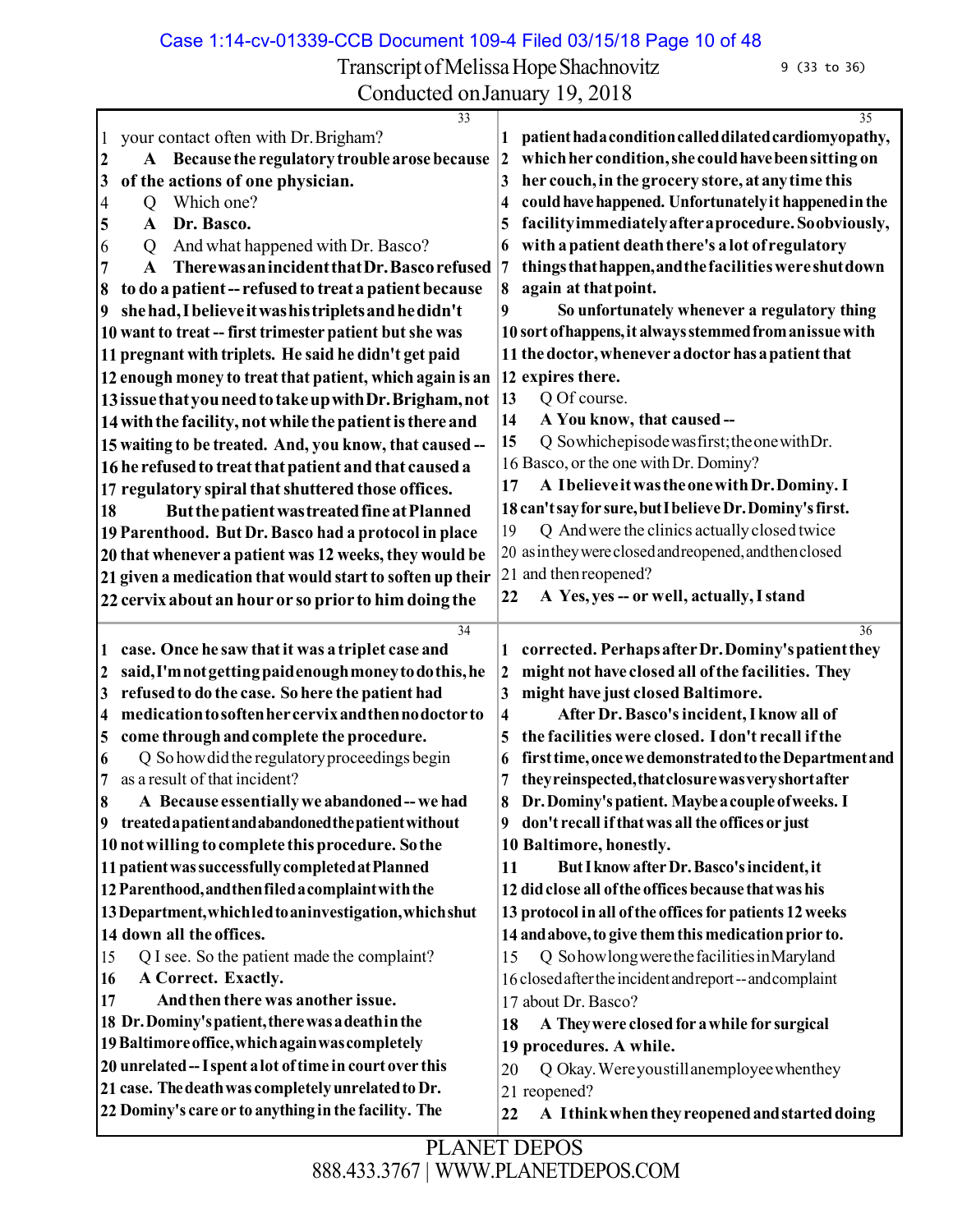Transcript of Melissa Hope Shachnovitz

Conducted on January 19, 2018

33

1 your contact often with Dr. Brigham?
2 **A Because the regulatory trouble arose because**
3 **of the actions of one physician.**
4 Q Which one?
5 **A Dr. Basco.**
6 Q And what happened with Dr. Basco?
7 **A There was an incident that Dr. Basco refused**
8 **to do a patient -- refused to treat a patient because**
9 **she had, I believe it was his triplets and he didn't**
10 **want to treat -- first trimester patient but she was**
11 **pregnant with triplets. He said he didn't get paid**
12 **enough money to treat that patient, which again is an**
13 **issue that you need to take up with Dr. Brigham, not**
14 **with the facility, not while the patient is there and**
15 **waiting to be treated. And, you know, that caused --**
16 **he refused to treat that patient and that caused a**
17 **regulatory spiral that shuttered those offices.**
18 **But the patient was treated fine at Planned**
19 **Parenthood. But Dr. Basco had a protocol in place**
20 **that whenever a patient was 12 weeks, they would be**
21 **given a medication that would start to soften up their**
22 **cervix about an hour or so prior to him doing the**

34

1 **case. Once he saw that it was a triplet case and**
2 **said, I'm not getting paid enough money to do this, he**
3 **refused to do the case. So here the patient had**
4 **medication to soften her cervix and then no doctor to**
5 **come through and complete the procedure.**
6 Q So how did the regulatory proceedings begin
7 as a result of that incident?
8 **A Because essentially we abandoned -- we had**
9 **treated a patient and abandoned the patient without**
10 **not willing to complete this procedure. So the**
11 **patient was successfully completed at Planned**
12 **Parenthood, and then filed a complaint with the**
13 **Department, which led to an investigation, which shut**
14 **down all the offices.**
15 Q I see. So the patient made the complaint?
16 **A Correct. Exactly.**
17 **And then there was another issue.**
18 **Dr. Dominy's patient, there was a death in the**
19 **Baltimore office, which again was completely**
20 **unrelated -- I spent a lot of time in court over this**
21 **case. The death was completely unrelated to Dr.**
22 **Dominy's care or to anything in the facility. The**

35

1 **patient had a condition called dilated cardiomyopathy,**
2 **which her condition, she could have been sitting on**
3 **her couch, in the grocery store, at any time this**
4 **could have happened. Unfortunately it happened in the**
5 **facility immediately after a procedure. So obviously,**
6 **with a patient death there's a lot of regulatory**
7 **things that happen, and the facilities were shut down**
8 **again at that point.**
9 **So unfortunately whenever a regulatory thing**
10 **sort of happens, it always stemmed from an issue with**
11 **the doctor, whenever a doctor has a patient that**
12 **expires there.**
13 Q Of course.
14 **A You know, that caused --**
15 Q So which episode was first; the one with Dr.
16 Basco, or the one with Dr. Dominy?
17 **A I believe it was the one with Dr. Dominy. I**
18 **can't say for sure, but I believe Dr. Dominy's first.**
19 Q And were the clinics actually closed twice
20 as in they were closed and reopened, and then closed
21 and then reopened?
22 **A Yes, yes -- or well, actually, I stand**

36

1 **corrected. Perhaps after Dr. Dominy's patient they**
2 **might not have closed all of the facilities. They**
3 **might have just closed Baltimore.**
4 **After Dr. Basco's incident, I know all of**
5 **the facilities were closed. I don't recall if the**
6 **first time, once we demonstrated to the Department and**
7 **they reinspected, that closure was very short after**
8 **Dr. Dominy's patient. Maybe a couple of weeks. I**
9 **don't recall if that was all the offices or just**
10 **Baltimore, honestly.**
11 **But I know after Dr. Basco's incident, it**
12 **did close all of the offices because that was his**
13 **protocol in all of the offices for patients 12 weeks**
14 **and above, to give them this medication prior to.**
15 Q So how long were the facilities in Maryland
16 closed after the incident and report -- and complaint
17 about Dr. Basco?
18 **A They were closed for a while for surgical**
19 **procedures. A while.**
20 Q Okay. Were you still an employee when they
21 reopened?
22 **A I think when they reopened and started doing**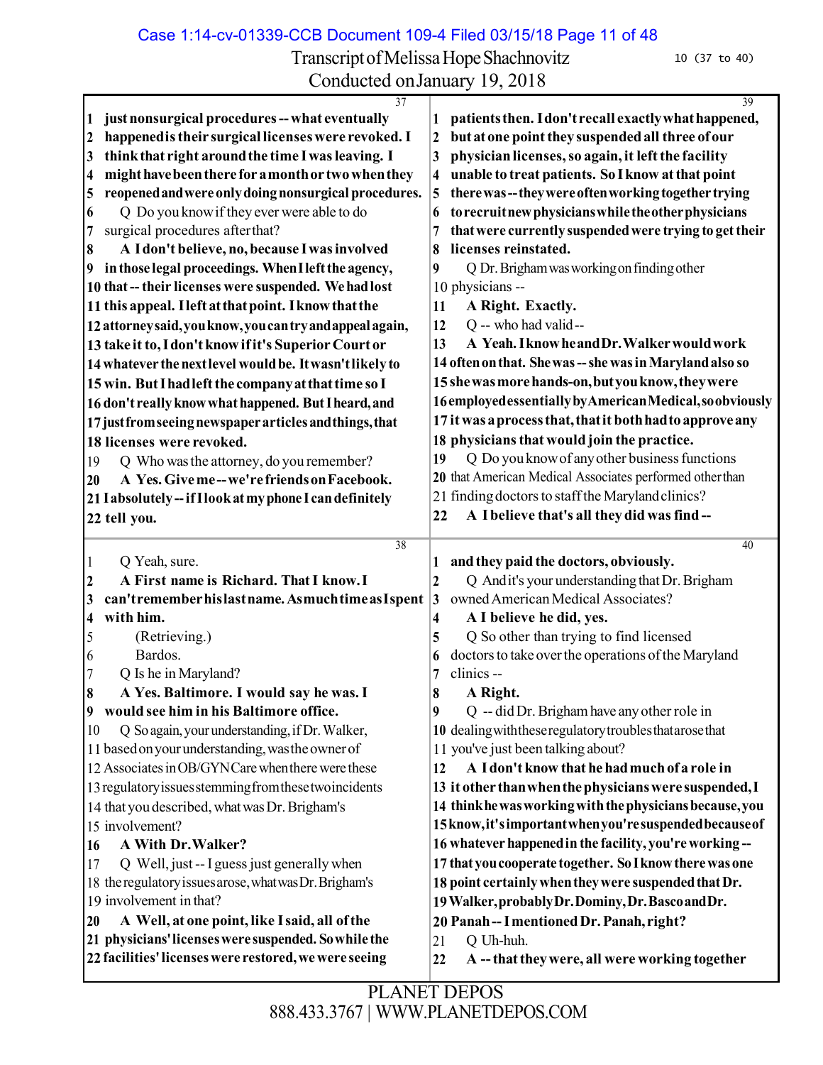Transcript of Melissa Hope Shachnovitz
Conducted on January 19, 2018

10 (37 to 40)

**37**

1 **just nonsurgical procedures -- what eventually**
2 **happened is their surgical licenses were revoked. I**
3 **think that right around the time I was leaving. I**
4 **might have been there for a month or two when they**
5 **reopened and were only doing nonsurgical procedures.**
6 Q Do you know if they ever were able to do
7 surgical procedures after that?
8 **A I don't believe, no, because I was involved**
9 **in those legal proceedings. When I left the agency,**
10 **that -- their licenses were suspended. We had lost**
11 **this appeal. I left at that point. I know that the**
12 **attorney said, you know, you can try and appeal again,**
13 **take it to, I don't know if it's Superior Court or**
14 **whatever the next level would be. It wasn't likely to**
15 **win. But I had left the company at that time so I**
16 **don't really know what happened. But I heard, and**
17 **just from seeing newspaper articles and things, that**
18 **licenses were revoked.**
19 Q Who was the attorney, do you remember?
20 **A Yes. Give me -- we're friends on Facebook.**
21 **I absolutely -- if I look at my phone I can definitely**
22 **tell you.**

**38**

1 Q Yeah, sure.
2 **A First name is Richard. That I know. I**
3 **can't remember his last name. As much time as I spent**
4 **with him.**
5 (Retrieving.)
6 Bardos.
7 Q Is he in Maryland?
8 **A Yes. Baltimore. I would say he was. I**
9 **would see him in his Baltimore office.**
10 Q So again, your understanding, if Dr. Walker,
11 based on your understanding, was the owner of
12 Associates in OB/GYN Care when there were these
13 regulatory issues stemming from these two incidents
14 that you described, what was Dr. Brigham's
15 involvement?
16 **A With Dr. Walker?**
17 Q Well, just -- I guess just generally when
18 the regulatory issues arose, what was Dr. Brigham's
19 involvement in that?
20 **A Well, at one point, like I said, all of the**
21 **physicians' licenses were suspended. So while the**
22 **facilities' licenses were restored, we were seeing**

**39**

1 **patients then. I don't recall exactly what happened,**
2 **but at one point they suspended all three of our**
3 **physician licenses, so again, it left the facility**
4 **unable to treat patients. So I know at that point**
5 **there was -- they were often working together trying**
6 **to recruit new physicians while the other physicians**
7 **that were currently suspended were trying to get their**
8 **licenses reinstated.**
9 Q Dr. Brigham was working on finding other
10 physicians --
11 **A Right. Exactly.**
12 Q -- who had valid --
13 **A Yeah. I know he and Dr. Walker would work**
14 **often on that. She was -- she was in Maryland also so**
15 **she was more hands-on, but you know, they were**
16 **employed essentially by American Medical, so obviously**
17 **it was a process that, that it both had to approve any**
18 **physicians that would join the practice.**
19 Q Do you know of any other business functions
20 that American Medical Associates performed other than
21 finding doctors to staff the Maryland clinics?
22 **A I believe that's all they did was find --**

**40**

1 **and they paid the doctors, obviously.**
2 Q And it's your understanding that Dr. Brigham
3 owned American Medical Associates?
4 **A I believe he did, yes.**
5 Q So other than trying to find licensed
6 doctors to take over the operations of the Maryland
7 clinics --
8 **A Right.**
9 Q -- did Dr. Brigham have any other role in
10 dealing with these regulatory troubles that arose that
11 you've just been talking about?
12 **A I don't know that he had much of a role in**
13 **it other than when the physicians were suspended, I**
14 **think he was working with the physicians because, you**
15 **know, it's important when you're suspended because of**
16 **whatever happened in the facility, you're working --**
17 **that you cooperate together. So I know there was one**
18 **point certainly when they were suspended that Dr.**
19 **Walker, probably Dr. Dominy, Dr. Basco and Dr.**
20 **Panah -- I mentioned Dr. Panah, right?**
21 Q Uh-huh.
22 **A -- that they were, all were working together**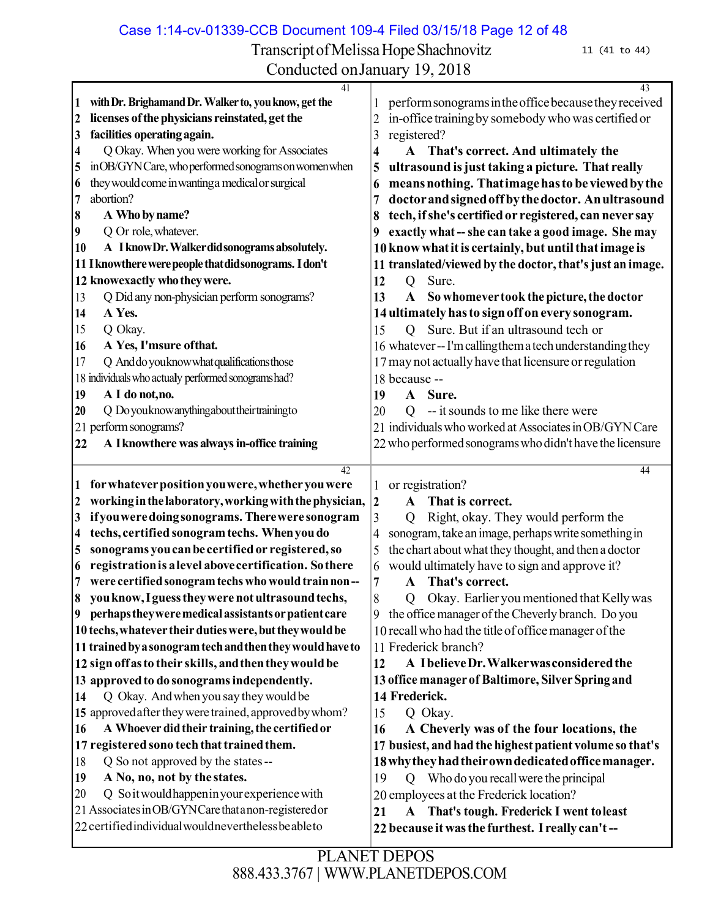Transcript of Melissa Hope Shachnovitz

Conducted on January 19, 2018

41

1 **with Dr. Brigham and Dr. Walker to, you know, get the**
2 **licenses of the physicians reinstated, get the**
3 **facilities operating again.**
4 Q Okay. When you were working for Associates
5 in OB/GYN Care, who performed sonograms on women when
6 they would come in wanting a medical or surgical
7 abortion?
8 **A Who by name?**
9 Q Or role, whatever.
10 **A I know Dr. Walker did sonograms absolutely.**
11 **I know there were people that did sonograms. I don't**
12 **know exactly who they were.**
13 Q Did any non-physician perform sonograms?
14 **A Yes.**
15 Q Okay.
16 **A Yes, I'm sure of that.**
17 Q And do you know what qualifications those
18 individuals who actualy performed sonograms had?
19 **A I do not, no.**
20 Q Do you know anything about their training to
21 perform sonograms?
22 **A I know there was always in-office training**

42

1 **for whatever position you were, whether you were**
2 **working in the laboratory, working with the physician,**
3 **if you were doing sonograms. There were sonogram**
4 **techs, certified sonogram techs. When you do**
5 **sonograms you can be certified or registered, so**
6 **registration is a level above certification. So there**
7 **were certified sonogram techs who would train non --**
8 **you know, I guess they were not ultrasound techs,**
9 **perhaps they were medical assistants or patient care**
10 **techs, whatever their duties were, but they would be**
11 **trained by a sonogram tech and then they would have to**
12 **sign off as to their skills, and then they would be**
13 **approved to do sonograms independently.**
14 Q Okay. And when you say they would be
15 approved after they were trained, approved by whom?
16 **A Whoever did their training, the certified or**
17 **registered sono tech that trained them.**
18 Q So not approved by the states --
19 **A No, no, not by the states.**
20 Q So it would happen in your experience with
21 Associates in OB/GYN Care that a non-registered or
22 certified individual would nevertheless be able to

43

1 perform sonograms in the office because they received
2 in-office training by somebody who was certified or
3 registered?
4 **A That's correct. And ultimately the**
5 **ultrasound is just taking a picture. That really**
6 **means nothing. That image has to be viewed by the**
7 **doctor and signed off by the doctor. An ultrasound**
8 **tech, if she's certified or registered, can never say**
9 **exactly what -- she can take a good image. She may**
10 **know what it is certainly, but until that image is**
11 **translated/viewed by the doctor, that's just an image.**
12 Q Sure.
13 **A So whomever took the picture, the doctor**
14 **ultimately has to sign off on every sonogram.**
15 Q Sure. But if an ultrasound tech or
16 whatever -- I'm calling them a tech understanding they
17 may not actually have that licensure or regulation
18 because --
19 **A Sure.**
20 Q -- it sounds to me like there were
21 individuals who worked at Associates in OB/GYN Care
22 who performed sonograms who didn't have the licensure

44

1 or registration?
2 **A That is correct.**
3 Q Right, okay. They would perform the
4 sonogram, take an image, perhaps write something in
5 the chart about what they thought, and then a doctor
6 would ultimately have to sign and approve it?
7 **A That's correct.**
8 Q Okay. Earlier you mentioned that Kelly was
9 the office manager of the Cheverly branch. Do you
10 recall who had the title of office manager of the
11 Frederick branch?
12 **A I believe Dr. Walker was considered the**
13 **office manager of Baltimore, Silver Spring and**
14 **Frederick.**
15 Q Okay.
16 **A Cheverly was of the four locations, the**
17 **busiest, and had the highest patient volume so that's**
18 **why they had their own dedicated office manager.**
19 Q Who do you recall were the principal
20 employees at the Frederick location?
21 **A That's tough. Frederick I went to least**
22 **because it was the furthest. I really can't --**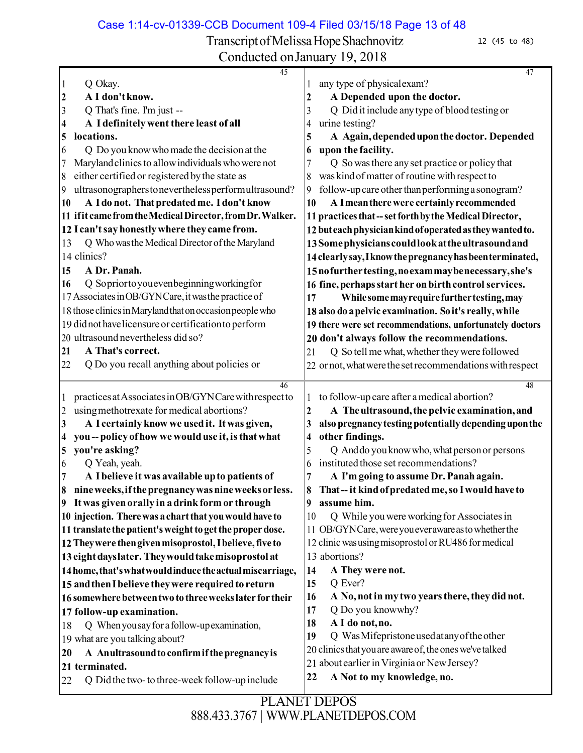Case 1:14-cv-01339-CCB Document 109-4 Filed 03/15/18 Page 13 of 48

Transcript of Melissa Hope Shachnovitz
Conducted on January 19, 2018

12 (45 to 48)

**Page 45**

1 Q Okay.
2 **A I don't know.**
3 Q That's fine. I'm just --
4 **A I definitely went there least of all**
5 **locations.**
6 Q Do you know who made the decision at the
7 Maryland clinics to allow individuals who were not
8 either certified or registered by the state as
9 ultrasonographers to nevertheless perform ultrasound?
10 **A I do not. That predated me. I don't know**
11 **if it came from the Medical Director, from Dr. Walker.**
12 **I can't say honestly where they came from.**
13 Q Who was the Medical Director of the Maryland
14 clinics?
15 **A Dr. Panah.**
16 Q So prior to you even beginning working for
17 Associates in OB/GYN Care, it was the practice of
18 those clinics in Maryland that on occasion people who
19 did not have licensure or certification to perform
20 ultrasound nevertheless did so?
21 **A That's correct.**
22 Q Do you recall anything about policies or

**Page 46**

1 practices at Associates in OB/GYN Care with respect to
2 using methotrexate for medical abortions?
3 **A I certainly know we used it. It was given,**
4 **you -- policy of how we would use it, is that what**
5 **you're asking?**
6 Q Yeah, yeah.
7 **A I believe it was available up to patients of**
8 **nine weeks, if the pregnancy was nine weeks or less.**
9 **It was given orally in a drink form or through**
10 **injection. There was a chart that you would have to**
11 **translate the patient's weight to get the proper dose.**
12 **They were then given misoprostol, I believe, five to**
13 **eight days later. They would take misoprostol at**
14 **home, that's what would induce the actual miscarriage,**
15 **and then I believe they were required to return**
16 **somewhere between two to three weeks later for their**
17 **follow-up examination.**
18 Q When you say for a follow-up examination,
19 what are you talking about?
20 **A An ultrasound to confirm if the pregnancy is**
21 **terminated.**
22 Q Did the two- to three-week follow-up include

**Page 47**

1 any type of physical exam?
2 **A Depended upon the doctor.**
3 Q Did it include any type of blood testing or
4 urine testing?
5 **A Again, depended upon the doctor. Depended**
6 **upon the facility.**
7 Q So was there any set practice or policy that
8 was kind of matter of routine with respect to
9 follow-up care other than performing a sonogram?
10 **A I mean there were certainly recommended**
11 **practices that -- set forth by the Medical Director,**
12 **but each physician kind of operated as they wanted to.**
13 **Some physicians could look at the ultrasound and**
14 **clearly say, I know the pregnancy has been terminated,**
15 **no further testing, no exam may be necessary, she's**
16 **fine, perhaps start her on birth control services.**
17 **While some may require further testing, may**
18 **also do a pelvic examination. So it's really, while**
19 **there were set recommendations, unfortunately doctors**
20 **don't always follow the recommendations.**
21 Q So tell me what, whether they were followed
22 or not, what were the set recommendations with respect

**Page 48**

1 to follow-up care after a medical abortion?
2 **A The ultrasound, the pelvic examination, and**
3 **also pregnancy testing potentially depending upon the**
4 **other findings.**
5 Q And do you know who, what person or persons
6 instituted those set recommendations?
7 **A I'm going to assume Dr. Panah again.**
8 **That -- it kind of predated me, so I would have to**
9 **assume him.**
10 Q While you were working for Associates in
11 OB/GYN Care, were you ever aware as to whether the
12 clinic was using misoprostol or RU486 for medical
13 abortions?
14 **A They were not.**
15 Q Ever?
16 **A No, not in my two years there, they did not.**
17 Q Do you know why?
18 **A I do not, no.**
19 Q Was Mifepristone used at any of the other
20 clinics that you are aware of, the ones we've talked
21 about earlier in Virginia or New Jersey?
22 **A Not to my knowledge, no.**

PLANET DEPOS
888.433.3767 | WWW.PLANETDEPOS.COM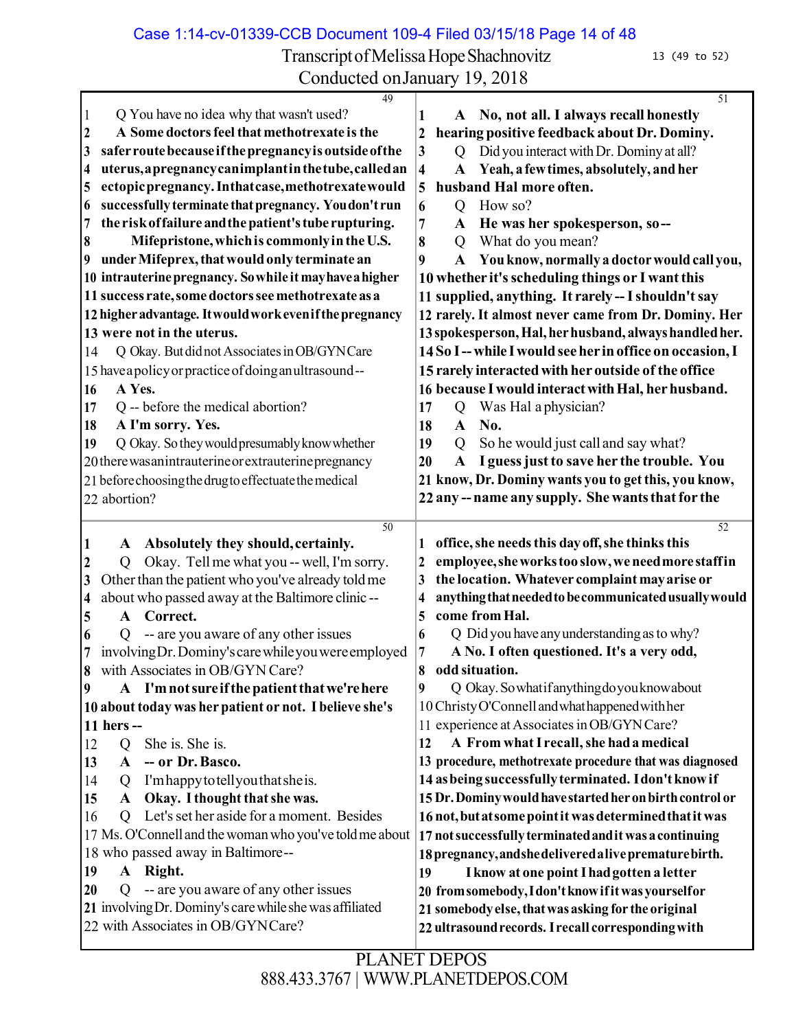Transcript of Melissa Hope Shachnovitz

Conducted on January 19, 2018

13 (49 to 52)

**Page 49**

1 Q You have no idea why that wasn't used?
2 **A Some doctors feel that methotrexate is the**
3 **safer route because if the pregnancy is outside of the**
4 **uterus, a pregnancy can implant in the tube, called an**
5 **ectopic pregnancy. In that case, methotrexate would**
6 **successfully terminate that pregnancy. You don't run**
7 **the risk of failure and the patient's tube rupturing.**
8 **Mifepristone, which is commonly in the U.S.**
9 **under Mifeprex, that would only terminate an**
10 **intrauterine pregnancy. So while it may have a higher**
11 **success rate, some doctors see methotrexate as a**
12 **higher advantage. It would work even if the pregnancy**
13 **were not in the uterus.**
14 Q Okay. But did not Associates in OB/GYN Care
15 have a policy or practice of doing an ultrasound --
16 **A Yes.**
17 Q -- before the medical abortion?
18 **A I'm sorry. Yes.**
19 Q Okay. So they would presumably know whether
20 there was an intrauterine or extrauterine pregnancy
21 before choosing the drug to effectuate the medical
22 abortion?

**Page 50**

1 **A Absolutely they should, certainly.**
2 Q Okay. Tell me what you -- well, I'm sorry.
3 Other than the patient who you've already told me
4 about who passed away at the Baltimore clinic --
5 **A Correct.**
6 Q -- are you aware of any other issues
7 involving Dr. Dominy's care while you were employed
8 with Associates in OB/GYN Care?
9 **A I'm not sure if the patient that we're here**
10 **about today was her patient or not. I believe she's**
11 **hers --**
12 Q She is. She is.
13 **A -- or Dr. Basco.**
14 Q I'm happy to tell you that she is.
15 **A Okay. I thought that she was.**
16 Q Let's set her aside for a moment. Besides
17 Ms. O'Connell and the woman who you've told me about
18 who passed away in Baltimore --
19 **A Right.**
20 Q -- are you aware of any other issues
21 involving Dr. Dominy's care while she was affiliated
22 with Associates in OB/GYN Care?

**Page 51**

1 **A No, not all. I always recall honestly**
2 **hearing positive feedback about Dr. Dominy.**
3 Q Did you interact with Dr. Dominy at all?
4 **A Yeah, a few times, absolutely, and her**
5 **husband Hal more often.**
6 Q How so?
7 **A He was her spokesperson, so --**
8 Q What do you mean?
9 **A You know, normally a doctor would call you,**
10 **whether it's scheduling things or I want this**
11 **supplied, anything. It rarely -- I shouldn't say**
12 **rarely. It almost never came from Dr. Dominy. Her**
13 **spokesperson, Hal, her husband, always handled her.**
14 **So I -- while I would see her in office on occasion, I**
15 **rarely interacted with her outside of the office**
16 **because I would interact with Hal, her husband.**
17 Q Was Hal a physician?
18 **A No.**
19 Q So he would just call and say what?
20 **A I guess just to save her the trouble. You**
21 **know, Dr. Dominy wants you to get this, you know,**
22 **any -- name any supply. She wants that for the**

**Page 52**

1 **office, she needs this day off, she thinks this**
2 **employee, she works too slow, we need more staff in**
3 **the location. Whatever complaint may arise or**
4 **anything that needed to be communicated usually would**
5 **come from Hal.**
6 Q Did you have any understanding as to why?
7 **A No. I often questioned. It's a very odd,**
8 **odd situation.**
9 Q Okay. So what if anything do you know about
10 Christy O'Connell and what happened with her
11 experience at Associates in OB/GYN Care?
12 **A From what I recall, she had a medical**
13 **procedure, methotrexate procedure that was diagnosed**
14 **as being successfully terminated. I don't know if**
15 **Dr. Dominy would have started her on birth control or**
16 **not, but at some point it was determined that it was**
17 **not successfully terminated and it was a continuing**
18 **pregnancy, and she delivered a live premature birth.**
19 **I know at one point I had gotten a letter**
20 **from somebody, I don't know if it was yourself for**
21 **somebody else, that was asking for the original**
22 **ultrasound records. I recall corresponding with**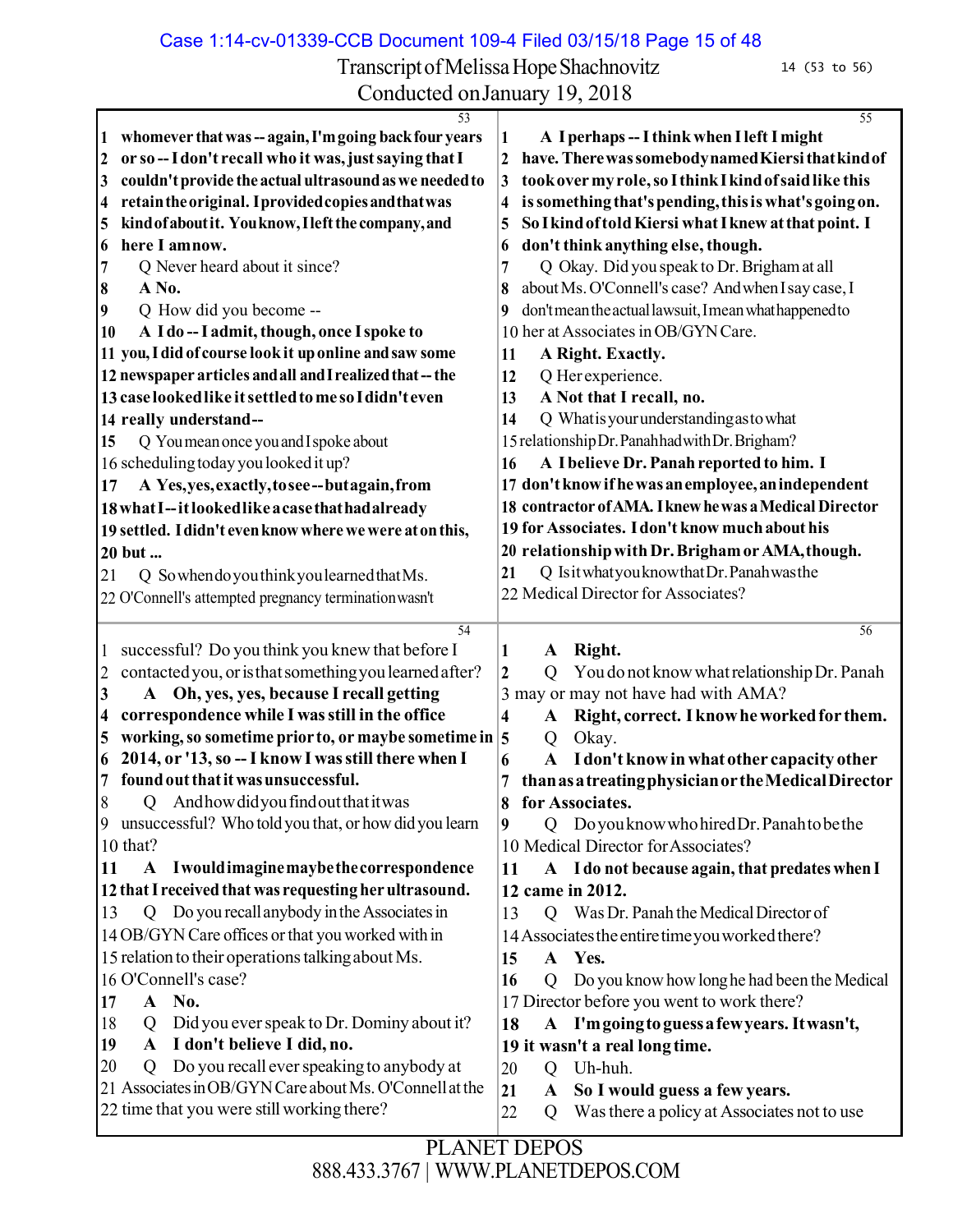Transcript of Melissa Hope Shachnovitz
Conducted on January 19, 2018

53

1 whomever that was -- again, I'm going back four years
2 or so -- I don't recall who it was, just saying that I
3 couldn't provide the actual ultrasound as we needed to
4 retain the original. I provided copies and that was
5 kind of about it. You know, I left the company, and
6 here I am now.
7 Q Never heard about it since?
8 A No.
9 Q How did you become --
10 A I do -- I admit, though, once I spoke to
11 you, I did of course look it up online and saw some
12 newspaper articles and all and I realized that -- the
13 case looked like it settled to me so I didn't even
14 really understand --
15 Q You mean once you and I spoke about
16 scheduling today you looked it up?
17 A Yes, yes, exactly, to see -- but again, from
18 what I -- it looked like a case that had already
19 settled. I didn't even know where we were at on this,
20 but ...
21 Q So when do you think you learned that Ms.
22 O'Connell's attempted pregnancy termination wasn't

54

1 successful? Do you think you knew that before I
2 contacted you, or is that something you learned after?
3 A Oh, yes, yes, because I recall getting
4 correspondence while I was still in the office
5 working, so sometime prior to, or maybe sometime in
6 2014, or '13, so -- I know I was still there when I
7 found out that it was unsuccessful.
8 Q And how did you find out that it was
9 unsuccessful? Who told you that, or how did you learn
10 that?
11 A I would imagine maybe the correspondence
12 that I received that was requesting her ultrasound.
13 Q Do you recall anybody in the Associates in
14 OB/GYN Care offices or that you worked with in
15 relation to their operations talking about Ms.
16 O'Connell's case?
17 A No.
18 Q Did you ever speak to Dr. Dominy about it?
19 A I don't believe I did, no.
20 Q Do you recall ever speaking to anybody at
21 Associates in OB/GYN Care about Ms. O'Connell at the
22 time that you were still working there?

55

1 A I perhaps -- I think when I left I might
2 have. There was somebody named Kiersi that kind of
3 took over my role, so I think I kind of said like this
4 is something that's pending, this is what's going on.
5 So I kind of told Kiersi what I knew at that point. I
6 don't think anything else, though.
7 Q Okay. Did you speak to Dr. Brigham at all
8 about Ms. O'Connell's case? And when I say case, I
9 don't mean the actual lawsuit, I mean what happened to
10 her at Associates in OB/GYN Care.
11 A Right. Exactly.
12 Q Her experience.
13 A Not that I recall, no.
14 Q What is your understanding as to what
15 relationship Dr. Panah had with Dr. Brigham?
16 A I believe Dr. Panah reported to him. I
17 don't know if he was an employee, an independent
18 contractor of AMA. I knew he was a Medical Director
19 for Associates. I don't know much about his
20 relationship with Dr. Brigham or AMA, though.
21 Q Is it what you know that Dr. Panah was the
22 Medical Director for Associates?

56

1 A Right.
2 Q You do not know what relationship Dr. Panah
3 may or may not have had with AMA?
4 A Right, correct. I know he worked for them.
5 Q Okay.
6 A I don't know in what other capacity other
7 than as a treating physician or the Medical Director
8 for Associates.
9 Q Do you know who hired Dr. Panah to be the
10 Medical Director for Associates?
11 A I do not because again, that predates when I
12 came in 2012.
13 Q Was Dr. Panah the Medical Director of
14 Associates the entire time you worked there?
15 A Yes.
16 Q Do you know how long he had been the Medical
17 Director before you went to work there?
18 A I'm going to guess a few years. It wasn't,
19 it wasn't a real long time.
20 Q Uh-huh.
21 A So I would guess a few years.
22 Q Was there a policy at Associates not to use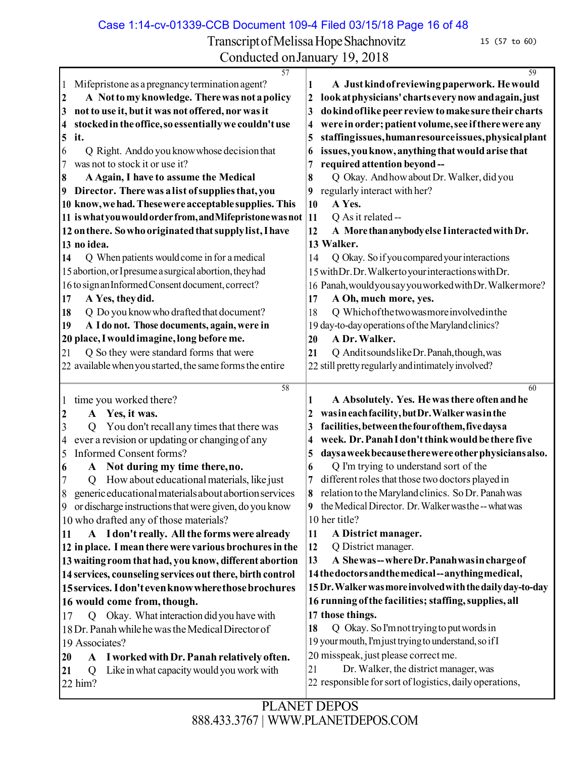# Transcript of Melissa Hope Shachnovitz

Conducted on January 19, 2018

15 (57 to 60)

**Page 57**

1 Mifepristone as a pregnancy termination agent?
2 **A Not to my knowledge. There was not a policy**
3 **not to use it, but it was not offered, nor was it**
4 **stocked in the office, so essentially we couldn't use**
5 **it.**
6 Q Right. And do you know whose decision that
7 was not to stock it or use it?
8 **A Again, I have to assume the Medical**
9 **Director. There was a list of supplies that, you**
10 **know, we had. These were acceptable supplies. This**
11 **is what you would order from, and Mifepristone was not**
12 **on there. So who originated that supply list, I have**
13 **no idea.**
14 Q When patients would come in for a medical
15 abortion, or I presume a surgical abortion, they had
16 to sign an Informed Consent document, correct?
17 **A Yes, they did.**
18 Q Do you know who drafted that document?
19 **A I do not. Those documents, again, were in**
20 **place, I would imagine, long before me.**
21 Q So they were standard forms that were
22 available when you started, the same forms the entire

**Page 58**

1 time you worked there?
2 **A Yes, it was.**
3 Q You don't recall any times that there was
4 ever a revision or updating or changing of any
5 Informed Consent forms?
6 **A Not during my time there, no.**
7 Q How about educational materials, like just
8 generic educational materials about abortion services
9 or discharge instructions that were given, do you know
10 who drafted any of those materials?
11 **A I don't really. All the forms were already**
12 **in place. I mean there were various brochures in the**
13 **waiting room that had, you know, different abortion**
14 **services, counseling services out there, birth control**
15 **services. I don't even know where those brochures**
16 **would come from, though.**
17 Q Okay. What interaction did you have with
18 Dr. Panah while he was the Medical Director of
19 Associates?
20 **A I worked with Dr. Panah relatively often.**
21 Q Like in what capacity would you work with
22 him?

**Page 59**

1 **A Just kind of reviewing paperwork. He would**
2 **look at physicians' charts every now and again, just**
3 **do kind of like peer review to make sure their charts**
4 **were in order; patient volume, see if there were any**
5 **staffing issues, human resource issues, physical plant**
6 **issues, you know, anything that would arise that**
7 **required attention beyond --**
8 Q Okay. And how about Dr. Walker, did you
9 regularly interact with her?
10 **A Yes.**
11 Q As it related --
12 **A More than anybody else I interacted with Dr.**
13 **Walker.**
14 Q Okay. So if you compared your interactions
15 with Dr. Walker to your interactions with Dr.
16 Panah, would you say you worked with Dr. Walker more?
17 **A Oh, much more, yes.**
18 Q Which of the two was more involved in the
19 day-to-day operations of the Maryland clinics?
20 **A Dr. Walker.**
21 Q And it sounds like Dr. Panah, though, was
22 still pretty regularly and intimately involved?

**Page 60**

1 **A Absolutely. Yes. He was there often and he**
2 **was in each facility, but Dr. Walker was in the**
3 **facilities, between the four of them, five days a**
4 **week. Dr. Panah I don't think would be there five**
5 **days a week because there were other physicians also.**
6 Q I'm trying to understand sort of the
7 different roles that those two doctors played in
8 relation to the Maryland clinics. So Dr. Panah was
9 the Medical Director. Dr. Walker was the -- what was
10 her title?
11 **A District manager.**
12 Q District manager.
13 **A She was -- where Dr. Panah was in charge of**
14 **the doctors and the medical -- anything medical,**
15 **Dr. Walker was more involved with the daily day-to-day**
16 **running of the facilities; staffing, supplies, all**
17 **those things.**
18 Q Okay. So I'm not trying to put words in
19 your mouth, I'm just trying to understand, so if I
20 misspeak, just please correct me.
21 Dr. Walker, the district manager, was
22 responsible for sort of logistics, daily operations,

PLANET DEPOS
888.433.3767 | WWW.PLANETDEPOS.COM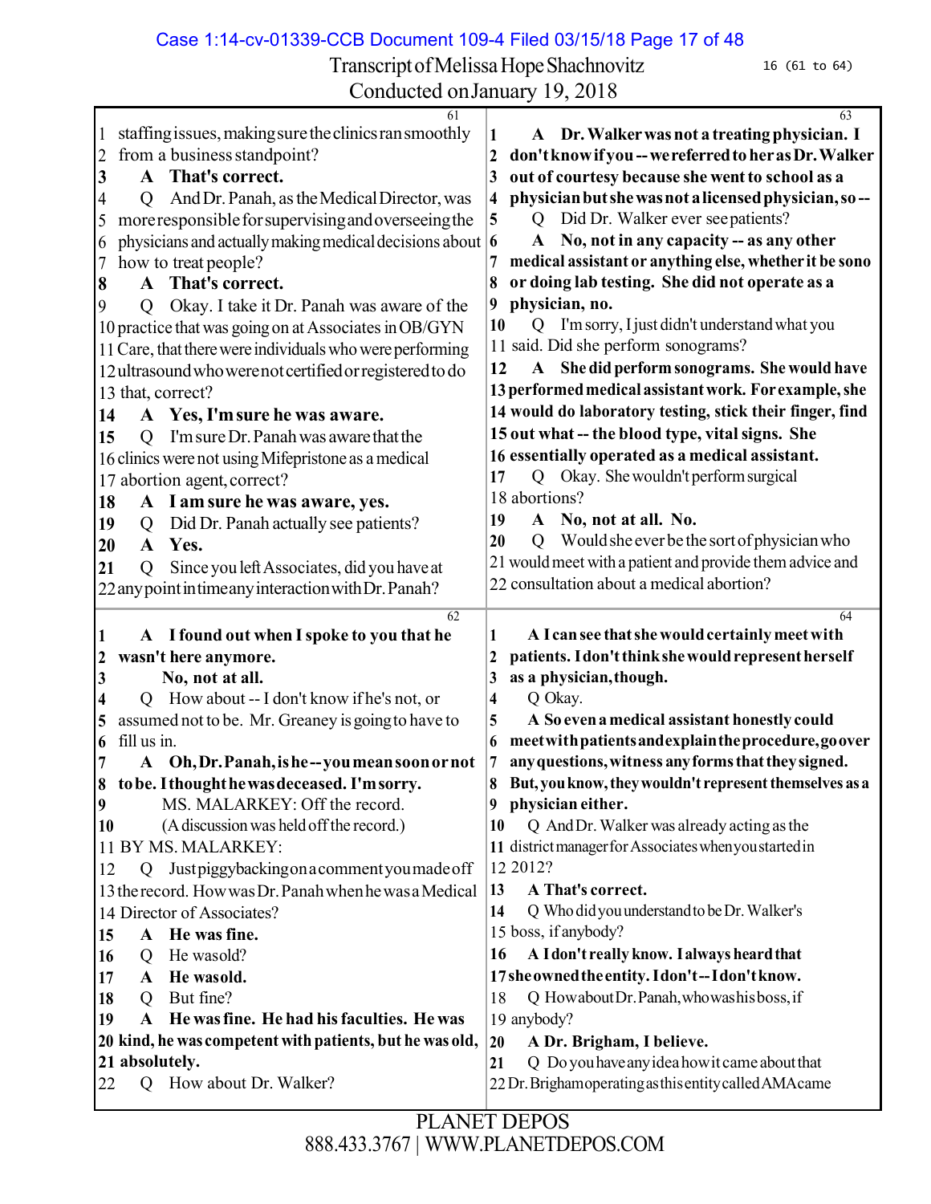**Page 61**

1 staffing issues, making sure the clinics ran smoothly
2 from a business standpoint?
3 **A That's correct.**
4 Q And Dr. Panah, as the Medical Director, was
5 more responsible for supervising and overseeing the
6 physicians and actually making medical decisions about
7 how to treat people?
8 **A That's correct.**
9 Q Okay. I take it Dr. Panah was aware of the
10 practice that was going on at Associates in OB/GYN
11 Care, that there were individuals who were performing
12 ultrasound who were not certified or registered to do
13 that, correct?
14 **A Yes, I'm sure he was aware.**
15 Q I'm sure Dr. Panah was aware that the
16 clinics were not using Mifepristone as a medical
17 abortion agent, correct?
18 **A I am sure he was aware, yes.**
19 Q Did Dr. Panah actually see patients?
20 **A Yes.**
21 Q Since you left Associates, did you have at
22 any point in time any interaction with Dr. Panah?

**Page 62**

1 **A I found out when I spoke to you that he**
2 **wasn't here anymore.**
3 **No, not at all.**
4 Q How about -- I don't know if he's not, or
5 assumed not to be. Mr. Greaney is going to have to
6 fill us in.
7 **A Oh, Dr. Panah, is he -- you mean soon or not**
8 **to be. I thought he was deceased. I'm sorry.**
9 MS. MALARKEY: Off the record.
10 (A discussion was held off the record.)
11 BY MS. MALARKEY:
12 Q Just piggybacking on a comment you made off
13 the record. How was Dr. Panah when he was a Medical
14 Director of Associates?
15 **A He was fine.**
16 Q He was old?
17 **A He was old.**
18 Q But fine?
19 **A He was fine. He had his faculties. He was**
20 **kind, he was competent with patients, but he was old,**
21 **absolutely.**
22 Q How about Dr. Walker?

**Page 63**

1 **A Dr. Walker was not a treating physician. I**
2 **don't know if you -- we referred to her as Dr. Walker**
3 **out of courtesy because she went to school as a**
4 **physician but she was not a licensed physician, so --**
5 Q Did Dr. Walker ever see patients?
6 **A No, not in any capacity -- as any other**
7 **medical assistant or anything else, whether it be sono**
8 **or doing lab testing. She did not operate as a**
9 **physician, no.**
10 Q I'm sorry, I just didn't understand what you
11 said. Did she perform sonograms?
12 **A She did perform sonograms. She would have**
13 **performed medical assistant work. For example, she**
14 **would do laboratory testing, stick their finger, find**
15 **out what -- the blood type, vital signs. She**
16 **essentially operated as a medical assistant.**
17 Q Okay. She wouldn't perform surgical
18 abortions?
19 **A No, not at all. No.**
20 Q Would she ever be the sort of physician who
21 would meet with a patient and provide them advice and
22 consultation about a medical abortion?

**Page 64**

1 **A I can see that she would certainly meet with**
2 **patients. I don't think she would represent herself**
3 **as a physician, though.**
4 Q Okay.
5 **A So even a medical assistant honestly could**
6 **meet with patients and explain the procedure, go over**
7 **any questions, witness any forms that they signed.**
8 **But, you know, they wouldn't represent themselves as a**
9 **physician either.**
10 Q And Dr. Walker was already acting as the
11 district manager for Associates when you started in
12 2012?
13 **A That's correct.**
14 Q Who did you understand to be Dr. Walker's
15 boss, if anybody?
16 **A I don't really know. I always heard that**
17 **she owned the entity. I don't -- I don't know.**
18 Q How about Dr. Panah, who was his boss, if
19 anybody?
20 **A Dr. Brigham, I believe.**
21 Q Do you have any idea how it came about that
22 Dr. Brigham operating as this entity called AMA came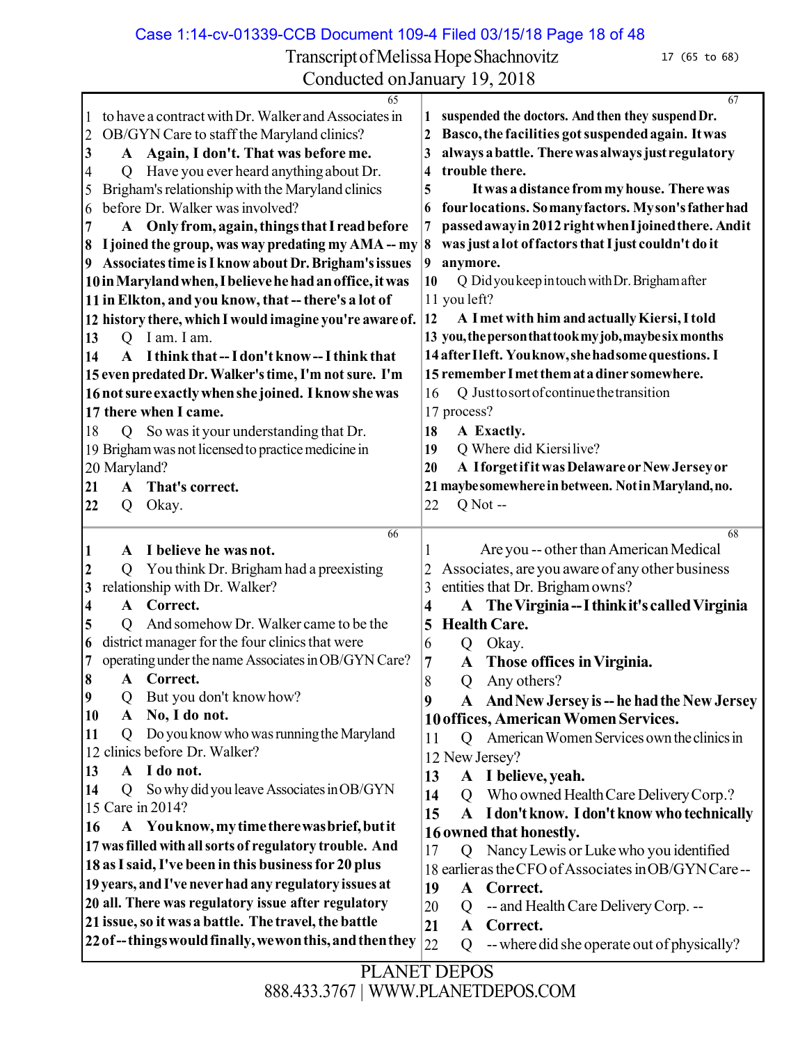Transcript of Melissa Hope Shachnovitz

Conducted on January 19, 2018

17 (65 to 68)

**65**

1 to have a contract with Dr. Walker and Associates in
2 OB/GYN Care to staff the Maryland clinics?
3 **A Again, I don't. That was before me.**
4 Q Have you ever heard anything about Dr.
5 Brigham's relationship with the Maryland clinics
6 before Dr. Walker was involved?
7 **A Only from, again, things that I read before**
8 **I joined the group, was way predating my AMA -- my**
9 **Associates time is I know about Dr. Brigham's issues**
10 **in Maryland when, I believe he had an office, it was**
11 **in Elkton, and you know, that -- there's a lot of**
12 **history there, which I would imagine you're aware of.**
13 Q I am. I am.
14 **A I think that -- I don't know -- I think that**
15 **even predated Dr. Walker's time, I'm not sure. I'm**
16 **not sure exactly when she joined. I know she was**
17 **there when I came.**
18 Q So was it your understanding that Dr.
19 Brigham was not licensed to practice medicine in
20 Maryland?
21 **A That's correct.**
22 Q Okay.

**66**

1 **A I believe he was not.**
2 Q You think Dr. Brigham had a preexisting
3 relationship with Dr. Walker?
4 **A Correct.**
5 Q And somehow Dr. Walker came to be the
6 district manager for the four clinics that were
7 operating under the name Associates in OB/GYN Care?
8 **A Correct.**
9 Q But you don't know how?
10 **A No, I do not.**
11 Q Do you know who was running the Maryland
12 clinics before Dr. Walker?
13 **A I do not.**
14 Q So why did you leave Associates in OB/GYN
15 Care in 2014?
16 **A You know, my time there was brief, but it**
17 **was filled with all sorts of regulatory trouble. And**
18 **as I said, I've been in this business for 20 plus**
19 **years, and I've never had any regulatory issues at**
20 **all. There was regulatory issue after regulatory**
21 **issue, so it was a battle. The travel, the battle**
22 **of -- things would finally, we won this, and then they**

**67**

1 **suspended the doctors. And then they suspend Dr.**
2 **Basco, the facilities got suspended again. It was**
3 **always a battle. There was always just regulatory**
4 **trouble there.**
5 **It was a distance from my house. There was**
6 **four locations. So many factors. My son's father had**
7 **passed away in 2012 right when I joined there. And it**
8 **was just a lot of factors that I just couldn't do it**
9 **anymore.**
10 Q Did you keep in touch with Dr. Brigham after
11 you left?
12 **A I met with him and actually Kiersi, I told**
13 **you, the person that took my job, maybe six months**
14 **after I left. You know, she had some questions. I**
15 **remember I met them at a diner somewhere.**
16 Q Just to sort of continue the transition
17 process?
18 **A Exactly.**
19 Q Where did Kiersi live?
20 **A I forget if it was Delaware or New Jersey or**
21 **maybe somewhere in between. Not in Maryland, no.**
22 Q Not --

**68**

1 Are you -- other than American Medical
2 Associates, are you aware of any other business
3 entities that Dr. Brigham owns?
4 **A The Virginia -- I think it's called Virginia**
5 **Health Care.**
6 Q Okay.
7 **A Those offices in Virginia.**
8 Q Any others?
9 **A And New Jersey is -- he had the New Jersey**
10 **offices, American Women Services.**
11 Q American Women Services own the clinics in
12 New Jersey?
13 **A I believe, yeah.**
14 Q Who owned Health Care Delivery Corp.?
15 **A I don't know. I don't know who technically**
16 **owned that honestly.**
17 Q Nancy Lewis or Luke who you identified
18 earlier as the CFO of Associates in OB/GYN Care --
19 **A Correct.**
20 Q -- and Health Care Delivery Corp. --
21 **A Correct.**
22 Q -- where did she operate out of physically?

PLANET DEPOS
888.433.3767 | WWW.PLANETDEPOS.COM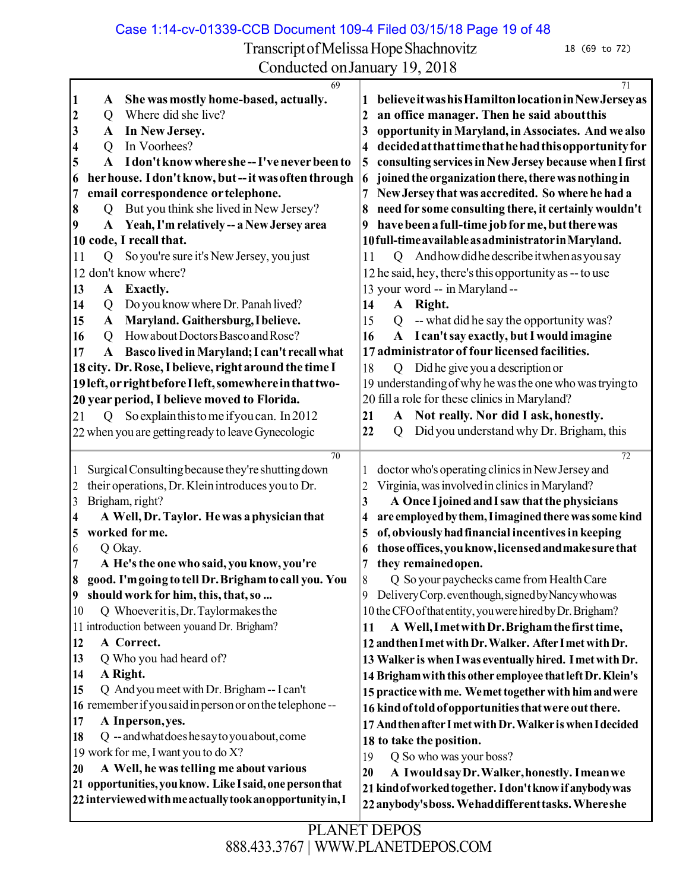Transcript of Melissa Hope Shachnovitz
Conducted on January 19, 2018

**69**

1 A She was mostly home-based, actually.
2 Q Where did she live?
3 A In New Jersey.
4 Q In Voorhees?
5 A I don't know where she -- I've never been to
6 her house. I don't know, but -- it was often through
7 email correspondence or telephone.
8 Q But you think she lived in New Jersey?
9 A Yeah, I'm relatively -- a New Jersey area
10 code, I recall that.
11 Q So you're sure it's New Jersey, you just
12 don't know where?
13 A Exactly.
14 Q Do you know where Dr. Panah lived?
15 A Maryland. Gaithersburg, I believe.
16 Q How about Doctors Basco and Rose?
17 A Basco lived in Maryland; I can't recall what
18 city. Dr. Rose, I believe, right around the time I
19 left, or right before I left, somewhere in that two-
20 year period, I believe moved to Florida.
21 Q So explain this to me if you can. In 2012
22 when you are getting ready to leave Gynecologic

**70**

1 Surgical Consulting because they're shutting down
2 their operations, Dr. Klein introduces you to Dr.
3 Brigham, right?
4 A Well, Dr. Taylor. He was a physician that
5 worked for me.
6 Q Okay.
7 A He's the one who said, you know, you're
8 good. I'm going to tell Dr. Brigham to call you. You
9 should work for him, this, that, so ...
10 Q Whoever it is, Dr. Taylor makes the
11 introduction between you and Dr. Brigham?
12 A Correct.
13 Q Who you had heard of?
14 A Right.
15 Q And you meet with Dr. Brigham -- I can't
16 remember if you said in person or on the telephone --
17 A In person, yes.
18 Q -- and what does he say to you about, come
19 work for me, I want you to do X?
20 A Well, he was telling me about various
21 opportunities, you know. Like I said, one person that
22 interviewed with me actually took an opportunity in, I

**71**

1 believe it was his Hamilton location in New Jersey as
2 an office manager. Then he said about this
3 opportunity in Maryland, in Associates. And we also
4 decided at that time that he had this opportunity for
5 consulting services in New Jersey because when I first
6 joined the organization there, there was nothing in
7 New Jersey that was accredited. So where he had a
8 need for some consulting there, it certainly wouldn't
9 have been a full-time job for me, but there was
10 full-time available as administrator in Maryland.
11 Q And how did he describe it when as you say
12 he said, hey, there's this opportunity as -- to use
13 your word -- in Maryland --
14 A Right.
15 Q -- what did he say the opportunity was?
16 A I can't say exactly, but I would imagine
17 administrator of four licensed facilities.
18 Q Did he give you a description or
19 understanding of why he was the one who was trying to
20 fill a role for these clinics in Maryland?
21 A Not really. Nor did I ask, honestly.
22 Q Did you understand why Dr. Brigham, this

**72**

1 doctor who's operating clinics in New Jersey and
2 Virginia, was involved in clinics in Maryland?
3 A Once I joined and I saw that the physicians
4 are employed by them, I imagined there was some kind
5 of, obviously had financial incentives in keeping
6 those offices, you know, licensed and make sure that
7 they remained open.
8 Q So your paychecks came from Health Care
9 Delivery Corp. even though, signed by Nancy who was
10 the CFO of that entity, you were hired by Dr. Brigham?
11 A Well, I met with Dr. Brigham the first time,
12 and then I met with Dr. Walker. After I met with Dr.
13 Walker is when I was eventually hired. I met with Dr.
14 Brigham with this other employee that left Dr. Klein's
15 practice with me. We met together with him and were
16 kind of told of opportunities that were out there.
17 And then after I met with Dr. Walker is when I decided
18 to take the position.
19 Q So who was your boss?
20 A I would say Dr. Walker, honestly. I mean we
21 kind of worked together. I don't know if anybody was
22 anybody's boss. We had different tasks. Where she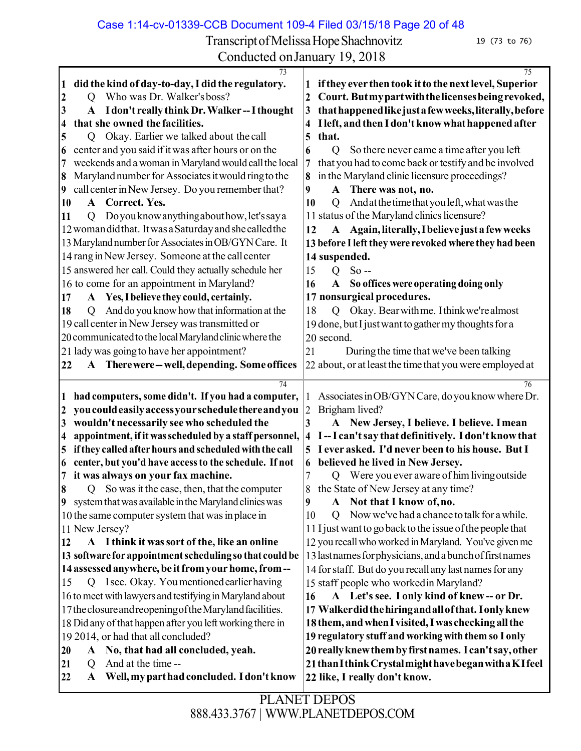Transcript of Melissa Hope Shachnovitz

Conducted on January 19, 2018

19 (73 to 76)

**73**

1 **did the kind of day-to-day, I did the regulatory.**
2 Q Who was Dr. Walker's boss?
3 **A I don't really think Dr. Walker -- I thought**
4 **that she owned the facilities.**
5 Q Okay. Earlier we talked about the call
6 center and you said if it was after hours or on the
7 weekends and a woman in Maryland would call the local
8 Maryland number for Associates it would ring to the
9 call center in New Jersey. Do you remember that?
10 **A Correct. Yes.**
11 Q Do you know anything about how, let's say a
12 woman did that. It was a Saturday and she called the
13 Maryland number for Associates in OB/GYN Care. It
14 rang in New Jersey. Someone at the call center
15 answered her call. Could they actually schedule her
16 to come for an appointment in Maryland?
17 **A Yes, I believe they could, certainly.**
18 Q And do you know how that information at the
19 call center in New Jersey was transmitted or
20 communicated to the local Maryland clinic where the
21 lady was going to have her appointment?
22 **A There were -- well, depending. Some offices**

**74**

1 **had computers, some didn't. If you had a computer,**
2 **you could easily access your schedule there and you**
3 **wouldn't necessarily see who scheduled the**
4 **appointment, if it was scheduled by a staff personnel,**
5 **if they called after hours and scheduled with the call**
6 **center, but you'd have access to the schedule. If not**
7 **it was always on your fax machine.**
8 Q So was it the case, then, that the computer
9 system that was available in the Maryland clinics was
10 the same computer system that was in place in
11 New Jersey?
12 **A I think it was sort of the, like an online**
13 **software for appointment scheduling so that could be**
14 **assessed anywhere, be it from your home, from --**
15 Q I see. Okay. You mentioned earlier having
16 to meet with lawyers and testifying in Maryland about
17 the closure and reopening of the Maryland facilities.
18 Did any of that happen after you left working there in
19 2014, or had that all concluded?
20 **A No, that had all concluded, yeah.**
21 Q And at the time --
22 **A Well, my part had concluded. I don't know**

**75**

1 **if they ever then took it to the next level, Superior**
2 **Court. But my part with the licenses being revoked,**
3 **that happened like just a few weeks, literally, before**
4 **I left, and then I don't know what happened after**
5 **that.**
6 Q So there never came a time after you left
7 that you had to come back or testify and be involved
8 in the Maryland clinic licensure proceedings?
9 **A There was not, no.**
10 Q And at the time that you left, what was the
11 status of the Maryland clinics licensure?
12 **A Again, literally, I believe just a few weeks**
13 **before I left they were revoked where they had been**
14 **suspended.**
15 Q So --
16 **A So offices were operating doing only**
17 **nonsurgical procedures.**
18 Q Okay. Bear with me. I think we're almost
19 done, but I just want to gather my thoughts for a
20 second.
21 During the time that we've been talking
22 about, or at least the time that you were employed at

**76**

1 Associates in OB/GYN Care, do you know where Dr.
2 Brigham lived?
3 **A New Jersey, I believe. I believe. I mean**
4 **I -- I can't say that definitively. I don't know that**
5 **I ever asked. I'd never been to his house. But I**
6 **believed he lived in New Jersey.**
7 Q Were you ever aware of him living outside
8 the State of New Jersey at any time?
9 **A Not that I know of, no.**
10 Q Now we've had a chance to talk for a while.
11 I just want to go back to the issue of the people that
12 you recall who worked in Maryland. You've given me
13 last names for physicians, and a bunch of first names
14 for staff. But do you recall any last names for any
15 staff people who worked in Maryland?
16 **A Let's see. I only kind of knew -- or Dr.**
17 **Walker did the hiring and all of that. I only knew**
18 **them, and when I visited, I was checking all the**
19 **regulatory stuff and working with them so I only**
20 **really knew them by first names. I can't say, other**
21 **than I think Crystal might have began with a K I feel**
22 **like, I really don't know.**

PLANET DEPOS
888.433.3767 | WWW.PLANETDEPOS.COM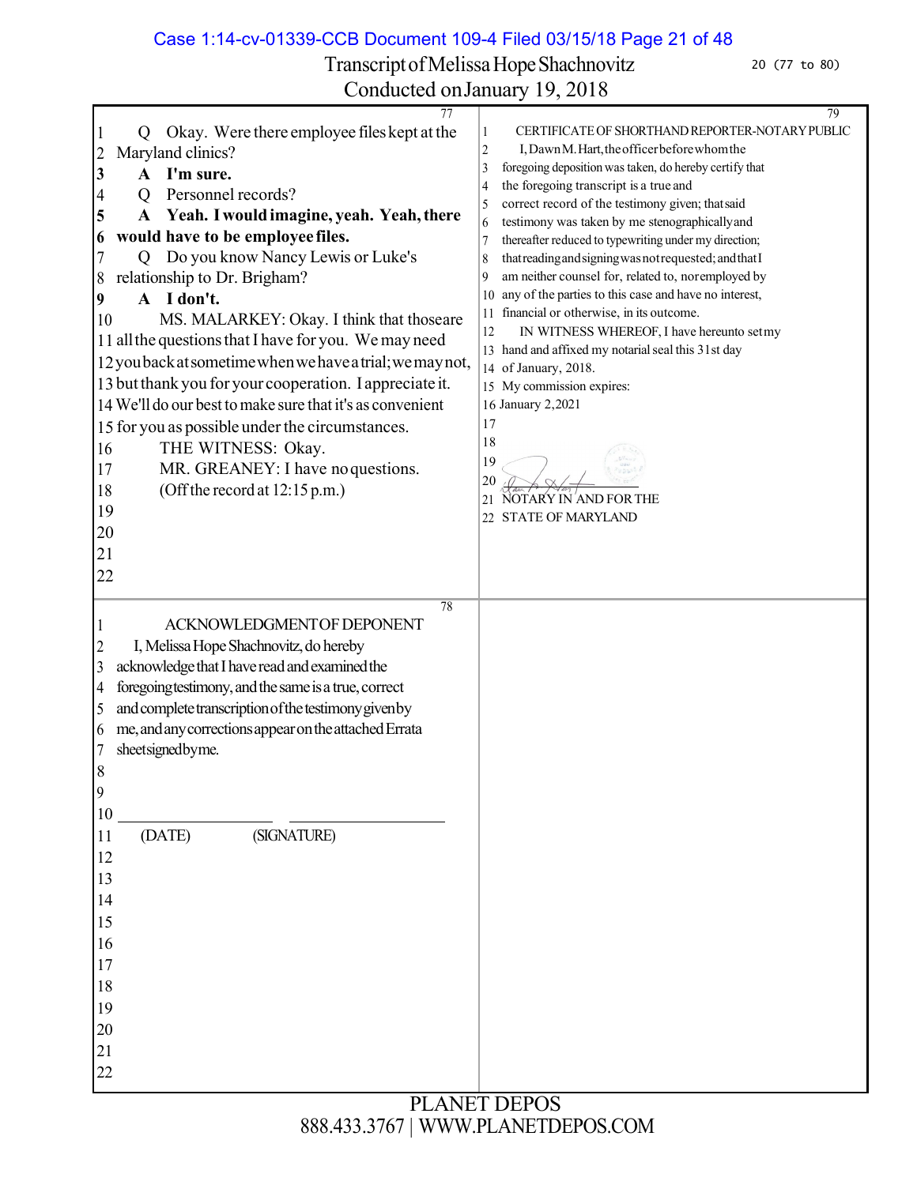77

Q Okay. Were there employee files kept at the Maryland clinics?

**A I'm sure.**

Q Personnel records?

**A Yeah. I would imagine, yeah. Yeah, there would have to be employee files.**

Q Do you know Nancy Lewis or Luke's relationship to Dr. Brigham?

**A I don't.**

MS. MALARKEY: Okay. I think that those are all the questions that I have for you. We may need you back at some time when we have a trial; we may not, but thank you for your cooperation. I appreciate it. We'll do our best to make sure that it's as convenient for you as possible under the circumstances.

THE WITNESS: Okay.

MR. GREANEY: I have no questions.

(Off the record at 12:15 p.m.)

78

ACKNOWLEDGMENT OF DEPONENT

I, Melissa Hope Shachnovitz, do hereby acknowledge that I have read and examined the foregoing testimony, and the same is a true, correct and complete transcription of the testimony given by me, and any corrections appear on the attached Errata sheet signed by me.

\_\_\_\_\_\_\_\_\_\_\_\_\_\_\_\_\_\_ \_\_\_\_\_\_\_\_\_\_\_\_\_\_\_\_\_\_

(DATE) (SIGNATURE)

79

CERTIFICATE OF SHORTHAND REPORTER-NOTARY PUBLIC

I, Dawn M. Hart, the officer before whom the foregoing deposition was taken, do hereby certify that the foregoing transcript is a true and correct record of the testimony given; that said testimony was taken by me stenographically and thereafter reduced to typewriting under my direction; that reading and signing was not requested; and that I am neither counsel for, related to, nor employed by any of the parties to this case and have no interest, financial or otherwise, in its outcome.

IN WITNESS WHEREOF, I have hereunto set my hand and affixed my notarial seal this 31st day of January, 2018.

My commission expires:
January 2, 2021

NOTARY IN AND FOR THE
STATE OF MARYLAND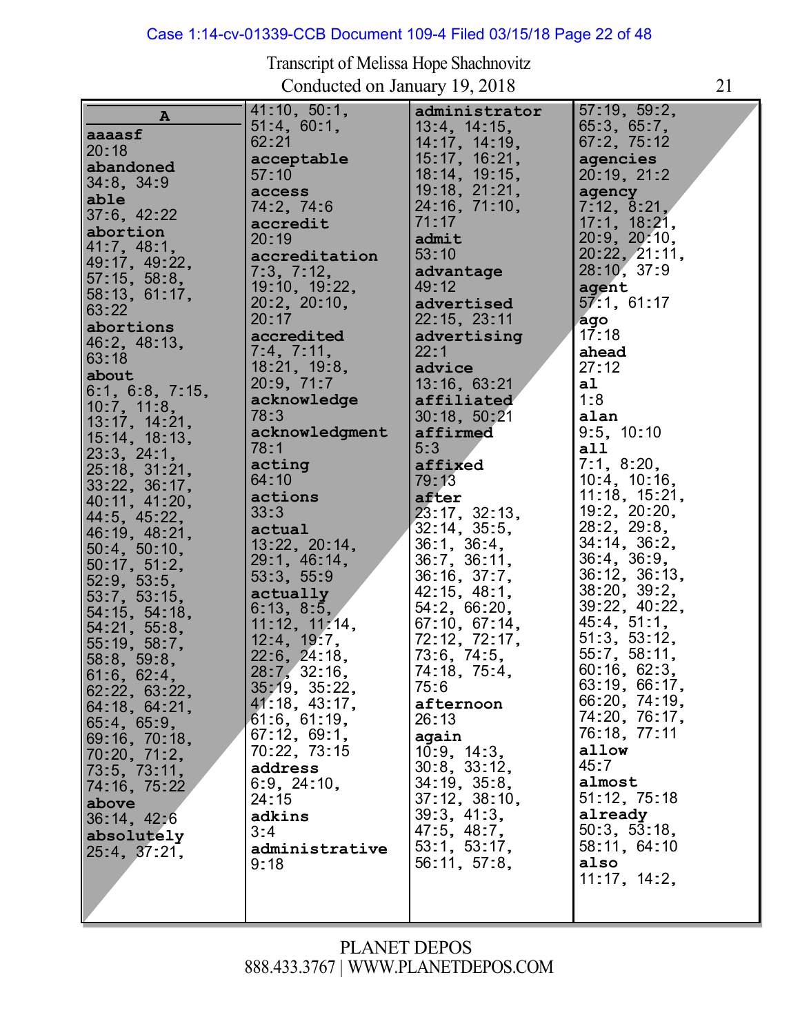Transcript of Melissa Hope Shachnovitz
Conducted on January 19, 2018

**A**

**aaaasf**
20:18
**abandoned**
34:8, 34:9
**able**
37:6, 42:22
**abortion**
41:7, 48:1, 49:17, 49:22, 57:15, 58:8, 58:13, 61:17, 63:22
**abortions**
46:2, 48:13, 63:18
**about**
6:1, 6:8, 7:15, 10:7, 11:8, 13:17, 14:21, 15:14, 18:13, 23:3, 24:1, 25:18, 31:21, 33:22, 36:17, 40:11, 41:20, 44:5, 45:22, 46:19, 48:21, 50:4, 50:10, 50:17, 51:2, 52:9, 53:5, 53:7, 53:15, 54:15, 54:18, 54:21, 55:8, 55:19, 58:7, 58:8, 59:8, 61:6, 62:4, 62:22, 63:22, 64:18, 64:21, 65:4, 65:9, 69:16, 70:18, 70:20, 71:2, 73:5, 73:11, 74:16, 75:22
**above**
36:14, 42:6
**absolutely**
25:4, 37:21, 41:10, 50:1, 51:4, 60:1, 62:21
**acceptable**
57:10
**access**
74:2, 74:6
**accredit**
20:19
**accreditation**
7:3, 7:12, 19:10, 19:22, 20:2, 20:10, 20:17
**accredited**
7:4, 7:11, 18:21, 19:8, 20:9, 71:7
**acknowledge**
78:3
**acknowledgment**
78:1
**acting**
64:10
**actions**
33:3
**actual**
13:22, 20:14, 29:1, 46:14, 53:3, 55:9
**actually**
6:13, 8:5, 11:12, 11:14, 12:4, 19:7, 22:6, 24:18, 28:7, 32:16, 35:19, 35:22, 41:18, 43:17, 61:6, 61:19, 67:12, 69:1, 70:22, 73:15
**address**
6:9, 24:10, 24:15
**adkins**
3:4
**administrative**
9:18
**administrator**
13:4, 14:15, 14:17, 14:19, 15:17, 16:21, 18:14, 19:15, 19:18, 21:21, 24:16, 71:10, 71:17
**admit**
53:10
**advantage**
49:12
**advertised**
22:15, 23:11
**advertising**
22:1
**advice**
13:16, 63:21
**affiliated**
30:18, 50:21
**affirmed**
5:3
**affixed**
79:13
**after**
23:17, 32:13, 32:14, 35:5, 36:1, 36:4, 36:7, 36:11, 36:16, 37:7, 42:15, 48:1, 54:2, 66:20, 67:10, 67:14, 72:12, 72:17, 73:6, 74:5, 74:18, 75:4, 75:6
**afternoon**
26:13
**again**
10:9, 14:3, 30:8, 33:12, 34:19, 35:8, 37:12, 38:10, 39:3, 41:3, 47:5, 48:7, 53:1, 53:17, 56:11, 57:8, 57:19, 59:2, 65:3, 65:7, 67:2, 75:12
**agencies**
20:19, 21:2
**agency**
7:12, 8:21, 17:1, 18:21, 20:9, 20:10, 20:22, 21:11, 28:10, 37:9
**agent**
57:1, 61:17
**ago**
17:18
**ahead**
27:12
**al**
1:8
**alan**
9:5, 10:10
**all**
7:1, 8:20, 10:4, 10:16, 11:18, 15:21, 19:2, 20:20, 28:2, 29:8, 34:14, 36:2, 36:4, 36:9, 36:12, 36:13, 38:20, 39:2, 39:22, 40:22, 45:4, 51:1, 51:3, 53:12, 55:7, 58:11, 60:16, 62:3, 63:19, 66:17, 66:20, 74:19, 74:20, 76:17, 76:18, 77:11
**allow**
45:7
**almost**
51:12, 75:18
**already**
50:3, 53:18, 58:11, 64:10
**also**
11:17, 14:2,

PLANET DEPOS
888.433.3767 | WWW.PLANETDEPOS.COM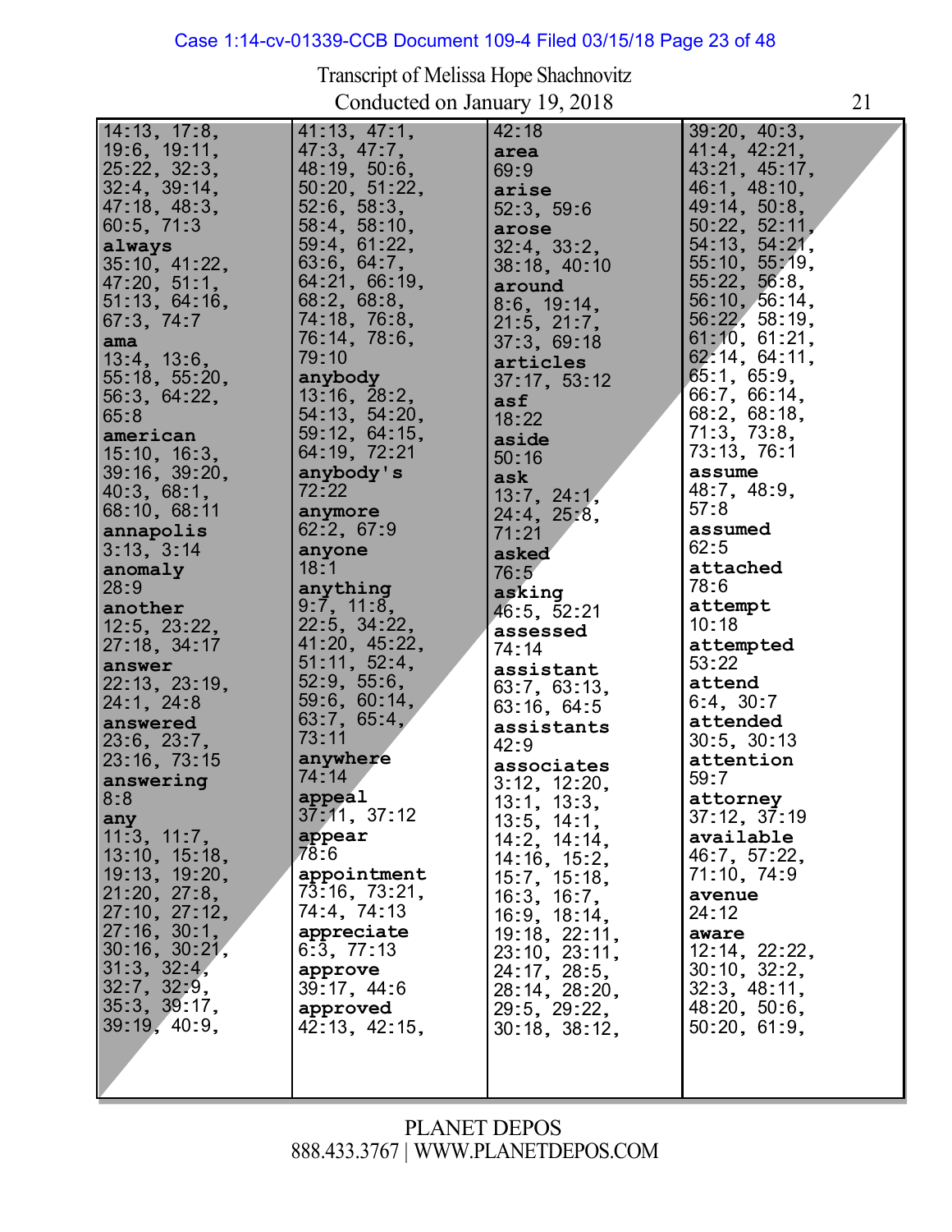14:13, 17:8, 19:6, 19:11, 25:22, 32:3, 32:4, 39:14, 47:18, 48:3, 60:5, 71:3

**always**
35:10, 41:22, 47:20, 51:1, 51:13, 64:16, 67:3, 74:7

**ama**
13:4, 13:6, 55:18, 55:20, 56:3, 64:22, 65:8

**american**
15:10, 16:3, 39:16, 39:20, 40:3, 68:1, 68:10, 68:11

**annapolis**
3:13, 3:14

**anomaly**
28:9

**another**
12:5, 23:22, 27:18, 34:17

**answer**
22:13, 23:19, 24:1, 24:8

**answered**
23:6, 23:7, 23:16, 73:15

**answering**
8:8

**any**
11:3, 11:7, 13:10, 15:18, 19:13, 19:20, 21:20, 27:8, 27:10, 27:12, 27:16, 30:1, 30:16, 30:21, 31:3, 32:4, 32:7, 32:9, 35:3, 39:17, 39:19, 40:9, 41:13, 47:1, 47:3, 47:7, 48:19, 50:6, 50:20, 51:22, 52:6, 58:3, 58:4, 58:10, 59:4, 61:22, 63:6, 64:7, 64:21, 66:19, 68:2, 68:8, 74:18, 76:8, 76:14, 78:6, 79:10

**anybody**
13:16, 28:2, 54:13, 54:20, 59:12, 64:15, 64:19, 72:21

**anybody's**
72:22

**anymore**
62:2, 67:9

**anyone**
18:1

**anything**
9:7, 11:8, 22:5, 34:22, 41:20, 45:22, 51:11, 52:4, 52:9, 55:6, 59:6, 60:14, 63:7, 65:4, 73:11

**anywhere**
74:14

**appeal**
37:11, 37:12

**appear**
78:6

**appointment**
73:16, 73:21, 74:4, 74:13

**appreciate**
6:3, 77:13

**approve**
39:17, 44:6

**approved**
42:13, 42:15, 42:18

**area**
69:9

**arise**
52:3, 59:6

**arose**
32:4, 33:2, 38:18, 40:10

**around**
8:6, 19:14, 21:5, 21:7, 37:3, 69:18

**articles**
37:17, 53:12

**asf**
18:22

**aside**
50:16

**ask**
13:7, 24:1, 24:4, 25:8, 71:21

**asked**
76:5

**asking**
46:5, 52:21

**assessed**
74:14

**assistant**
63:7, 63:13, 63:16, 64:5

**assistants**
42:9

**associates**
3:12, 12:20, 13:1, 13:3, 13:5, 14:1, 14:2, 14:14, 14:16, 15:2, 15:7, 15:18, 16:3, 16:7, 16:9, 18:14, 19:18, 22:11, 23:10, 23:11, 24:17, 28:5, 28:14, 28:20, 29:5, 29:22, 30:18, 38:12, 39:20, 40:3, 41:4, 42:21, 43:21, 45:17, 46:1, 48:10, 49:14, 50:8, 50:22, 52:11, 54:13, 54:21, 55:10, 55:19, 55:22, 56:8, 56:10, 56:14, 56:22, 58:19, 61:10, 61:21, 62:14, 64:11, 65:1, 65:9, 66:7, 66:14, 68:2, 68:18, 71:3, 73:8, 73:13, 76:1

**assume**
48:7, 48:9, 57:8

**assumed**
62:5

**attached**
78:6

**attempt**
10:18

**attempted**
53:22

**attend**
6:4, 30:7

**attended**
30:5, 30:13

**attention**
59:7

**attorney**
37:12, 37:19

**available**
46:7, 57:22, 71:10, 74:9

**avenue**
24:12

**aware**
12:14, 22:22, 30:10, 32:2, 32:3, 48:11, 48:20, 50:6, 50:20, 61:9,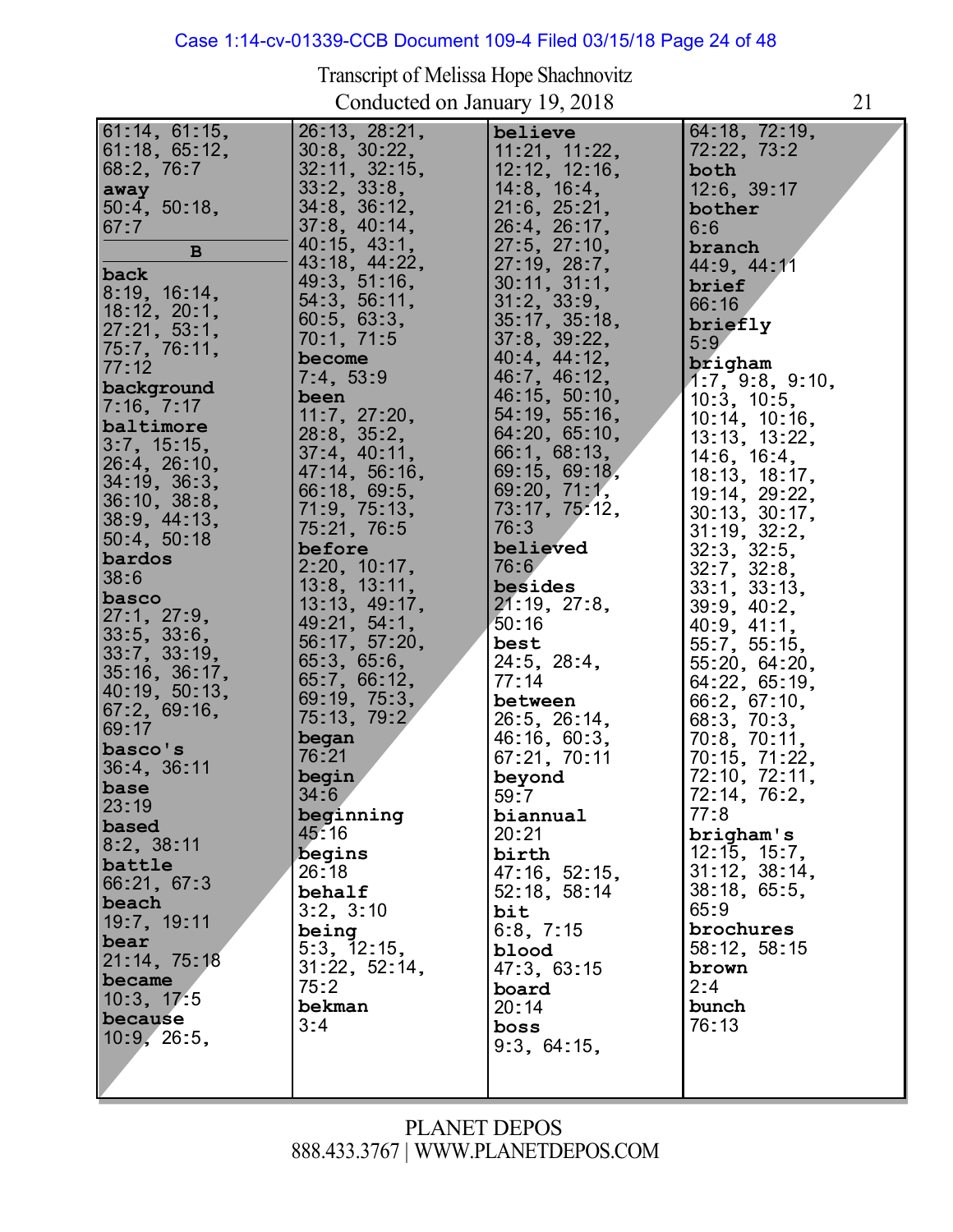Transcript of Melissa Hope Shachnovitz

Conducted on January 19, 2018

61:14, 61:15, 61:18, 65:12, 68:2, 76:7

**away**
50:4, 50:18, 67:7

**B**

**back**
8:19, 16:14, 18:12, 20:1, 27:21, 53:1, 75:7, 76:11, 77:12

**background**
7:16, 7:17

**baltimore**
3:7, 15:15, 26:4, 26:10, 34:19, 36:3, 36:10, 38:8, 38:9, 44:13, 50:4, 50:18

**bardos**
38:6

**basco**
27:1, 27:9, 33:5, 33:6, 33:7, 33:19, 35:16, 36:17, 40:19, 50:13, 67:2, 69:16, 69:17

**basco's**
36:4, 36:11

**base**
23:19

**based**
8:2, 38:11

**battle**
66:21, 67:3

**beach**
19:7, 19:11

**bear**
21:14, 75:18

**became**
10:3, 17:5

**because**
10:9, 26:5, 26:13, 28:21, 30:8, 30:22, 32:11, 32:15, 33:2, 33:8, 34:8, 36:12, 37:8, 40:14, 40:15, 43:1, 43:18, 44:22, 49:3, 51:16, 54:3, 56:11, 60:5, 63:3, 70:1, 71:5

**become**
7:4, 53:9

**been**
11:7, 27:20, 28:8, 35:2, 37:4, 40:11, 47:14, 56:16, 66:18, 69:5, 71:9, 75:13, 75:21, 76:5

**before**
2:20, 10:17, 13:8, 13:11, 13:13, 49:17, 49:21, 54:1, 56:17, 57:20, 65:3, 65:6, 65:7, 66:12, 69:19, 75:3, 75:13, 79:2

**began**
76:21

**begin**
34:6

**beginning**
45:16

**begins**
26:18

**behalf**
3:2, 3:10

**being**
5:3, 12:15, 31:22, 52:14, 75:2

**bekman**
3:4

**believe**
11:21, 11:22, 12:12, 12:16, 14:8, 16:4, 21:6, 25:21, 26:4, 26:17, 27:5, 27:10, 27:19, 28:7, 30:11, 31:1, 31:2, 33:9, 35:17, 35:18, 37:8, 39:22, 40:4, 44:12, 46:7, 46:12, 46:15, 50:10, 54:19, 55:16, 64:20, 65:10, 66:1, 68:13, 69:15, 69:18, 69:20, 71:1, 73:17, 75:12, 76:3

**believed**
76:6

**besides**
21:19, 27:8, 50:16

**best**
24:5, 28:4, 77:14

**between**
26:5, 26:14, 46:16, 60:3, 67:21, 70:11

**beyond**
59:7

**biannual**
20:21

**birth**
47:16, 52:15, 52:18, 58:14

**bit**
6:8, 7:15

**blood**
47:3, 63:15

**board**
20:14

**boss**
9:3, 64:15, 64:18, 72:19, 72:22, 73:2

**both**
12:6, 39:17

**bother**
6:6

**branch**
44:9, 44:11

**brief**
66:16

**briefly**
5:9

**brigham**
1:7, 9:8, 9:10, 10:3, 10:5, 10:14, 10:16, 13:13, 13:22, 14:6, 16:4, 18:13, 18:17, 19:14, 29:22, 30:13, 30:17, 31:19, 32:2, 32:3, 32:5, 32:7, 32:8, 33:1, 33:13, 39:9, 40:2, 40:9, 41:1, 55:7, 55:15, 55:20, 64:20, 64:22, 65:19, 66:2, 67:10, 68:3, 70:3, 70:8, 70:11, 70:15, 71:22, 72:10, 72:11, 72:14, 76:2, 77:8

**brigham's**
12:15, 15:7, 31:12, 38:14, 38:18, 65:5, 65:9

**brochures**
58:12, 58:15

**brown**
2:4

**bunch**
76:13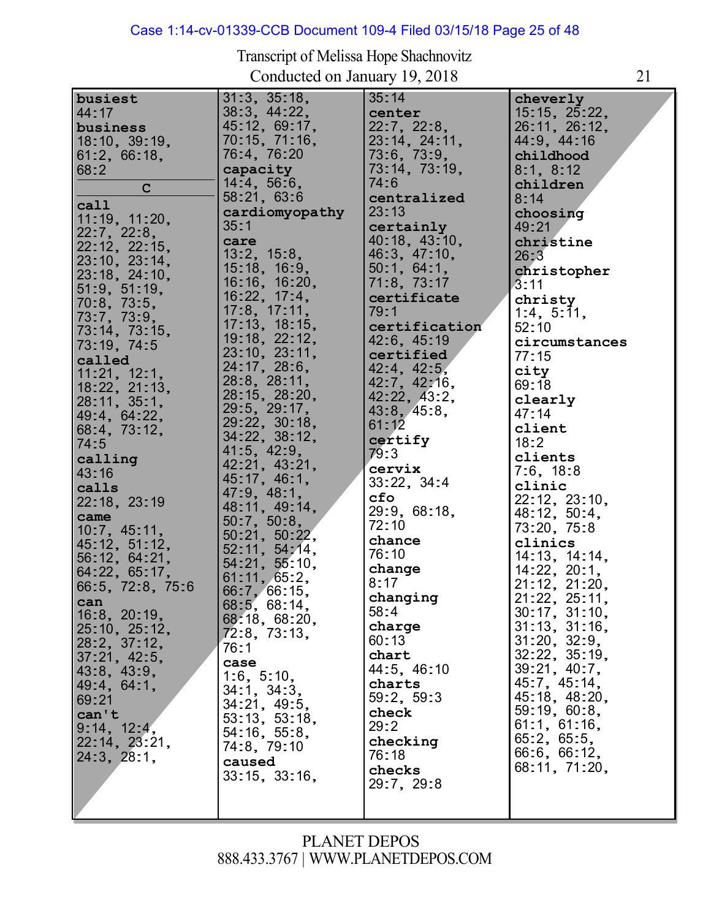Transcript of Melissa Hope Shachnovitz
Conducted on January 19, 2018

**busiest**
44:17
**business**
18:10, 39:19, 61:2, 66:18, 68:2

**C**

**call**
11:19, 11:20, 22:7, 22:8, 22:12, 22:15, 23:10, 23:14, 23:18, 24:10, 51:9, 51:19, 70:8, 73:5, 73:7, 73:9, 73:14, 73:15, 73:19, 74:5
**called**
11:21, 12:1, 18:22, 21:13, 28:11, 35:1, 49:4, 64:22, 68:4, 73:12, 74:5
**calling**
43:16
**calls**
22:18, 23:19
**came**
10:7, 45:11, 45:12, 51:12, 56:12, 64:21, 64:22, 65:17, 66:5, 72:8, 75:6
**can**
16:8, 20:19, 25:10, 25:12, 28:2, 37:12, 37:21, 42:5, 43:8, 43:9, 49:4, 64:1, 69:21
**can't**
9:14, 12:4, 22:14, 23:21, 24:3, 28:1, 31:3, 35:18, 38:3, 44:22, 45:12, 69:17, 70:15, 71:16, 76:4, 76:20
**capacity**
14:4, 56:6, 58:21, 63:6
**cardiomyopathy**
35:1
**care**
13:2, 15:8, 15:18, 16:9, 16:16, 16:20, 16:22, 17:4, 17:8, 17:11, 17:13, 18:15, 19:18, 22:12, 23:10, 23:11, 24:17, 28:6, 28:8, 28:11, 28:15, 28:20, 29:5, 29:17, 29:22, 30:18, 34:22, 38:12, 41:5, 42:9, 42:21, 43:21, 45:17, 46:1, 47:9, 48:1, 48:11, 49:14, 50:7, 50:8, 50:21, 50:22, 52:11, 54:14, 54:21, 55:10, 61:11, 65:2, 66:7, 66:15, 68:5, 68:14, 68:18, 68:20, 72:8, 73:13, 76:1
**case**
1:6, 5:10, 34:1, 34:3, 34:21, 49:5, 53:13, 53:18, 54:16, 55:8, 74:8, 79:10
**caused**
33:15, 33:16, 35:14
**center**
22:7, 22:8, 23:14, 24:11, 73:6, 73:9, 73:14, 73:19, 74:6
**centralized**
23:13
**certainly**
40:18, 43:10, 46:3, 47:10, 50:1, 64:1, 71:8, 73:17
**certificate**
79:1
**certification**
42:6, 45:19
**certified**
42:4, 42:5, 42:7, 42:16, 42:22, 43:2, 43:8, 45:8, 61:12
**certify**
79:3
**cervix**
33:22, 34:4
**cfo**
29:9, 68:18, 72:10
**chance**
76:10
**change**
8:17
**changing**
58:4
**charge**
60:13
**chart**
44:5, 46:10
**charts**
59:2, 59:3
**check**
29:2
**checking**
76:18
**checks**
29:7, 29:8
**cheverly**
15:15, 25:22, 26:11, 26:12, 44:9, 44:16
**childhood**
8:1, 8:12
**children**
8:14
**choosing**
49:21
**christine**
26:3
**christopher**
3:11
**christy**
1:4, 5:11, 52:10
**circumstances**
77:15
**city**
69:18
**clearly**
47:14
**client**
18:2
**clients**
7:6, 18:8
**clinic**
22:12, 23:10, 48:12, 50:4, 73:20, 75:8
**clinics**
14:13, 14:14, 14:22, 20:1, 21:12, 21:20, 21:22, 25:11, 30:17, 31:10, 31:13, 31:16, 31:20, 32:9, 32:22, 35:19, 39:21, 40:7, 45:7, 45:14, 45:18, 48:20, 59:19, 60:8, 61:1, 61:16, 65:2, 65:5, 66:6, 66:12, 68:11, 71:20,

PLANET DEPOS
888.433.3767 | WWW.PLANETDEPOS.COM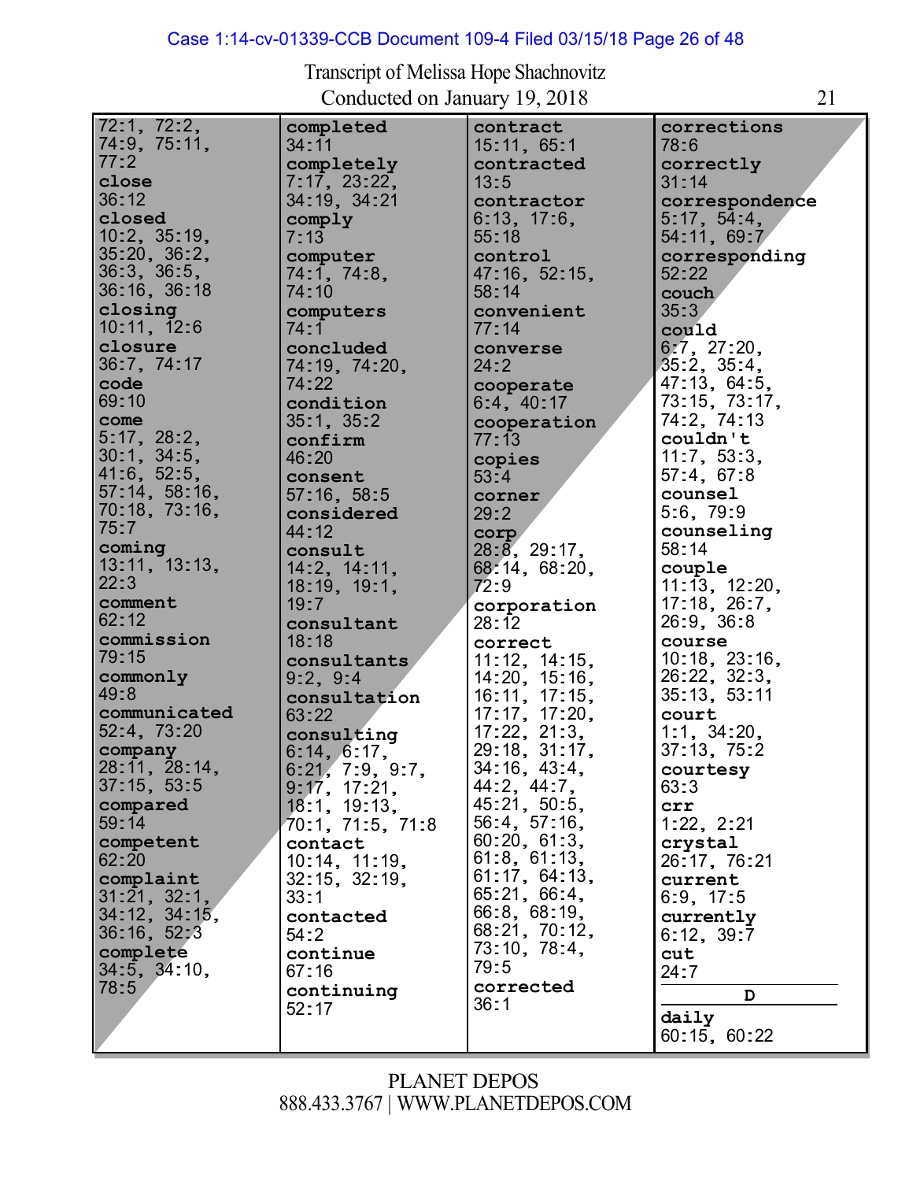Transcript of Melissa Hope Shachnovitz
Conducted on January 19, 2018

72:1, 72:2, 74:9, 75:11, 77:2
**close**
36:12
**closed**
10:2, 35:19, 35:20, 36:2, 36:3, 36:5, 36:16, 36:18
**closing**
10:11, 12:6
**closure**
36:7, 74:17
**code**
69:10
**come**
5:17, 28:2, 30:1, 34:5, 41:6, 52:5, 57:14, 58:16, 70:18, 73:16, 75:7
**coming**
13:11, 13:13, 22:3
**comment**
62:12
**commission**
79:15
**commonly**
49:8
**communicated**
52:4, 73:20
**company**
28:11, 28:14, 37:15, 53:5
**compared**
59:14
**competent**
62:20
**complaint**
31:21, 32:1, 34:12, 34:15, 36:16, 52:3
**complete**
34:5, 34:10, 78:5
**completed**
34:11
**completely**
7:17, 23:22, 34:19, 34:21
**comply**
7:13
**computer**
74:1, 74:8, 74:10
**computers**
74:1
**concluded**
74:19, 74:20, 74:22
**condition**
35:1, 35:2
**confirm**
46:20
**consent**
57:16, 58:5
**considered**
44:12
**consult**
14:2, 14:11, 18:19, 19:1, 19:7
**consultant**
18:18
**consultants**
9:2, 9:4
**consultation**
63:22
**consulting**
6:14, 6:17, 6:21, 7:9, 9:7, 9:17, 17:21, 18:1, 19:13, 70:1, 71:5, 71:8
**contact**
10:14, 11:19, 32:15, 32:19, 33:1
**contacted**
54:2
**continue**
67:16
**continuing**
52:17
**contract**
15:11, 65:1
**contracted**
13:5
**contractor**
6:13, 17:6, 55:18
**control**
47:16, 52:15, 58:14
**convenient**
77:14
**converse**
24:2
**cooperate**
6:4, 40:17
**cooperation**
77:13
**copies**
53:4
**corner**
29:2
**corp**
28:8, 29:17, 68:14, 68:20, 72:9
**corporation**
28:12
**correct**
11:12, 14:15, 14:20, 15:16, 16:11, 17:15, 17:17, 17:20, 17:22, 21:3, 29:18, 31:17, 34:16, 43:4, 44:2, 44:7, 45:21, 50:5, 56:4, 57:16, 60:20, 61:3, 61:8, 61:13, 61:17, 64:13, 65:21, 66:4, 66:8, 68:19, 68:21, 70:12, 73:10, 78:4, 79:5
**corrected**
36:1
**corrections**
78:6
**correctly**
31:14
**correspondence**
5:17, 54:4, 54:11, 69:7
**corresponding**
52:22
**couch**
35:3
**could**
6:7, 27:20, 35:2, 35:4, 47:13, 64:5, 73:15, 73:17, 74:2, 74:13
**couldn't**
11:7, 53:3, 57:4, 67:8
**counsel**
5:6, 79:9
**counseling**
58:14
**couple**
11:13, 12:20, 17:18, 26:7, 26:9, 36:8
**course**
10:18, 23:16, 26:22, 32:3, 35:13, 53:11
**court**
1:1, 34:20, 37:13, 75:2
**courtesy**
63:3
**crr**
1:22, 2:21
**crystal**
26:17, 76:21
**current**
6:9, 17:5
**currently**
6:12, 39:7
**cut**
24:7

**D**

**daily**
60:15, 60:22

PLANET DEPOS
888.433.3767 | WWW.PLANETDEPOS.COM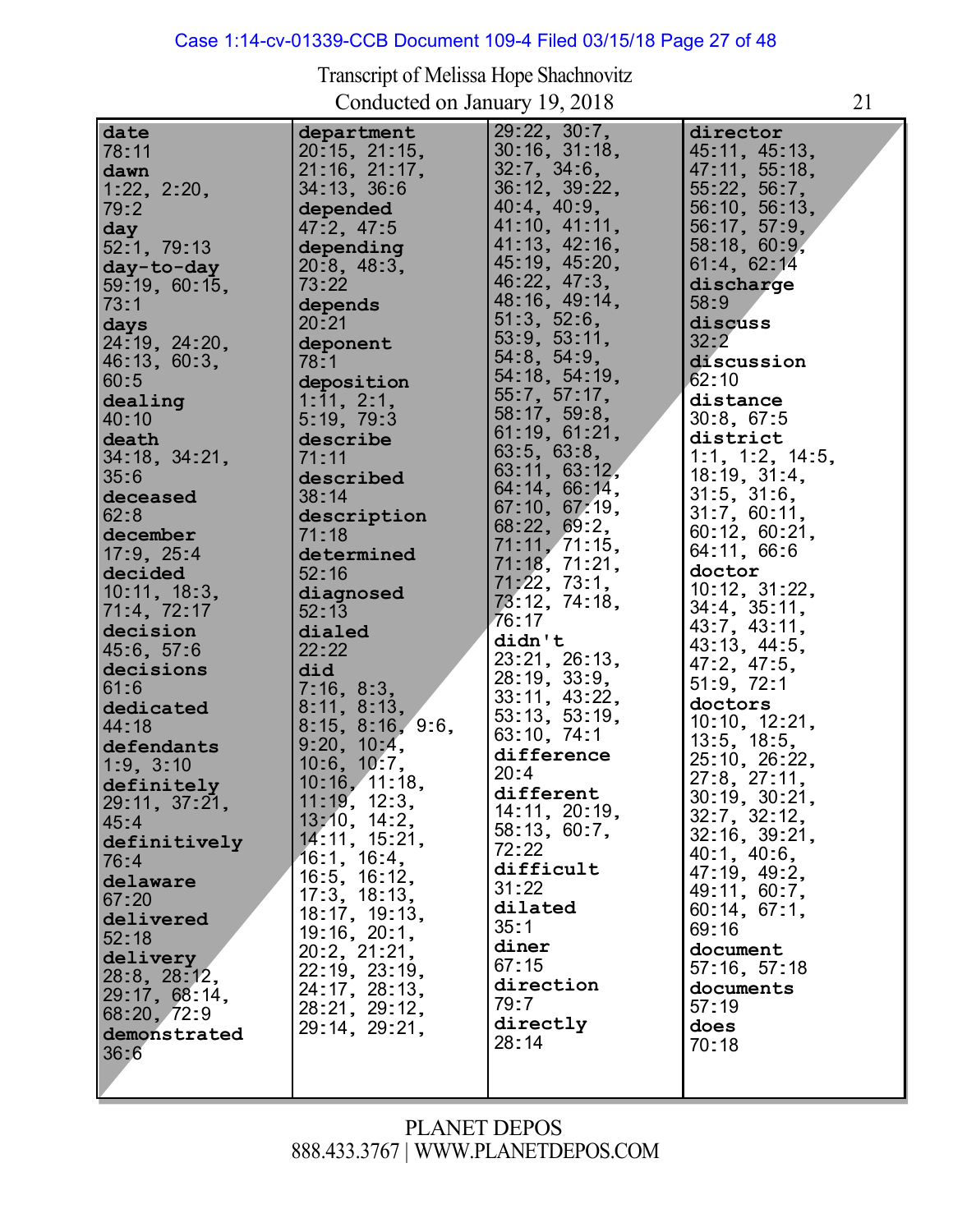Transcript of Melissa Hope Shachnovitz
Conducted on January 19, 2018

**date**
78:11
**dawn**
1:22, 2:20,
79:2
**day**
52:1, 79:13
**day-to-day**
59:19, 60:15,
73:1
**days**
24:19, 24:20,
46:13, 60:3,
60:5
**dealing**
40:10
**death**
34:18, 34:21,
35:6
**deceased**
62:8
**december**
17:9, 25:4
**decided**
10:11, 18:3,
71:4, 72:17
**decision**
45:6, 57:6
**decisions**
61:6
**dedicated**
44:18
**defendants**
1:9, 3:10
**definitely**
29:11, 37:21,
45:4
**definitively**
76:4
**delaware**
67:20
**delivered**
52:18
**delivery**
28:8, 28:12,
29:17, 68:14,
68:20, 72:9
**demonstrated**
36:6

**department**
20:15, 21:15,
21:16, 21:17,
34:13, 36:6
**depended**
47:2, 47:5
**depending**
20:8, 48:3,
73:22
**depends**
20:21
**deponent**
78:1
**deposition**
1:11, 2:1,
5:19, 79:3
**describe**
71:11
**described**
38:14
**description**
71:18
**determined**
52:16
**diagnosed**
52:13
**dialed**
22:22
**did**
7:16, 8:3,
8:11, 8:13,
8:15, 8:16, 9:6,
9:20, 10:4,
10:6, 10:7,
10:16, 11:18,
11:19, 12:3,
13:10, 14:2,
14:11, 15:21,
16:1, 16:4,
16:5, 16:12,
17:3, 18:13,
18:17, 19:13,
19:16, 20:1,
20:2, 21:21,
22:19, 23:19,
24:17, 28:13,
28:21, 29:12,
29:14, 29:21,

29:22, 30:7,
30:16, 31:18,
32:7, 34:6,
36:12, 39:22,
40:4, 40:9,
41:10, 41:11,
41:13, 42:16,
45:19, 45:20,
46:22, 47:3,
48:16, 49:14,
51:3, 52:6,
53:9, 53:11,
54:8, 54:9,
54:18, 54:19,
55:7, 57:17,
58:17, 59:8,
61:19, 61:21,
63:5, 63:8,
63:11, 63:12,
64:14, 66:14,
67:10, 67:19,
68:22, 69:2,
71:11, 71:15,
71:18, 71:21,
71:22, 73:1,
73:12, 74:18,
76:17
**didn't**
23:21, 26:13,
28:19, 33:9,
33:11, 43:22,
53:13, 53:19,
63:10, 74:1
**difference**
20:4
**different**
14:11, 20:19,
58:13, 60:7,
72:22
**difficult**
31:22
**dilated**
35:1
**diner**
67:15
**direction**
79:7
**directly**
28:14

**director**
45:11, 45:13,
47:11, 55:18,
55:22, 56:7,
56:10, 56:13,
56:17, 57:9,
58:18, 60:9,
61:4, 62:14
**discharge**
58:9
**discuss**
32:2
**discussion**
62:10
**distance**
30:8, 67:5
**district**
1:1, 1:2, 14:5,
18:19, 31:4,
31:5, 31:6,
31:7, 60:11,
60:12, 60:21,
64:11, 66:6
**doctor**
10:12, 31:22,
34:4, 35:11,
43:7, 43:11,
43:13, 44:5,
47:2, 47:5,
51:9, 72:1
**doctors**
10:10, 12:21,
13:5, 18:5,
25:10, 26:22,
27:8, 27:11,
30:19, 30:21,
32:7, 32:12,
32:16, 39:21,
40:1, 40:6,
47:19, 49:2,
49:11, 60:7,
60:14, 67:1,
69:16
**document**
57:16, 57:18
**documents**
57:19
**does**
70:18

PLANET DEPOS
888.433.3767 | WWW.PLANETDEPOS.COM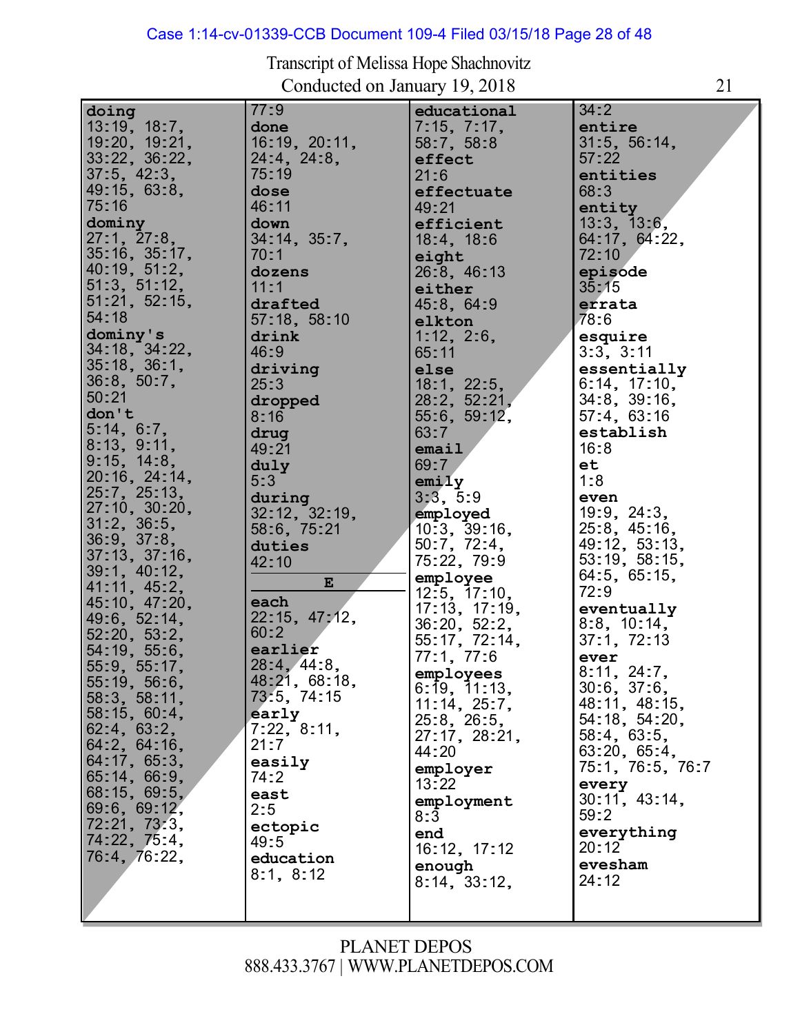Transcript of Melissa Hope Shachnovitz
Conducted on January 19, 2018

**doing**
13:19, 18:7, 19:20, 19:21, 33:22, 36:22, 37:5, 42:3, 49:15, 63:8, 75:16

**dominy**
27:1, 27:8, 35:16, 35:17, 40:19, 51:2, 51:3, 51:12, 51:21, 52:15, 54:18

**dominy's**
34:18, 34:22, 35:18, 36:1, 36:8, 50:7, 50:21

**don't**
5:14, 6:7, 8:13, 9:11, 9:15, 14:8, 20:16, 24:14, 25:7, 25:13, 27:10, 30:20, 31:2, 36:5, 36:9, 37:8, 37:13, 37:16, 39:1, 40:12, 41:11, 45:2, 45:10, 47:20, 49:6, 52:14, 52:20, 53:2, 54:19, 55:6, 55:9, 55:17, 55:19, 56:6, 58:3, 58:11, 58:15, 60:4, 62:4, 63:2, 64:2, 64:16, 64:17, 65:3, 65:14, 66:9, 68:15, 69:5, 69:6, 69:12, 72:21, 73:3, 74:22, 75:4, 76:4, 76:22, 77:9

**done**
16:19, 20:11, 24:4, 24:8, 75:19

**dose**
46:11

**down**
34:14, 35:7, 70:1

**dozens**
11:1

**drafted**
57:18, 58:10

**drink**
46:9

**driving**
25:3

**dropped**
8:16

**drug**
49:21

**duly**
5:3

**during**
32:12, 32:19, 58:6, 75:21

**duties**
42:10

**E**

**each**
22:15, 47:12, 60:2

**earlier**
28:4, 44:8, 48:21, 68:18, 73:5, 74:15

**early**
7:22, 8:11, 21:7

**easily**
74:2

**east**
2:5

**ectopic**
49:5

**education**
8:1, 8:12

**educational**
7:15, 7:17, 58:7, 58:8

**effect**
21:6

**effectuate**
49:21

**efficient**
18:4, 18:6

**eight**
26:8, 46:13

**either**
45:8, 64:9

**elkton**
1:12, 2:6, 65:11

**else**
18:1, 22:5, 28:2, 52:21, 55:6, 59:12, 63:7

**email**
69:7

**emily**
3:3, 5:9

**employed**
10:3, 39:16, 50:7, 72:4, 75:22, 79:9

**employee**
12:5, 17:10, 17:13, 17:19, 36:20, 52:2, 55:17, 72:14, 77:1, 77:6

**employees**
6:19, 11:13, 11:14, 25:7, 25:8, 26:5, 27:17, 28:21, 44:20

**employer**
13:22

**employment**
8:3

**end**
16:12, 17:12

**enough**
8:14, 33:12, 34:2

**entire**
31:5, 56:14, 57:22

**entities**
68:3

**entity**
13:3, 13:6, 64:17, 64:22, 72:10

**episode**
35:15

**errata**
78:6

**esquire**
3:3, 3:11

**essentially**
6:14, 17:10, 34:8, 39:16, 57:4, 63:16

**establish**
16:8

**et**
1:8

**even**
19:9, 24:3, 25:8, 45:16, 49:12, 53:13, 53:19, 58:15, 64:5, 65:15, 72:9

**eventually**
8:8, 10:14, 37:1, 72:13

**ever**
8:11, 24:7, 30:6, 37:6, 48:11, 48:15, 54:18, 54:20, 58:4, 63:5, 63:20, 65:4, 75:1, 76:5, 76:7

**every**
30:11, 43:14, 59:2

**everything**
20:12

**evesham**
24:12

PLANET DEPOS
888.433.3767 | WWW.PLANETDEPOS.COM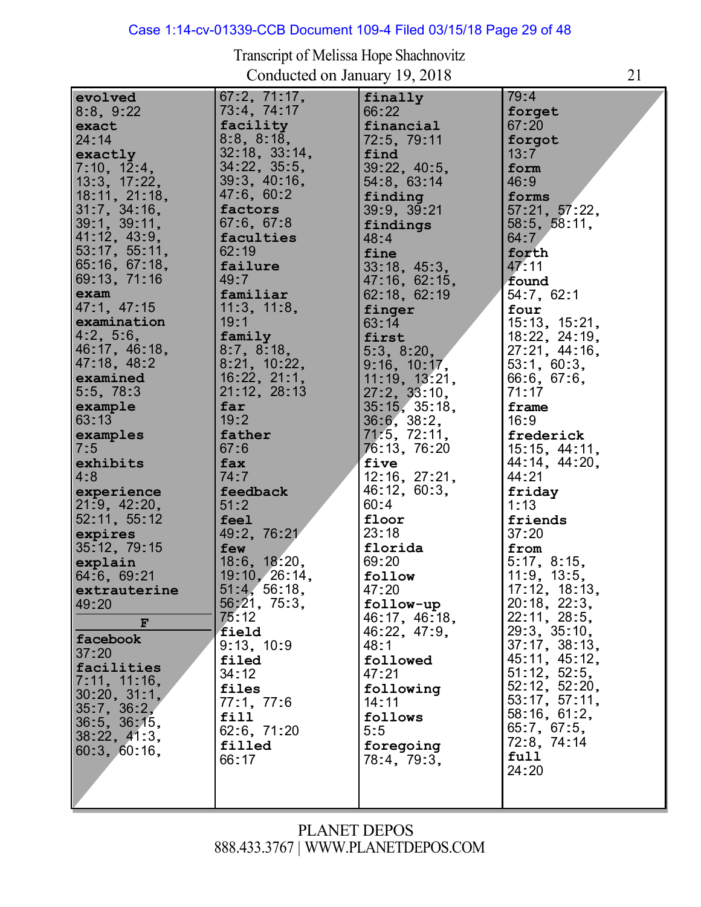Transcript of Melissa Hope Shachnovitz
Conducted on January 19, 2018

**evolved**
8:8, 9:22
**exact**
24:14
**exactly**
7:10, 12:4, 13:3, 17:22, 18:11, 21:18, 31:7, 34:16, 39:1, 39:11, 41:12, 43:9, 53:17, 55:11, 65:16, 67:18, 69:13, 71:16
**exam**
47:1, 47:15
**examination**
4:2, 5:6, 46:17, 46:18, 47:18, 48:2
**examined**
5:5, 78:3
**example**
63:13
**examples**
7:5
**exhibits**
4:8
**experience**
21:9, 42:20, 52:11, 55:12
**expires**
35:12, 79:15
**explain**
64:6, 69:21
**extrauterine**
49:20

**F**

**facebook**
37:20
**facilities**
7:11, 11:16, 30:20, 31:1, 35:7, 36:2, 36:5, 36:15, 38:22, 41:3, 60:3, 60:16, 67:2, 71:17, 73:4, 74:17
**facility**
8:8, 8:18, 32:18, 33:14, 34:22, 35:5, 39:3, 40:16, 47:6, 60:2
**factors**
67:6, 67:8
**faculties**
62:19
**failure**
49:7
**familiar**
11:3, 11:8, 19:1
**family**
8:7, 8:18, 8:21, 10:22, 16:22, 21:1, 21:12, 28:13
**far**
19:2
**father**
67:6
**fax**
74:7
**feedback**
51:2
**feel**
49:2, 76:21
**few**
18:6, 18:20, 19:10, 26:14, 51:4, 56:18, 56:21, 75:3, 75:12
**field**
9:13, 10:9
**filed**
34:12
**files**
77:1, 77:6
**fill**
62:6, 71:20
**filled**
66:17
**finally**
66:22
**financial**
72:5, 79:11
**find**
39:22, 40:5, 54:8, 63:14
**finding**
39:9, 39:21
**findings**
48:4
**fine**
33:18, 45:3, 47:16, 62:15, 62:18, 62:19
**finger**
63:14
**first**
5:3, 8:20, 9:16, 10:17, 11:19, 13:21, 27:2, 33:10, 35:15, 35:18, 36:6, 38:2, 71:5, 72:11, 76:13, 76:20
**five**
12:16, 27:21, 46:12, 60:3, 60:4
**floor**
23:18
**florida**
69:20
**follow**
47:20
**follow-up**
46:17, 46:18, 46:22, 47:9, 48:1
**followed**
47:21
**following**
14:11
**follows**
5:5
**foregoing**
78:4, 79:3, 79:4
**forget**
67:20
**forgot**
13:7
**form**
46:9
**forms**
57:21, 57:22, 58:5, 58:11, 64:7
**forth**
47:11
**found**
54:7, 62:1
**four**
15:13, 15:21, 18:22, 24:19, 27:21, 44:16, 53:1, 60:3, 66:6, 67:6, 71:17
**frame**
16:9
**frederick**
15:15, 44:11, 44:14, 44:20, 44:21
**friday**
1:13
**friends**
37:20
**from**
5:17, 8:15, 11:9, 13:5, 17:12, 18:13, 20:18, 22:3, 22:11, 28:5, 29:3, 35:10, 37:17, 38:13, 45:11, 45:12, 51:12, 52:5, 52:12, 52:20, 53:17, 57:11, 58:16, 61:2, 65:7, 67:5, 72:8, 74:14
**full**
24:20

PLANET DEPOS
888.433.3767 | WWW.PLANETDEPOS.COM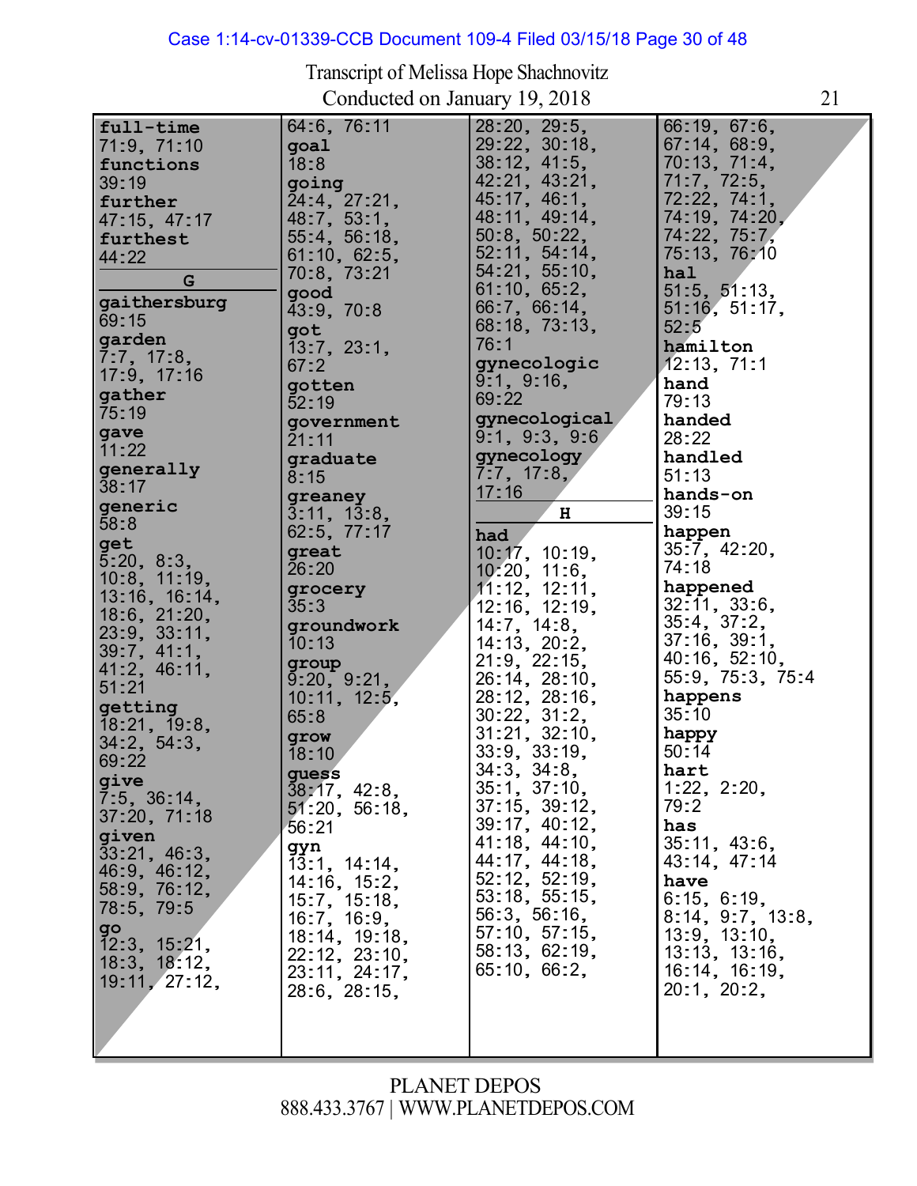Transcript of Melissa Hope Shachnovitz
Conducted on January 19, 2018

**full-time**
71:9, 71:10
**functions**
39:19
**further**
47:15, 47:17
**furthest**
44:22

**G**

**gaithersburg**
69:15
**garden**
7:7, 17:8, 17:9, 17:16
**gather**
75:19
**gave**
11:22
**generally**
38:17
**generic**
58:8
**get**
5:20, 8:3, 10:8, 11:19, 13:16, 16:14, 18:6, 21:20, 23:9, 33:11, 39:7, 41:1, 41:2, 46:11, 51:21
**getting**
18:21, 19:8, 34:2, 54:3, 69:22
**give**
7:5, 36:14, 37:20, 71:18
**given**
33:21, 46:3, 46:9, 46:12, 58:9, 76:12, 78:5, 79:5
**go**
12:3, 15:21, 18:3, 18:12, 19:11, 27:12, 64:6, 76:11
**goal**
18:8
**going**
24:4, 27:21, 48:7, 53:1, 55:4, 56:18, 61:10, 62:5, 70:8, 73:21
**good**
43:9, 70:8
**got**
13:7, 23:1, 67:2
**gotten**
52:19
**government**
21:11
**graduate**
8:15
**greaney**
3:11, 13:8, 62:5, 77:17
**great**
26:20
**grocery**
35:3
**groundwork**
10:13
**group**
9:20, 9:21, 10:11, 12:5, 65:8
**grow**
18:10
**guess**
38:17, 42:8, 51:20, 56:18, 56:21
**gyn**
13:1, 14:14, 14:16, 15:2, 15:7, 15:18, 16:7, 16:9, 18:14, 19:18, 22:12, 23:10, 23:11, 24:17, 28:6, 28:15, 28:20, 29:5, 29:22, 30:18, 38:12, 41:5, 42:21, 43:21, 45:17, 46:1, 48:11, 49:14, 50:8, 50:22, 52:11, 54:14, 54:21, 55:10, 61:10, 65:2, 66:7, 66:14, 68:18, 73:13, 76:1
**gynecologic**
9:1, 9:16, 69:22
**gynecological**
9:1, 9:3, 9:6
**gynecology**
7:7, 17:8, 17:16

**H**

**had**
10:17, 10:19, 10:20, 11:6, 11:12, 12:11, 12:16, 12:19, 14:7, 14:8, 14:13, 20:2, 21:9, 22:15, 26:14, 28:10, 28:12, 28:16, 30:22, 31:2, 31:21, 32:10, 33:9, 33:19, 34:3, 34:8, 35:1, 37:10, 37:15, 39:12, 39:17, 40:12, 41:18, 44:10, 44:17, 44:18, 52:12, 52:19, 53:18, 55:15, 56:3, 56:16, 57:10, 57:15, 58:13, 62:19, 65:10, 66:2, 66:19, 67:6, 67:14, 68:9, 70:13, 71:4, 71:7, 72:5, 72:22, 74:1, 74:19, 74:20, 74:22, 75:7, 75:13, 76:10
**hal**
51:5, 51:13, 51:16, 51:17, 52:5
**hamilton**
12:13, 71:1
**hand**
79:13
**handed**
28:22
**handled**
51:13
**hands-on**
39:15
**happen**
35:7, 42:20, 74:18
**happened**
32:11, 33:6, 35:4, 37:2, 37:16, 39:1, 40:16, 52:10, 55:9, 75:3, 75:4
**happens**
35:10
**happy**
50:14
**hart**
1:22, 2:20, 79:2
**has**
35:11, 43:6, 43:14, 47:14
**have**
6:15, 6:19, 8:14, 9:7, 13:8, 13:9, 13:10, 13:13, 13:16, 16:14, 16:19, 20:1, 20:2,

PLANET DEPOS
888.433.3767 | WWW.PLANETDEPOS.COM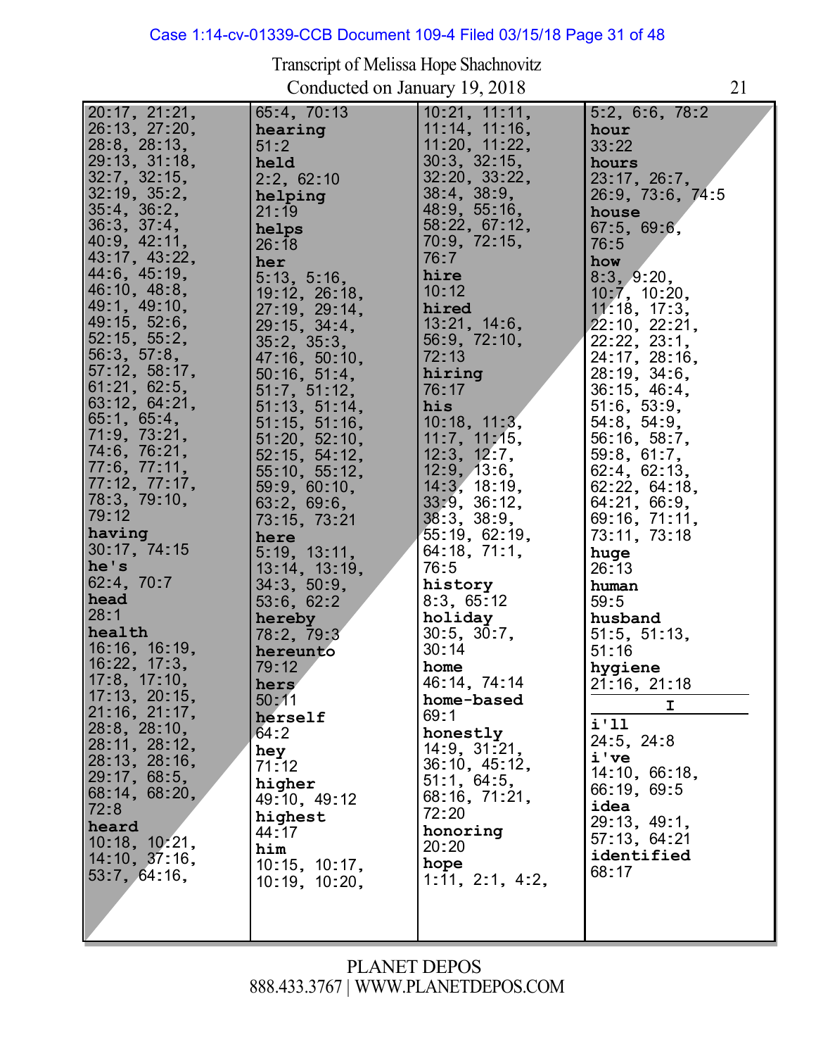Transcript of Melissa Hope Shachnovitz
Conducted on January 19, 2018

20:17, 21:21, 26:13, 27:20, 28:8, 28:13, 29:13, 31:18, 32:7, 32:15, 32:19, 35:2, 35:4, 36:2, 36:3, 37:4, 40:9, 42:11, 43:17, 43:22, 44:6, 45:19, 46:10, 48:8, 49:1, 49:10, 49:15, 52:6, 52:15, 55:2, 56:3, 57:8, 57:12, 58:17, 61:21, 62:5, 63:12, 64:21, 65:1, 65:4, 71:9, 73:21, 74:6, 76:21, 77:6, 77:11, 77:12, 77:17, 78:3, 79:10, 79:12

**having**
30:17, 74:15

**he's**
62:4, 70:7

**head**
28:1

**health**
16:16, 16:19, 16:22, 17:3, 17:8, 17:10, 17:13, 20:15, 21:16, 21:17, 28:8, 28:10, 28:11, 28:12, 28:13, 28:16, 29:17, 68:5, 68:14, 68:20, 72:8

**heard**
10:18, 10:21, 14:10, 37:16, 53:7, 64:16, 65:4, 70:13

**hearing**
51:2

**held**
2:2, 62:10

**helping**
21:19

**helps**
26:18

**her**
5:13, 5:16, 19:12, 26:18, 27:19, 29:14, 29:15, 34:4, 35:2, 35:3, 47:16, 50:10, 50:16, 51:4, 51:7, 51:12, 51:13, 51:14, 51:15, 51:16, 51:20, 52:10, 52:15, 54:12, 55:10, 55:12, 59:9, 60:10, 63:2, 69:6, 73:15, 73:21

**here**
5:19, 13:11, 13:14, 13:19, 34:3, 50:9, 53:6, 62:2

**hereby**
78:2, 79:3

**hereunto**
79:12

**hers**
50:11

**herself**
64:2

**hey**
71:12

**higher**
49:10, 49:12

**highest**
44:17

**him**
10:15, 10:17, 10:19, 10:20, 10:21, 11:11, 11:14, 11:16, 11:20, 11:22, 30:3, 32:15, 32:20, 33:22, 38:4, 38:9, 48:9, 55:16, 58:22, 67:12, 70:9, 72:15, 76:7

**hire**
10:12

**hired**
13:21, 14:6, 56:9, 72:10, 72:13

**hiring**
76:17

**his**
10:18, 11:3, 11:7, 11:15, 12:3, 12:7, 12:9, 13:6, 14:3, 18:19, 33:9, 36:12, 38:3, 38:9, 55:19, 62:19, 64:18, 71:1, 76:5

**history**
8:3, 65:12

**holiday**
30:5, 30:7, 30:14

**home**
46:14, 74:14

**home-based**
69:1

**honestly**
14:9, 31:21, 36:10, 45:12, 51:1, 64:5, 68:16, 71:21, 72:20

**honoring**
20:20

**hope**
1:11, 2:1, 4:2, 5:2, 6:6, 78:2

**hour**
33:22

**hours**
23:17, 26:7, 26:9, 73:6, 74:5

**house**
67:5, 69:6, 76:5

**how**
8:3, 9:20, 10:7, 10:20, 11:18, 17:3, 22:10, 22:21, 22:22, 23:1, 24:17, 28:16, 28:19, 34:6, 36:15, 46:4, 51:6, 53:9, 54:8, 54:9, 56:16, 58:7, 59:8, 61:7, 62:4, 62:13, 62:22, 64:18, 64:21, 66:9, 69:16, 71:11, 73:11, 73:18

**huge**
26:13

**human**
59:5

**husband**
51:5, 51:13, 51:16

**hygiene**
21:16, 21:18

## I

**i'll**
24:5, 24:8

**i've**
14:10, 66:18, 66:19, 69:5

**idea**
29:13, 49:1, 57:13, 64:21

**identified**
68:17

PLANET DEPOS
888.433.3767 | WWW.PLANETDEPOS.COM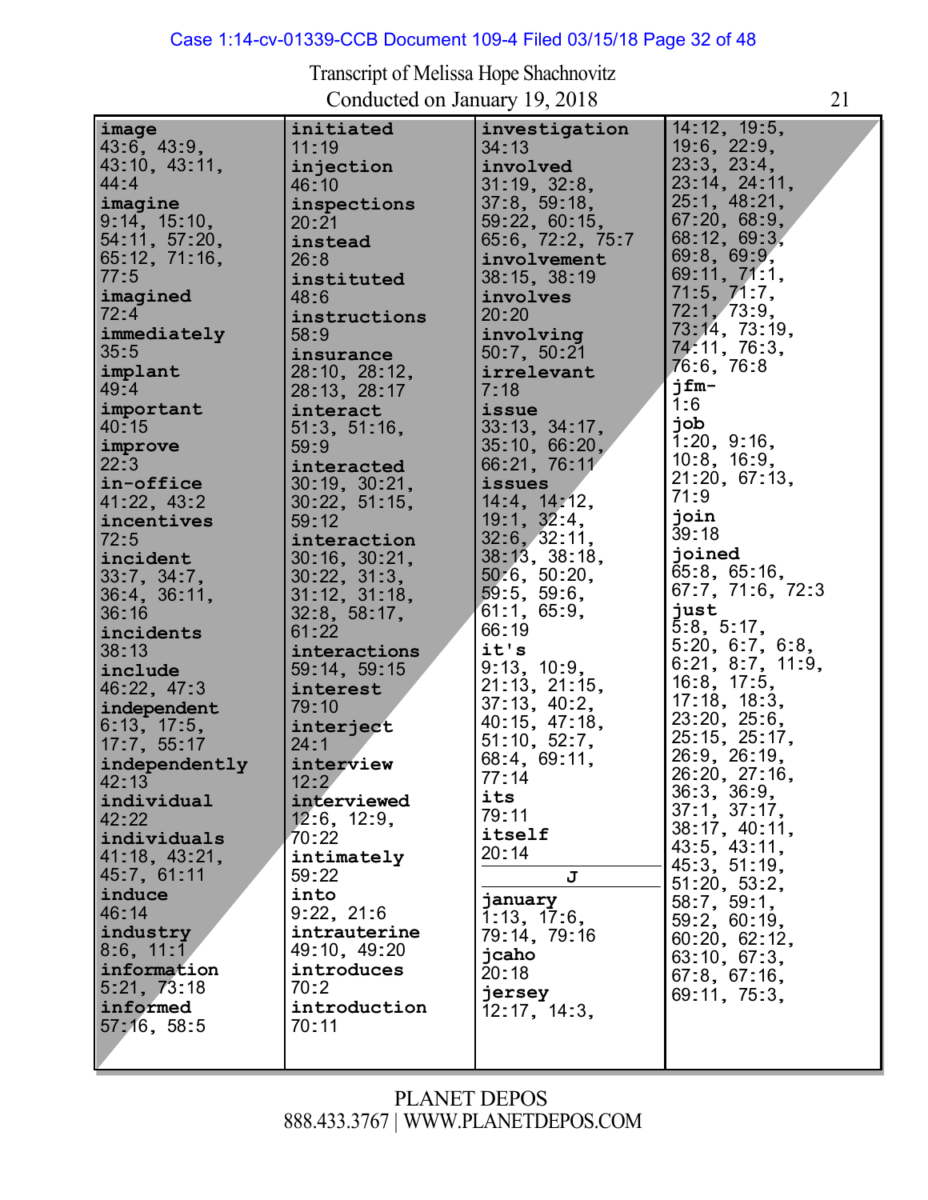Transcript of Melissa Hope Shachnovitz
Conducted on January 19, 2018

**image**
43:6, 43:9, 43:10, 43:11, 44:4
**imagine**
9:14, 15:10, 54:11, 57:20, 65:12, 71:16, 77:5
**imagined**
72:4
**immediately**
35:5
**implant**
49:4
**important**
40:15
**improve**
22:3
**in-office**
41:22, 43:2
**incentives**
72:5
**incident**
33:7, 34:7, 36:4, 36:11, 36:16
**incidents**
38:13
**include**
46:22, 47:3
**independent**
6:13, 17:5, 17:7, 55:17
**independently**
42:13
**individual**
42:22
**individuals**
41:18, 43:21, 45:7, 61:11
**induce**
46:14
**industry**
8:6, 11:1
**information**
5:21, 73:18
**informed**
57:16, 58:5

**initiated**
11:19
**injection**
46:10
**inspections**
20:21
**instead**
26:8
**instituted**
48:6
**instructions**
58:9
**insurance**
28:10, 28:12, 28:13, 28:17
**interact**
51:3, 51:16, 59:9
**interacted**
30:19, 30:21, 30:22, 51:15, 59:12
**interaction**
30:16, 30:21, 30:22, 31:3, 31:12, 31:18, 32:8, 58:17, 61:22
**interactions**
59:14, 59:15
**interest**
79:10
**interject**
24:1
**interview**
12:2
**interviewed**
12:6, 12:9, 70:22
**intimately**
59:22
**into**
9:22, 21:6
**intrauterine**
49:10, 49:20
**introduces**
70:2
**introduction**
70:11

**investigation**
34:13
**involved**
31:19, 32:8, 37:8, 59:18, 59:22, 60:15, 65:6, 72:2, 75:7
**involvement**
38:15, 38:19
**involves**
20:20
**involving**
50:7, 50:21
**irrelevant**
7:18
**issue**
33:13, 34:17, 35:10, 66:20, 66:21, 76:11
**issues**
14:4, 14:12, 19:1, 32:4, 32:6, 32:11, 38:13, 38:18, 50:6, 50:20, 59:5, 59:6, 61:1, 65:9, 66:19
**it's**
9:13, 10:9, 21:13, 21:15, 37:13, 40:2, 40:15, 47:18, 51:10, 52:7, 68:4, 69:11, 77:14
**its**
79:11
**itself**
20:14

**J**

**january**
1:13, 17:6, 79:14, 79:16
**jcaho**
20:18
**jersey**
12:17, 14:3, 14:12, 19:5, 19:6, 22:9, 23:3, 23:4, 23:14, 24:11, 25:1, 48:21, 67:20, 68:9, 68:12, 69:3, 69:8, 69:9, 69:11, 71:1, 71:5, 71:7, 72:1, 73:9, 73:14, 73:19, 74:11, 76:3, 76:6, 76:8
**jfm-**
1:6
**job**
1:20, 9:16, 10:8, 16:9, 21:20, 67:13, 71:9
**join**
39:18
**joined**
65:8, 65:16, 67:7, 71:6, 72:3
**just**
5:8, 5:17, 5:20, 6:7, 6:8, 6:21, 8:7, 11:9, 16:8, 17:5, 17:18, 18:3, 23:20, 25:6, 25:15, 25:17, 26:9, 26:19, 26:20, 27:16, 36:3, 36:9, 37:1, 37:17, 38:17, 40:11, 43:5, 43:11, 45:3, 51:19, 51:20, 53:2, 58:7, 59:1, 59:2, 60:19, 60:20, 62:12, 63:10, 67:3, 67:8, 67:16, 69:11, 75:3,

PLANET DEPOS
888.433.3767 | WWW.PLANETDEPOS.COM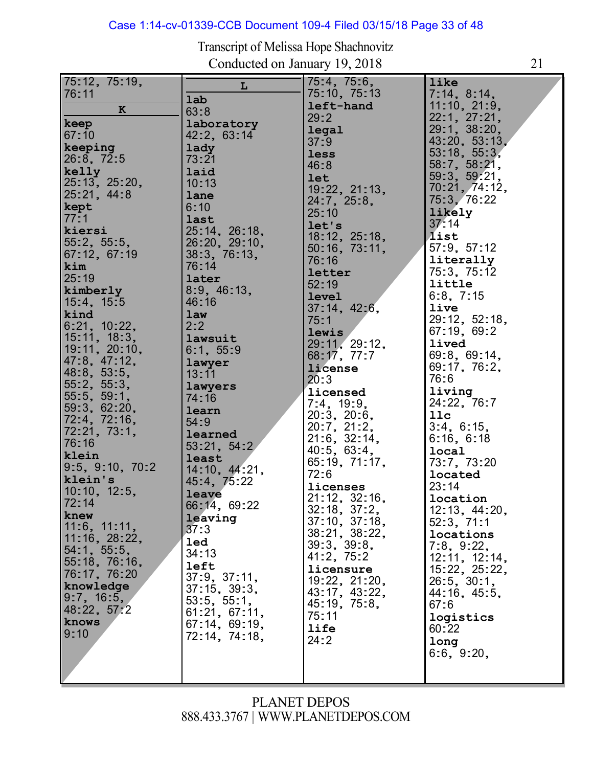Transcript of Melissa Hope Shachnovitz
Conducted on January 19, 2018

75:12, 75:19, 76:11

**K**

**keep**
67:10
**keeping**
26:8, 72:5
**kelly**
25:13, 25:20, 25:21, 44:8
**kept**
77:1
**kiersi**
55:2, 55:5, 67:12, 67:19
**kim**
25:19
**kimberly**
15:4, 15:5
**kind**
6:21, 10:22, 15:11, 18:3, 19:11, 20:10, 47:8, 47:12, 48:8, 53:5, 55:2, 55:3, 55:5, 59:1, 59:3, 62:20, 72:4, 72:16, 72:21, 73:1, 76:16
**klein**
9:5, 9:10, 70:2
**klein's**
10:10, 12:5, 72:14
**knew**
11:6, 11:11, 11:16, 28:22, 54:1, 55:5, 55:18, 76:16, 76:17, 76:20
**knowledge**
9:7, 16:5, 48:22, 57:2
**knows**
9:10

**L**

**lab**
63:8
**laboratory**
42:2, 63:14
**lady**
73:21
**laid**
10:13
**lane**
6:10
**last**
25:14, 26:18, 26:20, 29:10, 38:3, 76:13, 76:14
**later**
8:9, 46:13, 46:16
**law**
2:2
**lawsuit**
6:1, 55:9
**lawyer**
13:11
**lawyers**
74:16
**learn**
54:9
**learned**
53:21, 54:2
**least**
14:10, 44:21, 45:4, 75:22
**leave**
66:14, 69:22
**leaving**
37:3
**led**
34:13
**left**
37:9, 37:11, 37:15, 39:3, 53:5, 55:1, 61:21, 67:11, 67:14, 69:19, 72:14, 74:18, 75:4, 75:6, 75:10, 75:13
**left-hand**
29:2
**legal**
37:9
**less**
46:8
**let**
19:22, 21:13, 24:7, 25:8, 25:10
**let's**
18:12, 25:18, 50:16, 73:11, 76:16
**letter**
52:19
**level**
37:14, 42:6, 75:1
**lewis**
29:11, 29:12, 68:17, 77:7
**license**
20:3
**licensed**
7:4, 19:9, 20:3, 20:6, 20:7, 21:2, 21:6, 32:14, 40:5, 63:4, 65:19, 71:17, 72:6
**licenses**
21:12, 32:16, 32:18, 37:2, 37:10, 37:18, 38:21, 38:22, 39:3, 39:8, 41:2, 75:2
**licensure**
19:22, 21:20, 43:17, 43:22, 45:19, 75:8, 75:11
**life**
24:2
**like**
7:14, 8:14, 11:10, 21:9, 22:1, 27:21, 29:1, 38:20, 43:20, 53:13, 53:18, 55:3, 58:7, 58:21, 59:3, 59:21, 70:21, 74:12, 75:3, 76:22
**likely**
37:14
**list**
57:9, 57:12
**literally**
75:3, 75:12
**little**
6:8, 7:15
**live**
29:12, 52:18, 67:19, 69:2
**lived**
69:8, 69:14, 69:17, 76:2, 76:6
**living**
24:22, 76:7
**llc**
3:4, 6:15, 6:16, 6:18
**local**
73:7, 73:20
**located**
23:14
**location**
12:13, 44:20, 52:3, 71:1
**locations**
7:8, 9:22, 12:11, 12:14, 15:22, 25:22, 26:5, 30:1, 44:16, 45:5, 67:6
**logistics**
60:22
**long**
6:6, 9:20,

PLANET DEPOS
888.433.3767 | WWW.PLANETDEPOS.COM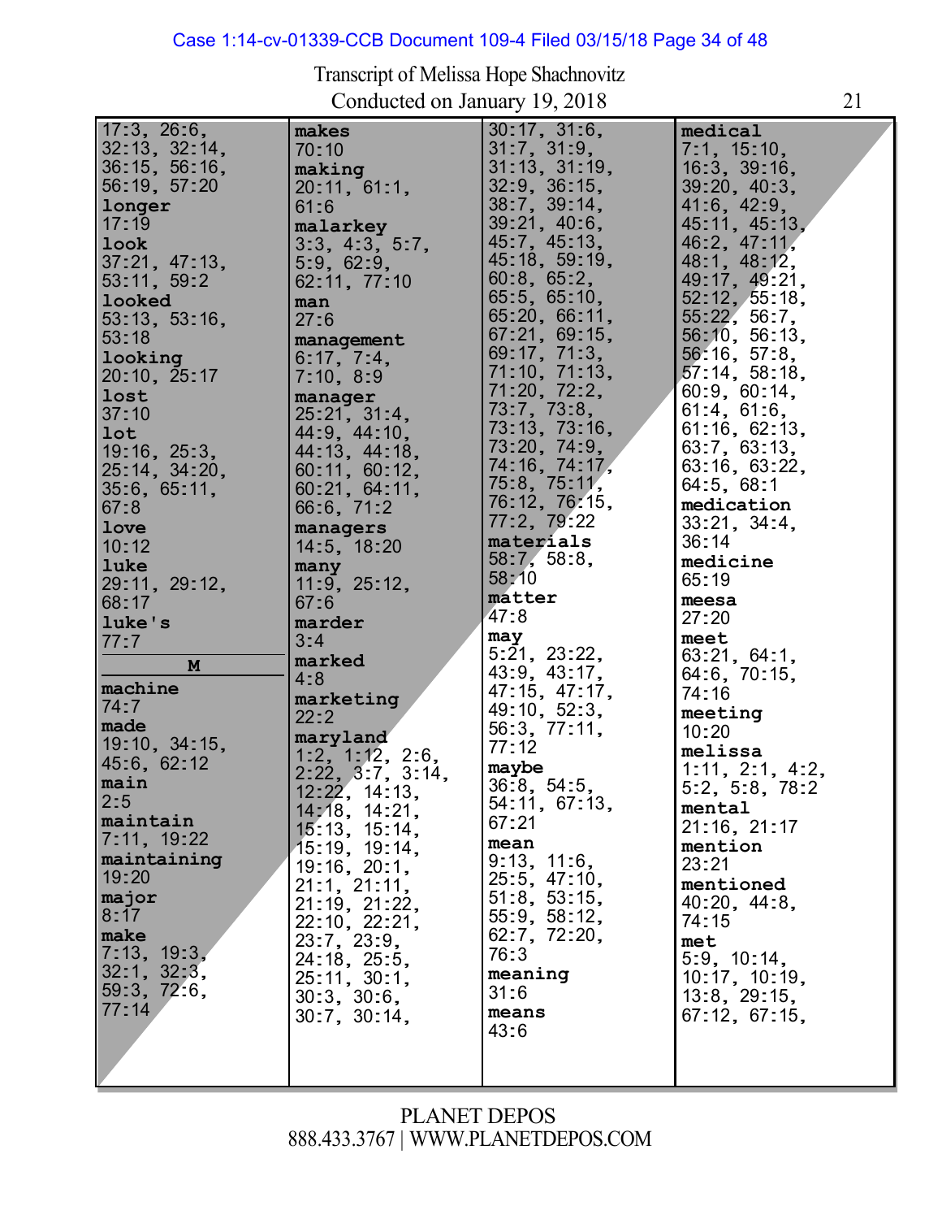Transcript of Melissa Hope Shachnovitz
Conducted on January 19, 2018

17:3, 26:6, 32:13, 32:14, 36:15, 56:16, 56:19, 57:20
**longer**
17:19
**look**
37:21, 47:13, 53:11, 59:2
**looked**
53:13, 53:16, 53:18
**looking**
20:10, 25:17
**lost**
37:10
**lot**
19:16, 25:3, 25:14, 34:20, 35:6, 65:11, 67:8
**love**
10:12
**luke**
29:11, 29:12, 68:17
**luke's**
77:7

**M**

**machine**
74:7
**made**
19:10, 34:15, 45:6, 62:12
**main**
2:5
**maintain**
7:11, 19:22
**maintaining**
19:20
**major**
8:17
**make**
7:13, 19:3, 32:1, 32:3, 59:3, 72:6, 77:14
**makes**
70:10
**making**
20:11, 61:1, 61:6
**malarkey**
3:3, 4:3, 5:7, 5:9, 62:9, 62:11, 77:10
**man**
27:6
**management**
6:17, 7:4, 7:10, 8:9
**manager**
25:21, 31:4, 44:9, 44:10, 44:13, 44:18, 60:11, 60:12, 60:21, 64:11, 66:6, 71:2
**managers**
14:5, 18:20
**many**
11:9, 25:12, 67:6
**marder**
3:4
**marked**
4:8
**marketing**
22:2
**maryland**
1:2, 1:12, 2:6, 2:22, 3:7, 3:14, 12:22, 14:13, 14:18, 14:21, 15:13, 15:14, 15:19, 19:14, 19:16, 20:1, 21:1, 21:11, 21:19, 21:22, 22:10, 22:21, 23:7, 23:9, 24:18, 25:5, 25:11, 30:1, 30:3, 30:6, 30:7, 30:14, 30:17, 31:6, 31:7, 31:9, 31:13, 31:19, 32:9, 36:15, 38:7, 39:14, 39:21, 40:6, 45:7, 45:13, 45:18, 59:19, 60:8, 65:2, 65:5, 65:10, 65:20, 66:11, 67:21, 69:15, 69:17, 71:3, 71:10, 71:13, 71:20, 72:2, 73:7, 73:8, 73:13, 73:16, 73:20, 74:9, 74:16, 74:17, 75:8, 75:11, 76:12, 76:15, 77:2, 79:22
**materials**
58:7, 58:8, 58:10
**matter**
47:8
**may**
5:21, 23:22, 43:9, 43:17, 47:15, 47:17, 49:10, 52:3, 56:3, 77:11, 77:12
**maybe**
36:8, 54:5, 54:11, 67:13, 67:21
**mean**
9:13, 11:6, 25:5, 47:10, 51:8, 53:15, 55:9, 58:12, 62:7, 72:20, 76:3
**meaning**
31:6
**means**
43:6
**medical**
7:1, 15:10, 16:3, 39:16, 39:20, 40:3, 41:6, 42:9, 45:11, 45:13, 46:2, 47:11, 48:1, 48:12, 49:17, 49:21, 52:12, 55:18, 55:22, 56:7, 56:10, 56:13, 56:16, 57:8, 57:14, 58:18, 60:9, 60:14, 61:4, 61:6, 61:16, 62:13, 63:7, 63:13, 63:16, 63:22, 64:5, 68:1
**medication**
33:21, 34:4, 36:14
**medicine**
65:19
**meesa**
27:20
**meet**
63:21, 64:1, 64:6, 70:15, 74:16
**meeting**
10:20
**melissa**
1:11, 2:1, 4:2, 5:2, 5:8, 78:2
**mental**
21:16, 21:17
**mention**
23:21
**mentioned**
40:20, 44:8, 74:15
**met**
5:9, 10:14, 10:17, 10:19, 13:8, 29:15, 67:12, 67:15,

PLANET DEPOS
888.433.3767 | WWW.PLANETDEPOS.COM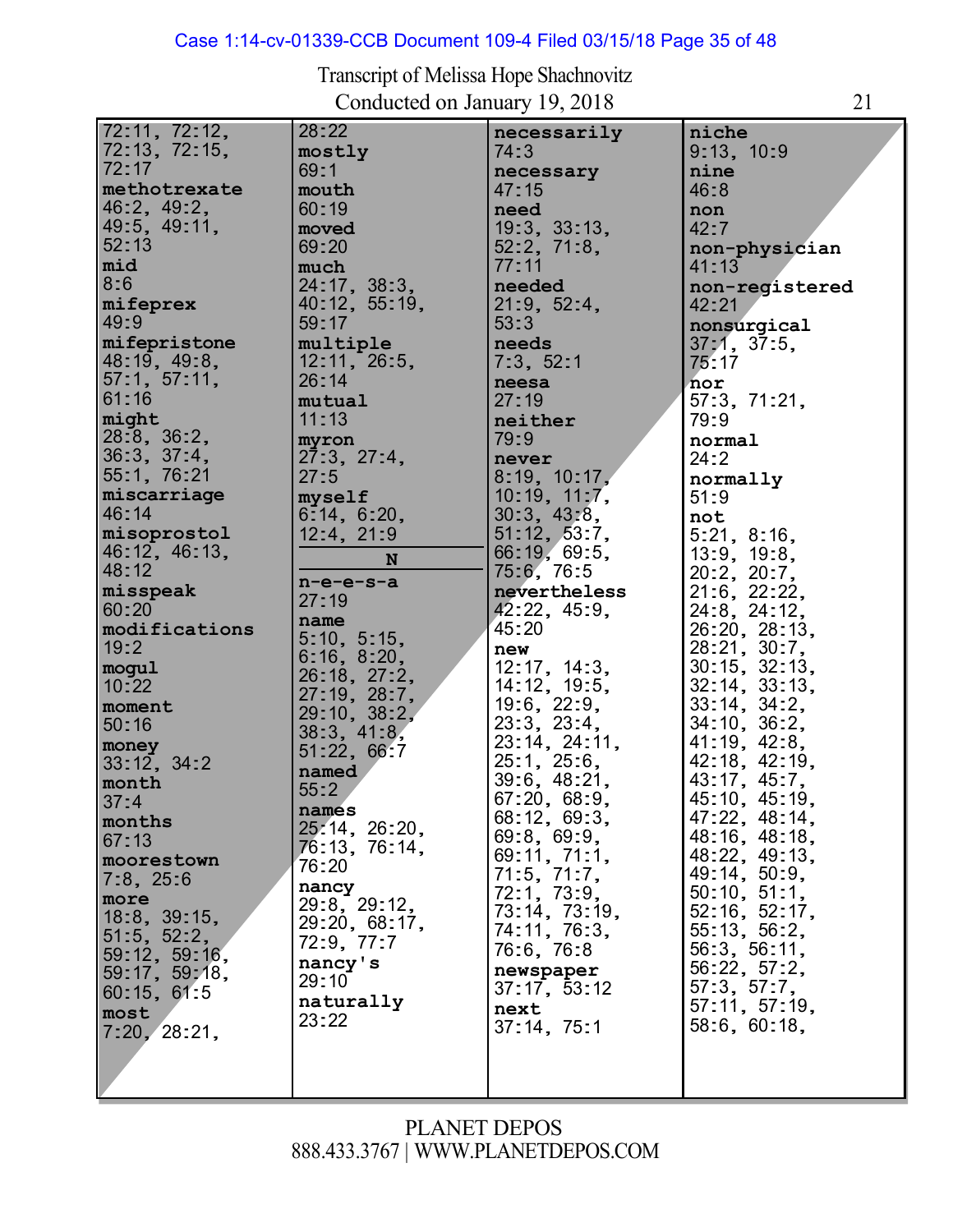Transcript of Melissa Hope Shachnovitz
Conducted on January 19, 2018

72:11, 72:12, 72:13, 72:15, 72:17
**methotrexate**
46:2, 49:2, 49:5, 49:11, 52:13
**mid**
8:6
**mifeprex**
49:9
**mifepristone**
48:19, 49:8, 57:1, 57:11, 61:16
**might**
28:8, 36:2, 36:3, 37:4, 55:1, 76:21
**miscarriage**
46:14
**misoprostol**
46:12, 46:13, 48:12
**misspeak**
60:20
**modifications**
19:2
**mogul**
10:22
**moment**
50:16
**money**
33:12, 34:2
**month**
37:4
**months**
67:13
**moorestown**
7:8, 25:6
**more**
18:8, 39:15, 51:5, 52:2, 59:12, 59:16, 59:17, 59:18, 60:15, 61:5
**most**
7:20, 28:21, 28:22
**mostly**
69:1
**mouth**
60:19
**moved**
69:20
**much**
24:17, 38:3, 40:12, 55:19, 59:17
**multiple**
12:11, 26:5, 26:14
**mutual**
11:13
**myron**
27:3, 27:4, 27:5
**myself**
6:14, 6:20, 12:4, 21:9

**N**

**n-e-e-s-a**
27:19
**name**
5:10, 5:15, 6:16, 8:20, 26:18, 27:2, 27:19, 28:7, 29:10, 38:2, 38:3, 41:8, 51:22, 66:7
**named**
55:2
**names**
25:14, 26:20, 76:13, 76:14, 76:20
**nancy**
29:8, 29:12, 29:20, 68:17, 72:9, 77:7
**nancy's**
29:10
**naturally**
23:22
**necessarily**
74:3
**necessary**
47:15
**need**
19:3, 33:13, 52:2, 71:8, 77:11
**needed**
21:9, 52:4, 53:3
**needs**
7:3, 52:1
**neesa**
27:19
**neither**
79:9
**never**
8:19, 10:17, 10:19, 11:7, 30:3, 43:8, 51:12, 53:7, 66:19, 69:5, 75:6, 76:5
**nevertheless**
42:22, 45:9, 45:20
**new**
12:17, 14:3, 14:12, 19:5, 19:6, 22:9, 23:3, 23:4, 23:14, 24:11, 25:1, 25:6, 39:6, 48:21, 67:20, 68:9, 68:12, 69:3, 69:8, 69:9, 69:11, 71:1, 71:5, 71:7, 72:1, 73:9, 73:14, 73:19, 74:11, 76:3, 76:6, 76:8
**newspaper**
37:17, 53:12
**next**
37:14, 75:1
**niche**
9:13, 10:9
**nine**
46:8
**non**
42:7
**non-physician**
41:13
**non-registered**
42:21
**nonsurgical**
37:1, 37:5, 75:17
**nor**
57:3, 71:21, 79:9
**normal**
24:2
**normally**
51:9
**not**
5:21, 8:16, 13:9, 19:8, 20:2, 20:7, 21:6, 22:22, 24:8, 24:12, 26:20, 28:13, 28:21, 30:7, 30:15, 32:13, 32:14, 33:13, 33:14, 34:2, 34:10, 36:2, 41:19, 42:8, 42:18, 42:19, 43:17, 45:7, 45:10, 45:19, 47:22, 48:14, 48:16, 48:18, 48:22, 49:13, 49:14, 50:9, 50:10, 51:1, 52:16, 52:17, 55:13, 56:2, 56:3, 56:11, 56:22, 57:2, 57:3, 57:7, 57:11, 57:19, 58:6, 60:18,

PLANET DEPOS
888.433.3767 | WWW.PLANETDEPOS.COM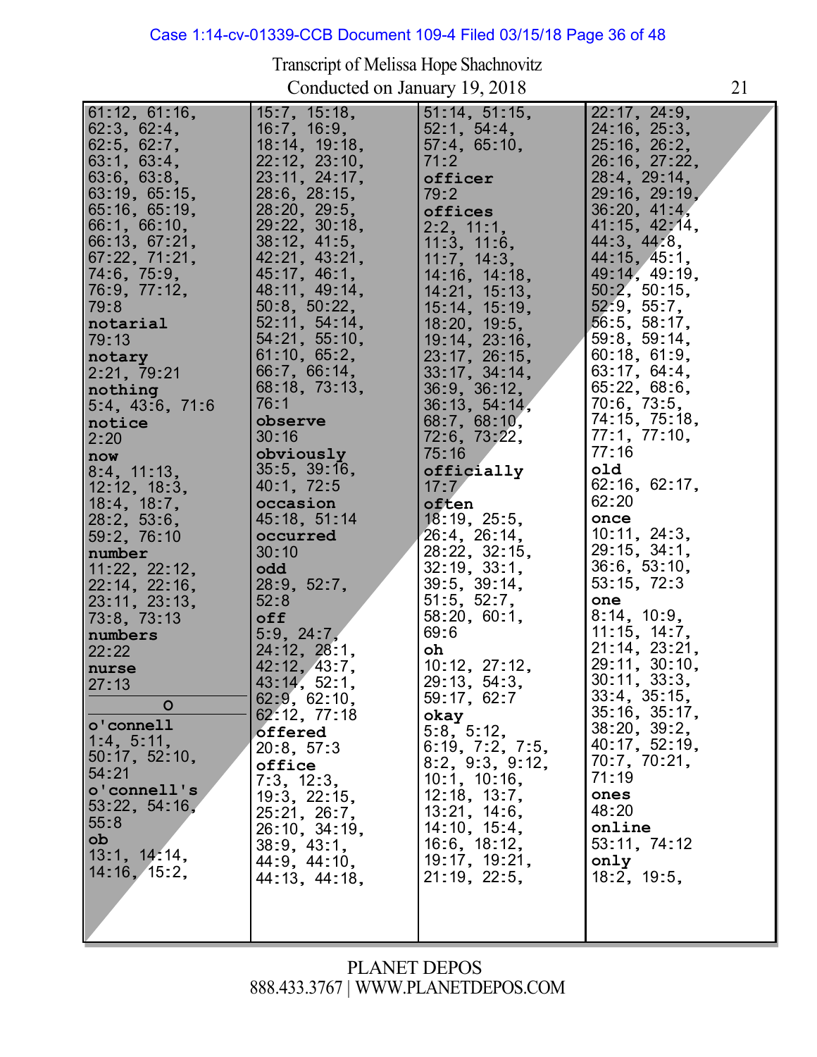Transcript of Melissa Hope Shachnovitz
Conducted on January 19, 2018

61:12, 61:16, 62:3, 62:4, 62:5, 62:7, 63:1, 63:4, 63:6, 63:8, 63:19, 65:15, 65:16, 65:19, 66:1, 66:10, 66:13, 67:21, 67:22, 71:21, 74:6, 75:9, 76:9, 77:12, 79:8

**notarial**
79:13

**notary**
2:21, 79:21

**nothing**
5:4, 43:6, 71:6

**notice**
2:20

**now**
8:4, 11:13, 12:12, 18:3, 18:4, 18:7, 28:2, 53:6, 59:2, 76:10

**number**
11:22, 22:12, 22:14, 22:16, 23:11, 23:13, 73:8, 73:13

**numbers**
22:22

**nurse**
27:13

**O**

**o'connell**
1:4, 5:11, 50:17, 52:10, 54:21

**o'connell's**
53:22, 54:16, 55:8

**ob**
13:1, 14:14, 14:16, 15:2, 15:7, 15:18, 16:7, 16:9, 18:14, 19:18, 22:12, 23:10, 23:11, 24:17, 28:6, 28:15, 28:20, 29:5, 29:22, 30:18, 38:12, 41:5, 42:21, 43:21, 45:17, 46:1, 48:11, 49:14, 50:8, 50:22, 52:11, 54:14, 54:21, 55:10, 61:10, 65:2, 66:7, 66:14, 68:18, 73:13, 76:1

**observe**
30:16

**obviously**
35:5, 39:16, 40:1, 72:5

**occasion**
45:18, 51:14

**occurred**
30:10

**odd**
28:9, 52:7, 52:8

**off**
5:9, 24:7, 24:12, 28:1, 42:12, 43:7, 43:14, 52:1, 62:9, 62:10, 62:12, 77:18

**offered**
20:8, 57:3

**office**
7:3, 12:3, 19:3, 22:15, 25:21, 26:7, 26:10, 34:19, 38:9, 43:1, 44:9, 44:10, 44:13, 44:18, 51:14, 51:15, 52:1, 54:4, 57:4, 65:10, 71:2

**officer**
79:2

**offices**
2:2, 11:1, 11:3, 11:6, 11:7, 14:3, 14:16, 14:18, 14:21, 15:13, 15:14, 15:19, 18:20, 19:5, 19:14, 23:16, 23:17, 26:15, 33:17, 34:14, 36:9, 36:12, 36:13, 54:14, 68:7, 68:10, 72:6, 73:22, 75:16

**officially**
17:7

**often**
18:19, 25:5, 26:4, 26:14, 28:22, 32:15, 32:19, 33:1, 39:5, 39:14, 51:5, 52:7, 58:20, 60:1, 69:6

**oh**
10:12, 27:12, 29:13, 54:3, 59:17, 62:7

**okay**
5:8, 5:12, 6:19, 7:2, 7:5, 8:2, 9:3, 9:12, 10:1, 10:16, 12:18, 13:7, 13:21, 14:6, 14:10, 15:4, 16:6, 18:12, 19:17, 19:21, 21:19, 22:5, 22:17, 24:9, 24:16, 25:3, 25:16, 26:2, 26:16, 27:22, 28:4, 29:14, 29:16, 29:19, 36:20, 41:4, 41:15, 42:14, 44:3, 44:8, 44:15, 45:1, 49:14, 49:19, 50:2, 50:15, 52:9, 55:7, 56:5, 58:17, 59:8, 59:14, 60:18, 61:9, 63:17, 64:4, 65:22, 68:6, 70:6, 73:5, 74:15, 75:18, 77:1, 77:10, 77:16

**old**
62:16, 62:17, 62:20

**once**
10:11, 24:3, 29:15, 34:1, 36:6, 53:10, 53:15, 72:3

**one**
8:14, 10:9, 11:15, 14:7, 21:14, 23:21, 29:11, 30:10, 30:11, 33:3, 33:4, 35:15, 35:16, 35:17, 38:20, 39:2, 40:17, 52:19, 70:7, 70:21, 71:19

**ones**
48:20

**online**
53:11, 74:12

**only**
18:2, 19:5,

PLANET DEPOS
888.433.3767 | WWW.PLANETDEPOS.COM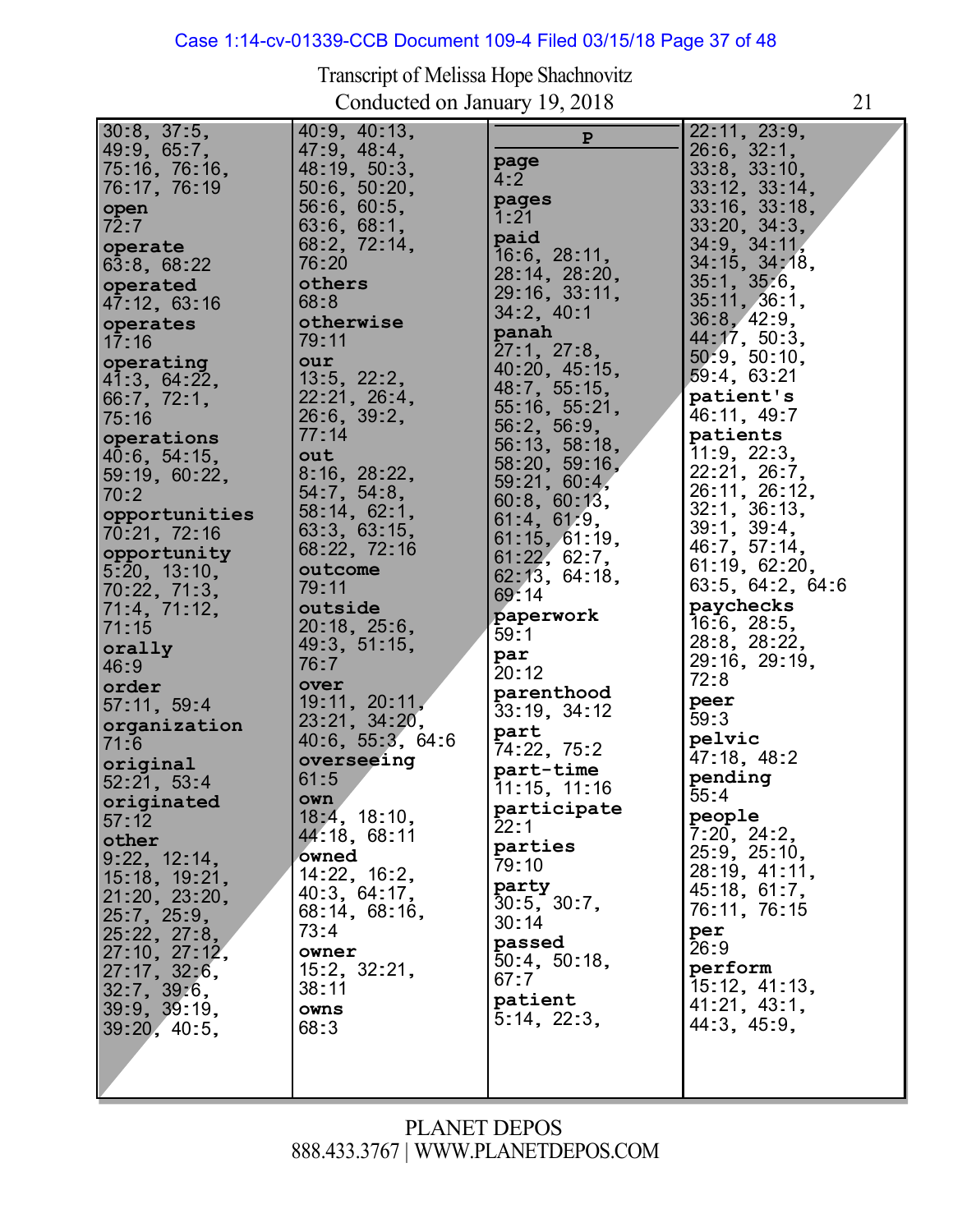Transcript of Melissa Hope Shachnovitz
Conducted on January 19, 2018

30:8, 37:5, 49:9, 65:7, 75:16, 76:16, 76:17, 76:19

**open**
72:7

**operate**
63:8, 68:22

**operated**
47:12, 63:16

**operates**
17:16

**operating**
41:3, 64:22, 66:7, 72:1, 75:16

**operations**
40:6, 54:15, 59:19, 60:22, 70:2

**opportunities**
70:21, 72:16

**opportunity**
5:20, 13:10, 70:22, 71:3, 71:4, 71:12, 71:15

**orally**
46:9

**order**
57:11, 59:4

**organization**
71:6

**original**
52:21, 53:4

**originated**
57:12

**other**
9:22, 12:14, 15:18, 19:21, 21:20, 23:20, 25:7, 25:9, 25:22, 27:8, 27:10, 27:12, 27:17, 32:6, 32:7, 39:6, 39:9, 39:19, 39:20, 40:5, 40:9, 40:13, 47:9, 48:4, 48:19, 50:3, 50:6, 50:20, 56:6, 60:5, 63:6, 68:1, 68:2, 72:14, 76:20

**others**
68:8

**otherwise**
79:11

**our**
13:5, 22:2, 22:21, 26:4, 26:6, 39:2, 77:14

**out**
8:16, 28:22, 54:7, 54:8, 58:14, 62:1, 63:3, 63:15, 68:22, 72:16

**outcome**
79:11

**outside**
20:18, 25:6, 49:3, 51:15, 76:7

**over**
19:11, 20:11, 23:21, 34:20, 40:6, 55:3, 64:6

**overseeing**
61:5

**own**
18:4, 18:10, 44:18, 68:11

**owned**
14:22, 16:2, 40:3, 64:17, 68:14, 68:16, 73:4

**owner**
15:2, 32:21, 38:11

**owns**
68:3

**P**

**page**
4:2

**pages**
1:21

**paid**
16:6, 28:11, 28:14, 28:20, 29:16, 33:11, 34:2, 40:1

**panah**
27:1, 27:8, 40:20, 45:15, 48:7, 55:15, 55:16, 55:21, 56:2, 56:9, 56:13, 58:18, 58:20, 59:16, 59:21, 60:4, 60:8, 60:13, 61:4, 61:9, 61:15, 61:19, 61:22, 62:7, 62:13, 64:18, 69:14

**paperwork**
59:1

**par**
20:12

**parenthood**
33:19, 34:12

**part**
74:22, 75:2

**part-time**
11:15, 11:16

**participate**
22:1

**parties**
79:10

**party**
30:5, 30:7, 30:14

**passed**
50:4, 50:18, 67:7

**patient**
5:14, 22:3, 22:11, 23:9, 26:6, 32:1, 33:8, 33:10, 33:12, 33:14, 33:16, 33:18, 33:20, 34:3, 34:9, 34:11, 34:15, 34:18, 35:1, 35:6, 35:11, 36:1, 36:8, 42:9, 44:17, 50:3, 50:9, 50:10, 59:4, 63:21

**patient's**
46:11, 49:7

**patients**
11:9, 22:3, 22:21, 26:7, 26:11, 26:12, 32:1, 36:13, 39:1, 39:4, 46:7, 57:14, 61:19, 62:20, 63:5, 64:2, 64:6

**paychecks**
16:6, 28:5, 28:8, 28:22, 29:16, 29:19, 72:8

**peer**
59:3

**pelvic**
47:18, 48:2

**pending**
55:4

**people**
7:20, 24:2, 25:9, 25:10, 28:19, 41:11, 45:18, 61:7, 76:11, 76:15

**per**
26:9

**perform**
15:12, 41:13, 41:21, 43:1, 44:3, 45:9,

PLANET DEPOS
888.433.3767 | WWW.PLANETDEPOS.COM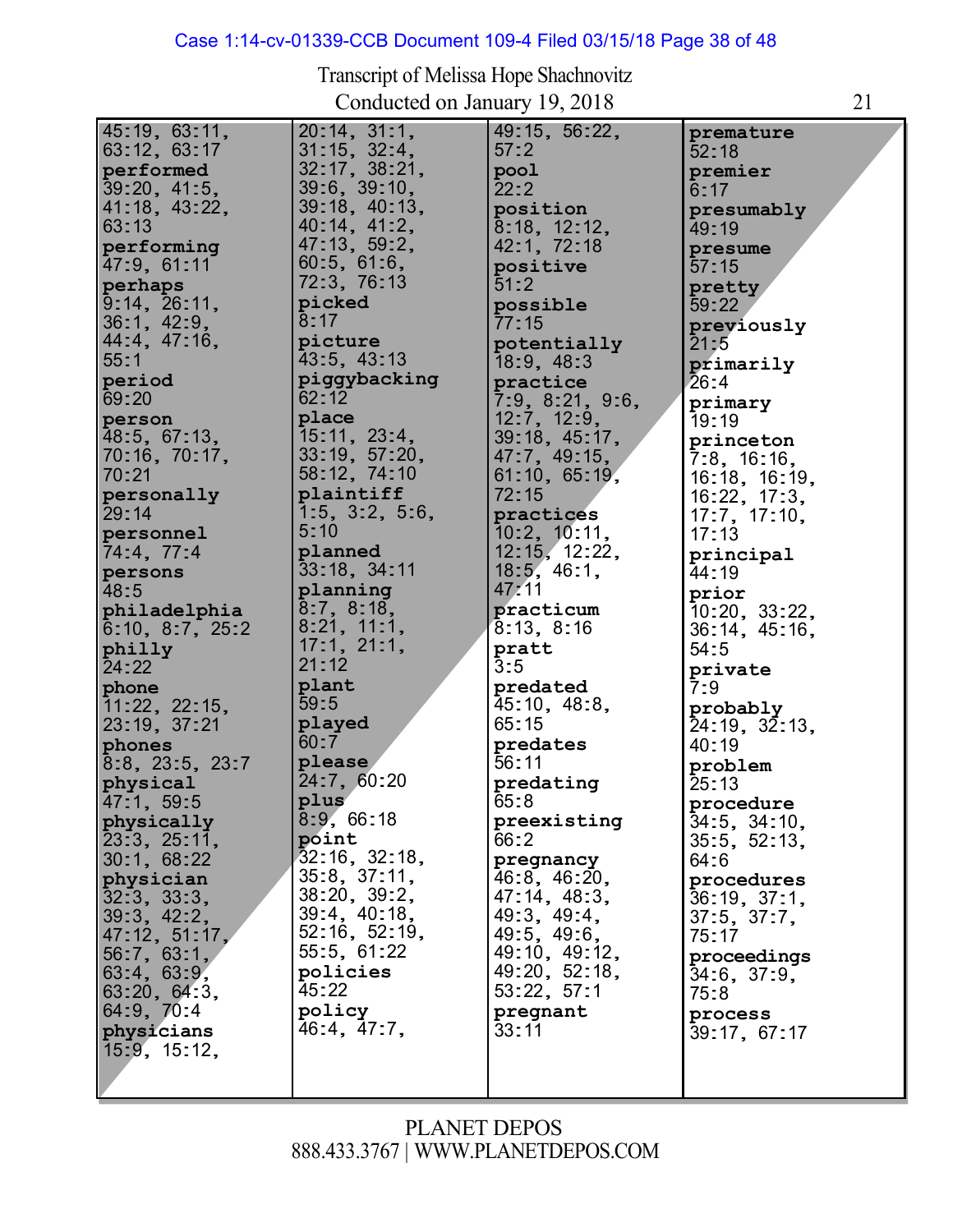Transcript of Melissa Hope Shachnovitz
Conducted on January 19, 2018

45:19, 63:11, 63:12, 63:17
**performed**
39:20, 41:5, 41:18, 43:22, 63:13
**performing**
47:9, 61:11
**perhaps**
9:14, 26:11, 36:1, 42:9, 44:4, 47:16, 55:1
**period**
69:20
**person**
48:5, 67:13, 70:16, 70:17, 70:21
**personally**
29:14
**personnel**
74:4, 77:4
**persons**
48:5
**philadelphia**
6:10, 8:7, 25:2
**philly**
24:22
**phone**
11:22, 22:15, 23:19, 37:21
**phones**
8:8, 23:5, 23:7
**physical**
47:1, 59:5
**physically**
23:3, 25:11, 30:1, 68:22
**physician**
32:3, 33:3, 39:3, 42:2, 47:12, 51:17, 56:7, 63:1, 63:4, 63:9, 63:20, 64:3, 64:9, 70:4
**physicians**
15:9, 15:12,
20:14, 31:1, 31:15, 32:4, 32:17, 38:21, 39:6, 39:10, 39:18, 40:13, 40:14, 41:2, 47:13, 59:2, 60:5, 61:6, 72:3, 76:13
**picked**
8:17
**picture**
43:5, 43:13
**piggybacking**
62:12
**place**
15:11, 23:4, 33:19, 57:20, 58:12, 74:10
**plaintiff**
1:5, 3:2, 5:6, 5:10
**planned**
33:18, 34:11
**planning**
8:7, 8:18, 8:21, 11:1, 17:1, 21:1, 21:12
**plant**
59:5
**played**
60:7
**please**
24:7, 60:20
**plus**
8:9, 66:18
**point**
32:16, 32:18, 35:8, 37:11, 38:20, 39:2, 39:4, 40:18, 52:16, 52:19, 55:5, 61:22
**policies**
45:22
**policy**
46:4, 47:7,
49:15, 56:22, 57:2
**pool**
22:2
**position**
8:18, 12:12, 42:1, 72:18
**positive**
51:2
**possible**
77:15
**potentially**
18:9, 48:3
**practice**
7:9, 8:21, 9:6, 12:7, 12:9, 39:18, 45:17, 47:7, 49:15, 61:10, 65:19, 72:15
**practices**
10:2, 10:11, 12:15, 12:22, 18:5, 46:1, 47:11
**practicum**
8:13, 8:16
**pratt**
3:5
**predated**
45:10, 48:8, 65:15
**predates**
56:11
**predating**
65:8
**preexisting**
66:2
**pregnancy**
46:8, 46:20, 47:14, 48:3, 49:3, 49:4, 49:5, 49:6, 49:10, 49:12, 49:20, 52:18, 53:22, 57:1
**pregnant**
33:11
**premature**
52:18
**premier**
6:17
**presumably**
49:19
**presume**
57:15
**pretty**
59:22
**previously**
21:5
**primarily**
26:4
**primary**
19:19
**princeton**
7:8, 16:16, 16:18, 16:19, 16:22, 17:3, 17:7, 17:10, 17:13
**principal**
44:19
**prior**
10:20, 33:22, 36:14, 45:16, 54:5
**private**
7:9
**probably**
24:19, 32:13, 40:19
**problem**
25:13
**procedure**
34:5, 34:10, 35:5, 52:13, 64:6
**procedures**
36:19, 37:1, 37:5, 37:7, 75:17
**proceedings**
34:6, 37:9, 75:8
**process**
39:17, 67:17

PLANET DEPOS
888.433.3767 | WWW.PLANETDEPOS.COM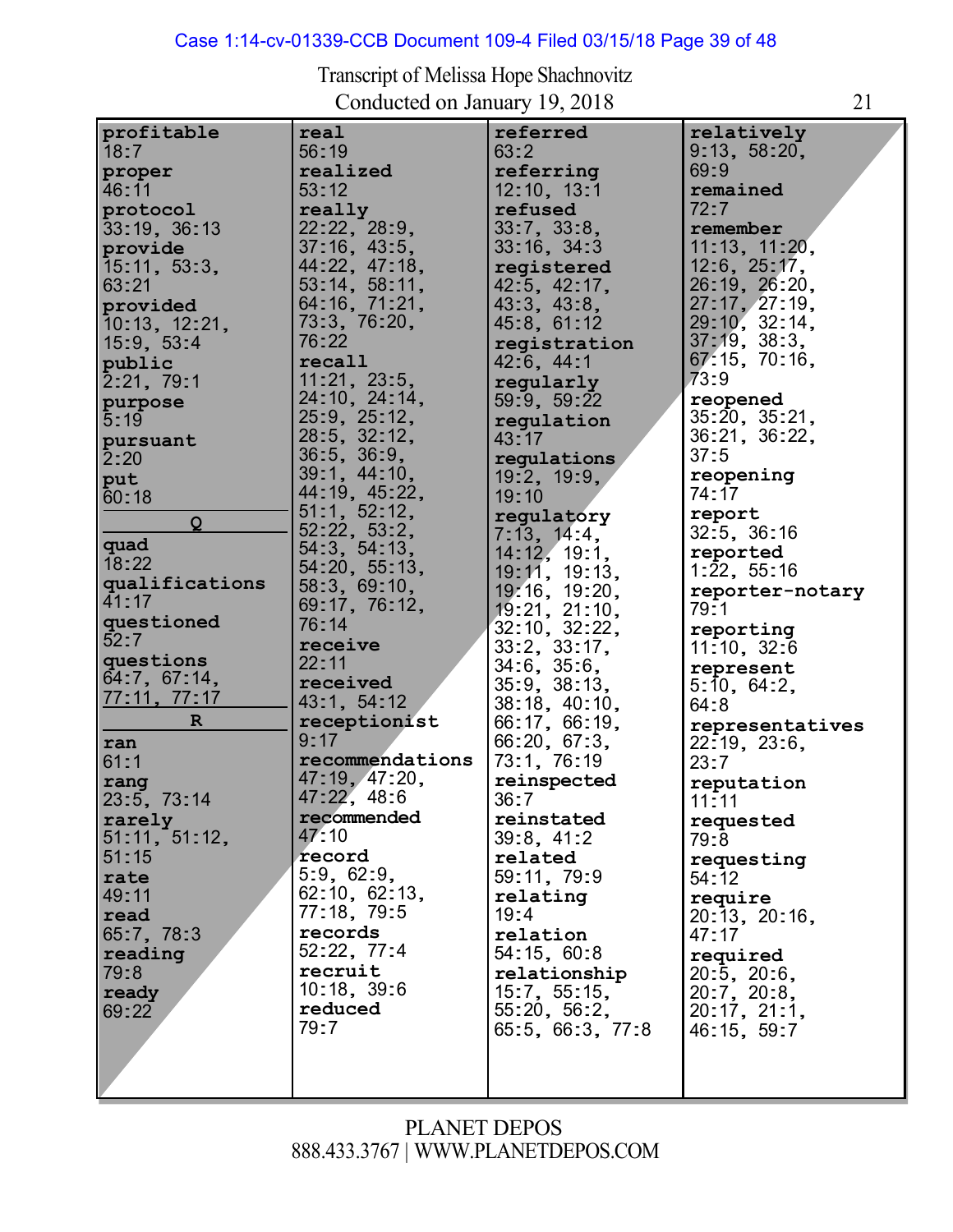Transcript of Melissa Hope Shachnovitz
Conducted on January 19, 2018

**profitable**
18:7
**proper**
46:11
**protocol**
33:19, 36:13
**provide**
15:11, 53:3, 63:21
**provided**
10:13, 12:21, 15:9, 53:4
**public**
2:21, 79:1
**purpose**
5:19
**pursuant**
2:20
**put**
60:18

**Q**

**quad**
18:22
**qualifications**
41:17
**questioned**
52:7
**questions**
64:7, 67:14, 77:11, 77:17

**R**

**ran**
61:1
**rang**
23:5, 73:14
**rarely**
51:11, 51:12, 51:15
**rate**
49:11
**read**
65:7, 78:3
**reading**
79:8
**ready**
69:22
**real**
56:19
**realized**
53:12
**really**
22:22, 28:9, 37:16, 43:5, 44:22, 47:18, 53:14, 58:11, 64:16, 71:21, 73:3, 76:20, 76:22
**recall**
11:21, 23:5, 24:10, 24:14, 25:9, 25:12, 28:5, 32:12, 36:5, 36:9, 39:1, 44:10, 44:19, 45:22, 51:1, 52:12, 52:22, 53:2, 54:3, 54:13, 54:20, 55:13, 58:3, 69:10, 69:17, 76:12, 76:14
**receive**
22:11
**received**
43:1, 54:12
**receptionist**
9:17
**recommendations**
47:19, 47:20, 47:22, 48:6
**recommended**
47:10
**record**
5:9, 62:9, 62:10, 62:13, 77:18, 79:5
**records**
52:22, 77:4
**recruit**
10:18, 39:6
**reduced**
79:7
**referred**
63:2
**referring**
12:10, 13:1
**refused**
33:7, 33:8, 33:16, 34:3
**registered**
42:5, 42:17, 43:3, 43:8, 45:8, 61:12
**registration**
42:6, 44:1
**regularly**
59:9, 59:22
**regulation**
43:17
**regulations**
19:2, 19:9, 19:10
**regulatory**
7:13, 14:4, 14:12, 19:1, 19:11, 19:13, 19:16, 19:20, 19:21, 21:10, 32:10, 32:22, 33:2, 33:17, 34:6, 35:6, 35:9, 38:13, 38:18, 40:10, 66:17, 66:19, 66:20, 67:3, 73:1, 76:19
**reinspected**
36:7
**reinstated**
39:8, 41:2
**related**
59:11, 79:9
**relating**
19:4
**relation**
54:15, 60:8
**relationship**
15:7, 55:15, 55:20, 56:2, 65:5, 66:3, 77:8
**relatively**
9:13, 58:20, 69:9
**remained**
72:7
**remember**
11:13, 11:20, 12:6, 25:17, 26:19, 26:20, 27:17, 27:19, 29:10, 32:14, 37:19, 38:3, 67:15, 70:16, 73:9
**reopened**
35:20, 35:21, 36:21, 36:22, 37:5
**reopening**
74:17
**report**
32:5, 36:16
**reported**
1:22, 55:16
**reporter-notary**
79:1
**reporting**
11:10, 32:6
**represent**
5:10, 64:2, 64:8
**representatives**
22:19, 23:6, 23:7
**reputation**
11:11
**requested**
79:8
**requesting**
54:12
**require**
20:13, 20:16, 47:17
**required**
20:5, 20:6, 20:7, 20:8, 20:17, 21:1, 46:15, 59:7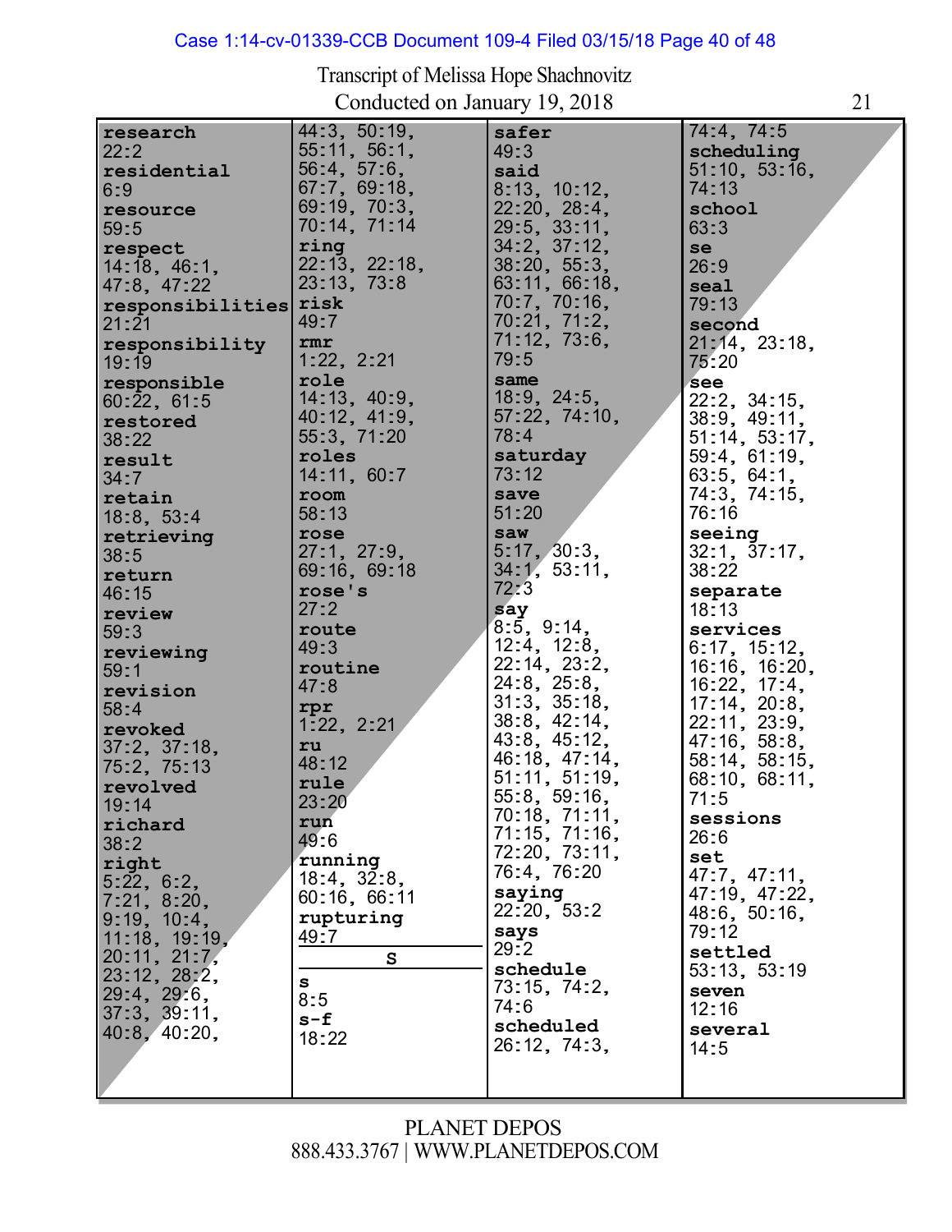Transcript of Melissa Hope Shachnovitz
Conducted on January 19, 2018

**research**
22:2
**residential**
6:9
**resource**
59:5
**respect**
14:18, 46:1, 47:8, 47:22
**responsibilities**
21:21
**responsibility**
19:19
**responsible**
60:22, 61:5
**restored**
38:22
**result**
34:7
**retain**
18:8, 53:4
**retrieving**
38:5
**return**
46:15
**review**
59:3
**reviewing**
59:1
**revision**
58:4
**revoked**
37:2, 37:18, 75:2, 75:13
**revolved**
19:14
**richard**
38:2
**right**
5:22, 6:2, 7:21, 8:20, 9:19, 10:4, 11:18, 19:19, 20:11, 21:7, 23:12, 28:2, 29:4, 29:6, 37:3, 39:11, 40:8, 40:20, 44:3, 50:19, 55:11, 56:1, 56:4, 57:6, 67:7, 69:18, 69:19, 70:3, 70:14, 71:14
**ring**
22:13, 22:18, 23:13, 73:8
**risk**
49:7
**rmr**
1:22, 2:21
**role**
14:13, 40:9, 40:12, 41:9, 55:3, 71:20
**roles**
14:11, 60:7
**room**
58:13
**rose**
27:1, 27:9, 69:16, 69:18
**rose's**
27:2
**route**
49:3
**routine**
47:8
**rpr**
1:22, 2:21
**ru**
48:12
**rule**
23:20
**run**
49:6
**running**
18:4, 32:8, 60:16, 66:11
**rupturing**
49:7

**S**

**s**
8:5
**s-f**
18:22
**safer**
49:3
**said**
8:13, 10:12, 22:20, 28:4, 29:5, 33:11, 34:2, 37:12, 38:20, 55:3, 63:11, 66:18, 70:7, 70:16, 70:21, 71:2, 71:12, 73:6, 79:5
**same**
18:9, 24:5, 57:22, 74:10, 78:4
**saturday**
73:12
**save**
51:20
**saw**
5:17, 30:3, 34:1, 53:11, 72:3
**say**
8:5, 9:14, 12:4, 12:8, 22:14, 23:2, 24:8, 25:8, 31:3, 35:18, 38:8, 42:14, 43:8, 45:12, 46:18, 47:14, 51:11, 51:19, 55:8, 59:16, 70:18, 71:11, 71:15, 71:16, 72:20, 73:11, 76:4, 76:20
**saying**
22:20, 53:2
**says**
29:2
**schedule**
73:15, 74:2, 74:6
**scheduled**
26:12, 74:3, 74:4, 74:5
**scheduling**
51:10, 53:16, 74:13
**school**
63:3
**se**
26:9
**seal**
79:13
**second**
21:14, 23:18, 75:20
**see**
22:2, 34:15, 38:9, 49:11, 51:14, 53:17, 59:4, 61:19, 63:5, 64:1, 74:3, 74:15, 76:16
**seeing**
32:1, 37:17, 38:22
**separate**
18:13
**services**
6:17, 15:12, 16:16, 16:20, 16:22, 17:4, 17:14, 20:8, 22:11, 23:9, 47:16, 58:8, 58:14, 58:15, 68:10, 68:11, 71:5
**sessions**
26:6
**set**
47:7, 47:11, 47:19, 47:22, 48:6, 50:16, 79:12
**settled**
53:13, 53:19
**seven**
12:16
**several**
14:5

PLANET DEPOS
888.433.3767 | WWW.PLANETDEPOS.COM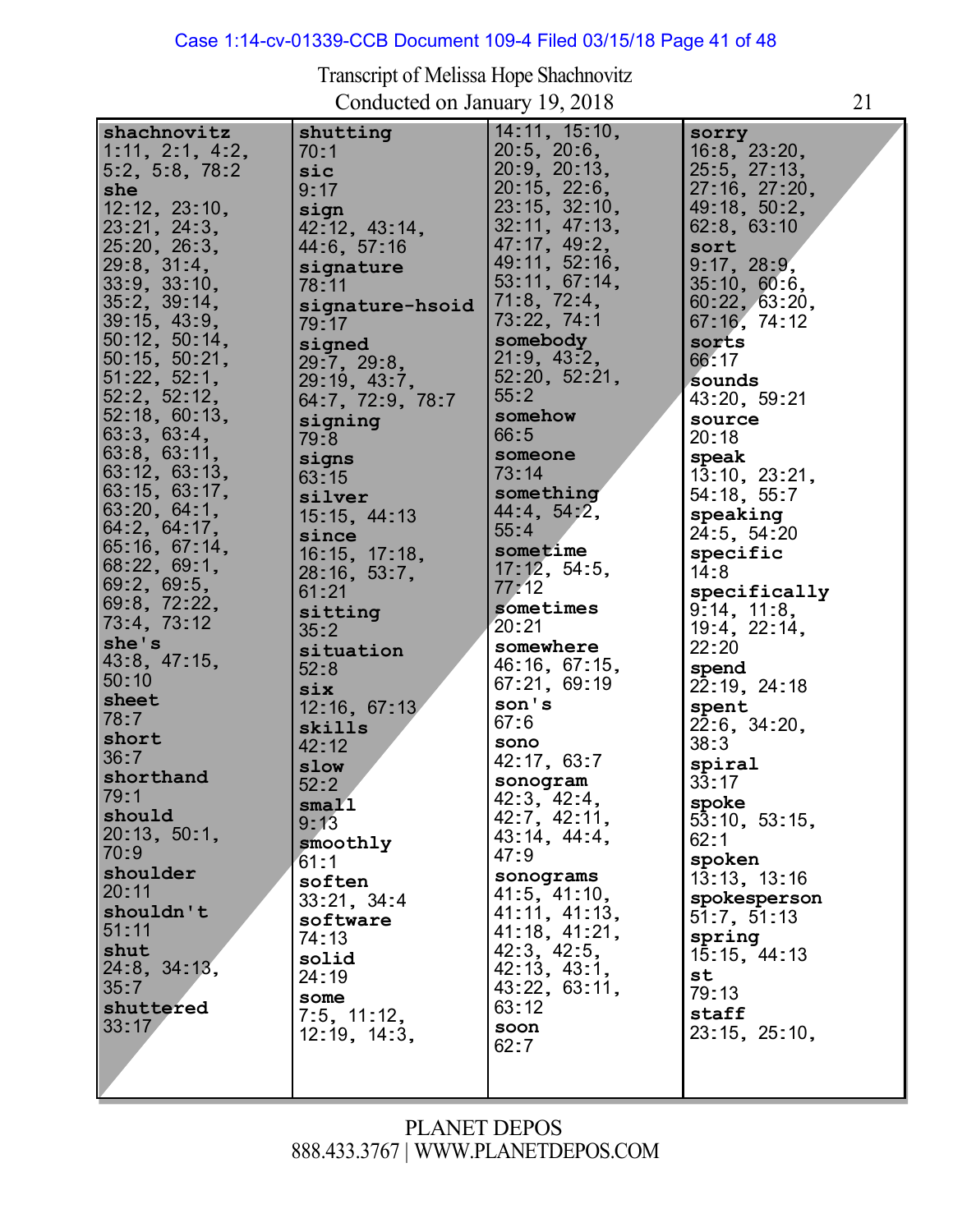Transcript of Melissa Hope Shachnovitz
Conducted on January 19, 2018

**shachnovitz**
1:11, 2:1, 4:2, 5:2, 5:8, 78:2
**she**
12:12, 23:10, 23:21, 24:3, 25:20, 26:3, 29:8, 31:4, 33:9, 33:10, 35:2, 39:14, 39:15, 43:9, 50:12, 50:14, 50:15, 50:21, 51:22, 52:1, 52:2, 52:12, 52:18, 60:13, 63:3, 63:4, 63:8, 63:11, 63:12, 63:13, 63:15, 63:17, 63:20, 64:1, 64:2, 64:17, 65:16, 67:14, 68:22, 69:1, 69:2, 69:5, 69:8, 72:22, 73:4, 73:12
**she's**
43:8, 47:15, 50:10
**sheet**
78:7
**short**
36:7
**shorthand**
79:1
**should**
20:13, 50:1, 70:9
**shoulder**
20:11
**shouldn't**
51:11
**shut**
24:8, 34:13, 35:7
**shuttered**
33:17
**shutting**
70:1
**sic**
9:17
**sign**
42:12, 43:14, 44:6, 57:16
**signature**
78:11
**signature-hsoid**
79:17
**signed**
29:7, 29:8, 29:19, 43:7, 64:7, 72:9, 78:7
**signing**
79:8
**signs**
63:15
**silver**
15:15, 44:13
**since**
16:15, 17:18, 28:16, 53:7, 61:21
**sitting**
35:2
**situation**
52:8
**six**
12:16, 67:13
**skills**
42:12
**slow**
52:2
**small**
9:13
**smoothly**
61:1
**soften**
33:21, 34:4
**software**
74:13
**solid**
24:19
**some**
7:5, 11:12, 12:19, 14:3, 14:11, 15:10, 20:5, 20:6, 20:9, 20:13, 20:15, 22:6, 23:15, 32:10, 32:11, 47:13, 47:17, 49:2, 49:11, 52:16, 53:11, 67:14, 71:8, 72:4, 73:22, 74:1
**somebody**
21:9, 43:2, 52:20, 52:21, 55:2
**somehow**
66:5
**someone**
73:14
**something**
44:4, 54:2, 55:4
**sometime**
17:12, 54:5, 77:12
**sometimes**
20:21
**somewhere**
46:16, 67:15, 67:21, 69:19
**son's**
67:6
**sono**
42:17, 63:7
**sonogram**
42:3, 42:4, 42:7, 42:11, 43:14, 44:4, 47:9
**sonograms**
41:5, 41:10, 41:11, 41:13, 41:18, 41:21, 42:3, 42:5, 42:13, 43:1, 43:22, 63:11, 63:12
**soon**
62:7
**sorry**
16:8, 23:20, 25:5, 27:13, 27:16, 27:20, 49:18, 50:2, 62:8, 63:10
**sort**
9:17, 28:9, 35:10, 60:6, 60:22, 63:20, 67:16, 74:12
**sorts**
66:17
**sounds**
43:20, 59:21
**source**
20:18
**speak**
13:10, 23:21, 54:18, 55:7
**speaking**
24:5, 54:20
**specific**
14:8
**specifically**
9:14, 11:8, 19:4, 22:14, 22:20
**spend**
22:19, 24:18
**spent**
22:6, 34:20, 38:3
**spiral**
33:17
**spoke**
53:10, 53:15, 62:1
**spoken**
13:13, 13:16
**spokesperson**
51:7, 51:13
**spring**
15:15, 44:13
**st**
79:13
**staff**
23:15, 25:10,

PLANET DEPOS
888.433.3767 | WWW.PLANETDEPOS.COM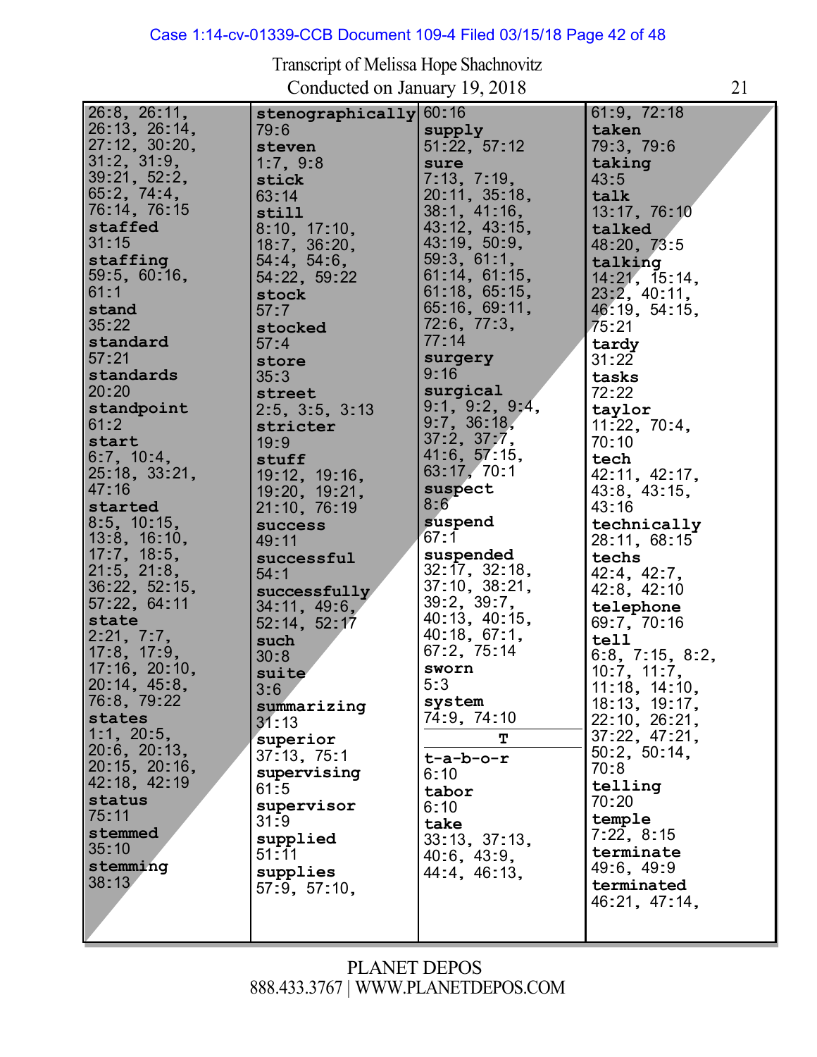Transcript of Melissa Hope Shachnovitz
Conducted on January 19, 2018

26:8, 26:11, 26:13, 26:14, 27:12, 30:20, 31:2, 31:9, 39:21, 52:2, 65:2, 74:4, 76:14, 76:15

**staffed**
31:15

**staffing**
59:5, 60:16, 61:1

**stand**
35:22

**standard**
57:21

**standards**
20:20

**standpoint**
61:2

**start**
6:7, 10:4, 25:18, 33:21, 47:16

**started**
8:5, 10:15, 13:8, 16:10, 17:7, 18:5, 21:5, 21:8, 36:22, 52:15, 57:22, 64:11

**state**
2:21, 7:7, 17:8, 17:9, 17:16, 20:10, 20:14, 45:8, 76:8, 79:22

**states**
1:1, 20:5, 20:6, 20:13, 20:15, 20:16, 42:18, 42:19

**status**
75:11

**stemmed**
35:10

**stemming**
38:13

**stenographically**
79:6

**steven**
1:7, 9:8

**stick**
63:14

**still**
8:10, 17:10, 18:7, 36:20, 54:4, 54:6, 54:22, 59:22

**stock**
57:7

**stocked**
57:4

**store**
35:3

**street**
2:5, 3:5, 3:13

**stricter**
19:9

**stuff**
19:12, 19:16, 19:20, 19:21, 21:10, 76:19

**success**
49:11

**successful**
54:1

**successfully**
34:11, 49:6, 52:14, 52:17

**such**
30:8

**suite**
3:6

**summarizing**
31:13

**superior**
37:13, 75:1

**supervising**
61:5

**supervisor**
31:9

**supplied**
51:11

**supplies**
57:9, 57:10, 60:16

**supply**
51:22, 57:12

**sure**
7:13, 7:19, 20:11, 35:18, 38:1, 41:16, 43:12, 43:15, 43:19, 50:9, 59:3, 61:1, 61:14, 61:15, 61:18, 65:15, 65:16, 69:11, 72:6, 77:3, 77:14

**surgery**
9:16

**surgical**
9:1, 9:2, 9:4, 9:7, 36:18, 37:2, 37:7, 41:6, 57:15, 63:17, 70:1

**suspect**
8:6

**suspend**
67:1

**suspended**
32:17, 32:18, 37:10, 38:21, 39:2, 39:7, 40:13, 40:15, 40:18, 67:1, 67:2, 75:14

**sworn**
5:3

**system**
74:9, 74:10

**T**

**t-a-b-o-r**
6:10

**tabor**
6:10

**take**
33:13, 37:13, 40:6, 43:9, 44:4, 46:13, 61:9, 72:18

**taken**
79:3, 79:6

**taking**
43:5

**talk**
13:17, 76:10

**talked**
48:20, 73:5

**talking**
14:21, 15:14, 23:2, 40:11, 46:19, 54:15, 75:21

**tardy**
31:22

**tasks**
72:22

**taylor**
11:22, 70:4, 70:10

**tech**
42:11, 42:17, 43:8, 43:15, 43:16

**technically**
28:11, 68:15

**techs**
42:4, 42:7, 42:8, 42:10

**telephone**
69:7, 70:16

**tell**
6:8, 7:15, 8:2, 10:7, 11:7, 11:18, 14:10, 18:13, 19:17, 22:10, 26:21, 37:22, 47:21, 50:2, 50:14, 70:8

**telling**
70:20

**temple**
7:22, 8:15

**terminate**
49:6, 49:9

**terminated**
46:21, 47:14,

PLANET DEPOS
888.433.3767 | WWW.PLANETDEPOS.COM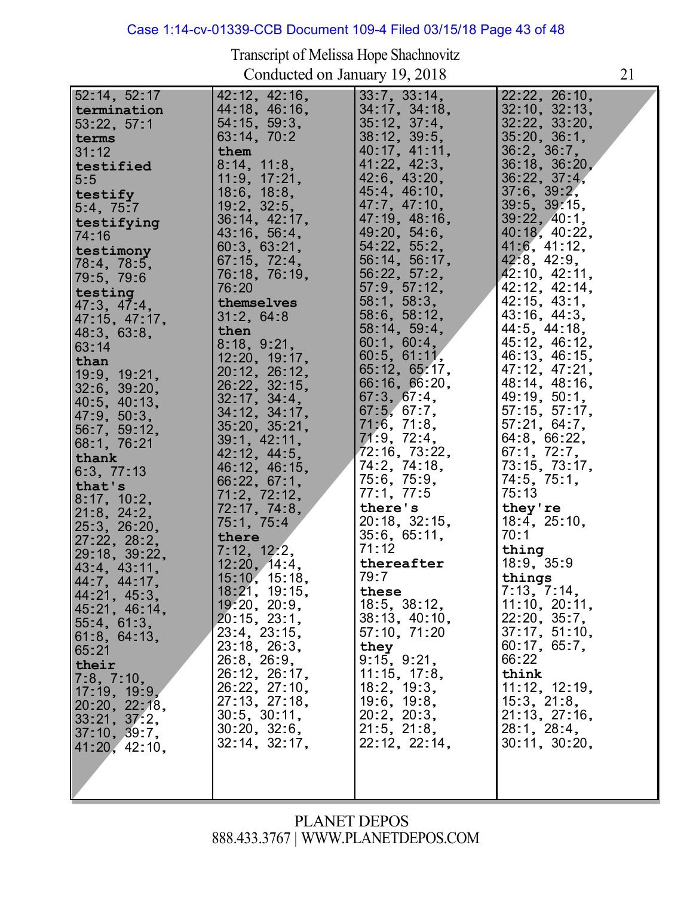Transcript of Melissa Hope Shachnovitz
Conducted on January 19, 2018

52:14, 52:17
**termination**
53:22, 57:1
**terms**
31:12
**testified**
5:5
**testify**
5:4, 75:7
**testifying**
74:16
**testimony**
78:4, 78:5, 79:5, 79:6
**testing**
47:3, 47:4, 47:15, 47:17, 48:3, 63:8, 63:14
**than**
19:9, 19:21, 32:6, 39:20, 40:5, 40:13, 47:9, 50:3, 56:7, 59:12, 68:1, 76:21
**thank**
6:3, 77:13
**that's**
8:17, 10:2, 21:8, 24:2, 25:3, 26:20, 27:22, 28:2, 29:18, 39:22, 43:4, 43:11, 44:7, 44:17, 44:21, 45:3, 45:21, 46:14, 55:4, 61:3, 61:8, 64:13, 65:21
**their**
7:8, 7:10, 17:19, 19:9, 20:20, 22:18, 33:21, 37:2, 37:10, 39:7, 41:20, 42:10, 42:12, 42:16, 44:18, 46:16, 54:15, 59:3, 63:14, 70:2
**them**
8:14, 11:8, 11:9, 17:21, 18:6, 18:8, 19:2, 32:5, 36:14, 42:17, 43:16, 56:4, 60:3, 63:21, 67:15, 72:4, 76:18, 76:19, 76:20
**themselves**
31:2, 64:8
**then**
8:18, 9:21, 12:20, 19:17, 20:12, 26:12, 26:22, 32:15, 32:17, 34:4, 34:12, 34:17, 35:20, 35:21, 39:1, 42:11, 42:12, 44:5, 46:12, 46:15, 66:22, 67:1, 71:2, 72:12, 72:17, 74:8, 75:1, 75:4
**there**
7:12, 12:2, 12:20, 14:4, 15:10, 15:18, 18:21, 19:15, 19:20, 20:9, 20:15, 23:1, 23:4, 23:15, 23:18, 26:3, 26:8, 26:9, 26:12, 26:17, 26:22, 27:10, 27:13, 27:18, 30:5, 30:11, 30:20, 32:6, 32:14, 32:17, 33:7, 33:14, 34:17, 34:18, 35:12, 37:4, 38:12, 39:5, 40:17, 41:11, 41:22, 42:3, 42:6, 43:20, 45:4, 46:10, 47:7, 47:10, 47:19, 48:16, 49:20, 54:6, 54:22, 55:2, 56:14, 56:17, 56:22, 57:2, 57:9, 57:12, 58:1, 58:3, 58:6, 58:12, 58:14, 59:4, 60:1, 60:4, 60:5, 61:11, 65:12, 65:17, 66:16, 66:20, 67:3, 67:4, 67:5, 67:7, 71:6, 71:8, 71:9, 72:4, 72:16, 73:22, 74:2, 74:18, 75:6, 75:9, 77:1, 77:5
**there's**
20:18, 32:15, 35:6, 65:11, 71:12
**thereafter**
79:7
**these**
18:5, 38:12, 38:13, 40:10, 57:10, 71:20
**they**
9:15, 9:21, 11:15, 17:8, 18:2, 19:3, 19:6, 19:8, 20:2, 20:3, 21:5, 21:8, 22:12, 22:14, 22:22, 26:10, 32:10, 32:13, 32:22, 33:20, 35:20, 36:1, 36:2, 36:7, 36:18, 36:20, 36:22, 37:4, 37:6, 39:2, 39:5, 39:15, 39:22, 40:1, 40:18, 40:22, 41:6, 41:12, 42:8, 42:9, 42:10, 42:11, 42:12, 42:14, 42:15, 43:1, 43:16, 44:3, 44:5, 44:18, 45:12, 46:12, 46:13, 46:15, 47:12, 47:21, 48:14, 48:16, 49:19, 50:1, 57:15, 57:17, 57:21, 64:7, 64:8, 66:22, 67:1, 72:7, 73:15, 73:17, 74:5, 75:1, 75:13
**they're**
18:4, 25:10, 70:1
**thing**
18:9, 35:9
**things**
7:13, 7:14, 11:10, 20:11, 22:20, 35:7, 37:17, 51:10, 60:17, 65:7, 66:22
**think**
11:12, 12:19, 15:3, 21:8, 21:13, 27:16, 28:1, 28:4, 30:11, 30:20,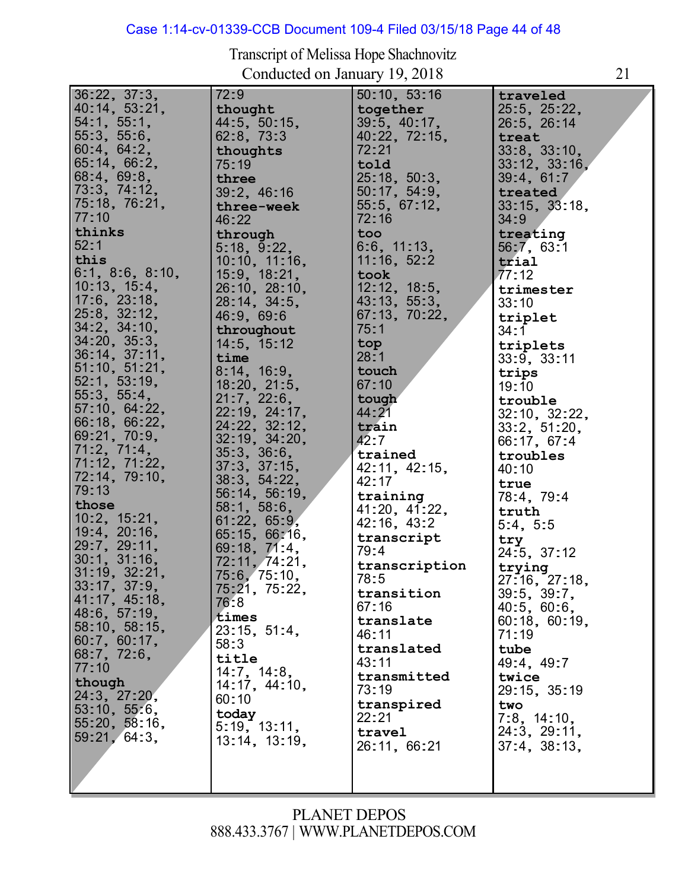Transcript of Melissa Hope Shachnovitz
Conducted on January 19, 2018

36:22, 37:3, 40:14, 53:21, 54:1, 55:1, 55:3, 55:6, 60:4, 64:2, 65:14, 66:2, 68:4, 69:8, 73:3, 74:12, 75:18, 76:21, 77:10

**thinks**
52:1

**this**
6:1, 8:6, 8:10, 10:13, 15:4, 17:6, 23:18, 25:8, 32:12, 34:2, 34:10, 34:20, 35:3, 36:14, 37:11, 51:10, 51:21, 52:1, 53:19, 55:3, 55:4, 57:10, 64:22, 66:18, 66:22, 69:21, 70:9, 71:2, 71:4, 71:12, 71:22, 72:14, 79:10, 79:13

**those**
10:2, 15:21, 19:4, 20:16, 29:7, 29:11, 30:1, 31:16, 31:19, 32:21, 33:17, 37:9, 41:17, 45:18, 48:6, 57:19, 58:10, 58:15, 60:7, 60:17, 68:7, 72:6, 77:10

**though**
24:3, 27:20, 53:10, 55:6, 55:20, 58:16, 59:21, 64:3, 72:9

**thought**
44:5, 50:15, 62:8, 73:3

**thoughts**
75:19

**three**
39:2, 46:16

**three-week**
46:22

**through**
5:18, 9:22, 10:10, 11:16, 15:9, 18:21, 26:10, 28:10, 28:14, 34:5, 46:9, 69:6

**throughout**
14:5, 15:12

**time**
8:14, 16:9, 18:20, 21:5, 21:7, 22:6, 22:19, 24:17, 24:22, 32:12, 32:19, 34:20, 35:3, 36:6, 37:3, 37:15, 38:3, 54:22, 56:14, 56:19, 58:1, 58:6, 61:22, 65:9, 65:15, 66:16, 69:18, 71:4, 72:11, 74:21, 75:6, 75:10, 75:21, 75:22, 76:8

**times**
23:15, 51:4, 58:3

**title**
14:7, 14:8, 14:17, 44:10, 60:10

**today**
5:19, 13:11, 13:14, 13:19, 50:10, 53:16

**together**
39:5, 40:17, 40:22, 72:15, 72:21

**told**
25:18, 50:3, 50:17, 54:9, 55:5, 67:12, 72:16

**too**
6:6, 11:13, 11:16, 52:2

**took**
12:12, 18:5, 43:13, 55:3, 67:13, 70:22, 75:1

**top**
28:1

**touch**
67:10

**tough**
44:21

**train**
42:7

**trained**
42:11, 42:15, 42:17

**training**
41:20, 41:22, 42:16, 43:2

**transcript**
79:4

**transcription**
78:5

**transition**
67:16

**translate**
46:11

**translated**
43:11

**transmitted**
73:19

**transpired**
22:21

**travel**
26:11, 66:21

**traveled**
25:5, 25:22, 26:5, 26:14

**treat**
33:8, 33:10, 33:12, 33:16, 39:4, 61:7

**treated**
33:15, 33:18, 34:9

**treating**
56:7, 63:1

**trial**
77:12

**trimester**
33:10

**triplet**
34:1

**triplets**
33:9, 33:11

**trips**
19:10

**trouble**
32:10, 32:22, 33:2, 51:20, 66:17, 67:4

**troubles**
40:10

**true**
78:4, 79:4

**truth**
5:4, 5:5

**try**
24:5, 37:12

**trying**
27:16, 27:18, 39:5, 39:7, 40:5, 60:6, 60:18, 60:19, 71:19

**tube**
49:4, 49:7

**twice**
29:15, 35:19

**two**
7:8, 14:10, 24:3, 29:11, 37:4, 38:13,

PLANET DEPOS
888.433.3767 | WWW.PLANETDEPOS.COM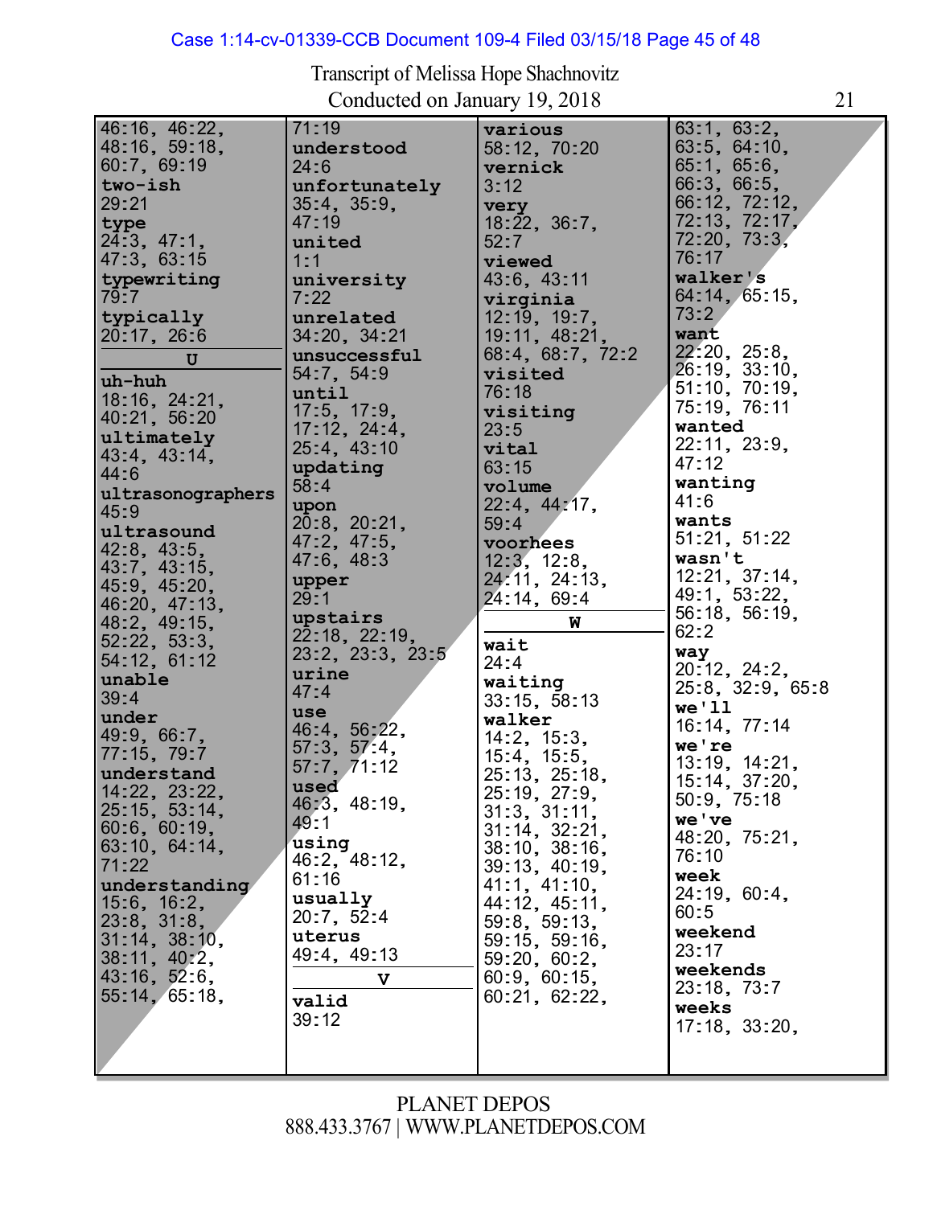Transcript of Melissa Hope Shachnovitz
Conducted on January 19, 2018

46:16, 46:22, 48:16, 59:18, 60:7, 69:19
**two-ish**
29:21
**type**
24:3, 47:1, 47:3, 63:15
**typewriting**
79:7
**typically**
20:17, 26:6

**U**

**uh-huh**
18:16, 24:21, 40:21, 56:20
**ultimately**
43:4, 43:14, 44:6
**ultrasonographers**
45:9
**ultrasound**
42:8, 43:5, 43:7, 43:15, 45:9, 45:20, 46:20, 47:13, 48:2, 49:15, 52:22, 53:3, 54:12, 61:12
**unable**
39:4
**under**
49:9, 66:7, 77:15, 79:7
**understand**
14:22, 23:22, 25:15, 53:14, 60:6, 60:19, 63:10, 64:14, 71:22
**understanding**
15:6, 16:2, 23:8, 31:8, 31:14, 38:10, 38:11, 40:2, 43:16, 52:6, 55:14, 65:18, 71:19
**understood**
24:6
**unfortunately**
35:4, 35:9, 47:19
**united**
1:1
**university**
7:22
**unrelated**
34:20, 34:21
**unsuccessful**
54:7, 54:9
**until**
17:5, 17:9, 17:12, 24:4, 25:4, 43:10
**updating**
58:4
**upon**
20:8, 20:21, 47:2, 47:5, 47:6, 48:3
**upper**
29:1
**upstairs**
22:18, 22:19, 23:2, 23:3, 23:5
**urine**
47:4
**use**
46:4, 56:22, 57:3, 57:4, 57:7, 71:12
**used**
46:3, 48:19, 49:1
**using**
46:2, 48:12, 61:16
**usually**
20:7, 52:4
**uterus**
49:4, 49:13

**V**

**valid**
39:12
**various**
58:12, 70:20
**vernick**
3:12
**very**
18:22, 36:7, 52:7
**viewed**
43:6, 43:11
**virginia**
12:19, 19:7, 19:11, 48:21, 68:4, 68:7, 72:2
**visited**
76:18
**visiting**
23:5
**vital**
63:15
**volume**
22:4, 44:17, 59:4
**voorhees**
12:3, 12:8, 24:11, 24:13, 24:14, 69:4

**W**

**wait**
24:4
**waiting**
33:15, 58:13
**walker**
14:2, 15:3, 15:4, 15:5, 25:13, 25:18, 25:19, 27:9, 31:3, 31:11, 31:14, 32:21, 38:10, 38:16, 39:13, 40:19, 41:1, 41:10, 44:12, 45:11, 59:8, 59:13, 59:15, 59:16, 59:20, 60:2, 60:9, 60:15, 60:21, 62:22, 63:1, 63:2, 63:5, 64:10, 65:1, 65:6, 66:3, 66:5, 66:12, 72:12, 72:13, 72:17, 72:20, 73:3, 76:17
**walker's**
64:14, 65:15, 73:2
**want**
22:20, 25:8, 26:19, 33:10, 51:10, 70:19, 75:19, 76:11
**wanted**
22:11, 23:9, 47:12
**wanting**
41:6
**wants**
51:21, 51:22
**wasn't**
12:21, 37:14, 49:1, 53:22, 56:18, 56:19, 62:2
**way**
20:12, 24:2, 25:8, 32:9, 65:8
**we'll**
16:14, 77:14
**we're**
13:19, 14:21, 15:14, 37:20, 50:9, 75:18
**we've**
48:20, 75:21, 76:10
**week**
24:19, 60:4, 60:5
**weekend**
23:17
**weekends**
23:18, 73:7
**weeks**
17:18, 33:20,

PLANET DEPOS
888.433.3767 | WWW.PLANETDEPOS.COM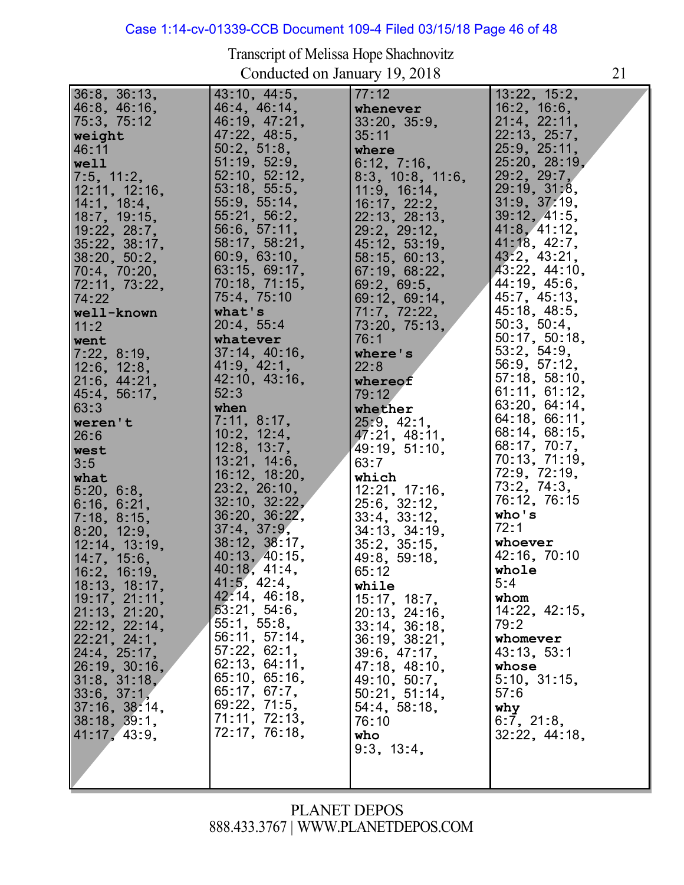Transcript of Melissa Hope Shachnovitz
Conducted on January 19, 2018

36:8, 36:13, 46:8, 46:16, 75:3, 75:12

**weight**
46:11

**well**
7:5, 11:2, 12:11, 12:16, 14:1, 18:4, 18:7, 19:15, 19:22, 28:7, 35:22, 38:17, 38:20, 50:2, 70:4, 70:20, 72:11, 73:22, 74:22

**well-known**
11:2

**went**
7:22, 8:19, 12:6, 12:8, 21:6, 44:21, 45:4, 56:17, 63:3

**weren't**
26:6

**west**
3:5

**what**
5:20, 6:8, 6:16, 6:21, 7:18, 8:15, 8:20, 12:9, 12:14, 13:19, 14:7, 15:6, 16:2, 16:19, 18:13, 18:17, 19:17, 21:11, 21:13, 21:20, 22:12, 22:14, 22:21, 24:1, 24:4, 25:17, 26:19, 30:16, 31:8, 31:18, 33:6, 37:1, 37:16, 38:14, 38:18, 39:1, 41:17, 43:9, 43:10, 44:5, 46:4, 46:14, 46:19, 47:21, 47:22, 48:5, 50:2, 51:8, 51:19, 52:9, 52:10, 52:12, 53:18, 55:5, 55:9, 55:14, 55:21, 56:2, 56:6, 57:11, 58:17, 58:21, 60:9, 63:10, 63:15, 69:17, 70:18, 71:15, 75:4, 75:10

**what's**
20:4, 55:4

**whatever**
37:14, 40:16, 41:9, 42:1, 42:10, 43:16, 52:3

**when**
7:11, 8:17, 10:2, 12:4, 12:8, 13:7, 13:21, 14:6, 16:12, 18:20, 23:2, 26:10, 32:10, 32:22, 36:20, 36:22, 37:4, 37:9, 38:12, 38:17, 40:13, 40:15, 40:18, 41:4, 41:5, 42:4, 42:14, 46:18, 53:21, 54:6, 55:1, 55:8, 56:11, 57:14, 57:22, 62:1, 62:13, 64:11, 65:10, 65:16, 65:17, 67:7, 69:22, 71:5, 71:11, 72:13, 72:17, 76:18, 77:12

**whenever**
33:20, 35:9, 35:11

**where**
6:12, 7:16, 8:3, 10:8, 11:6, 11:9, 16:14, 16:17, 22:2, 22:13, 28:13, 29:2, 29:12, 45:12, 53:19, 58:15, 60:13, 67:19, 68:22, 69:2, 69:5, 69:12, 69:14, 71:7, 72:22, 73:20, 75:13, 76:1

**where's**
22:8

**whereof**
79:12

**whether**
25:9, 42:1, 47:21, 48:11, 49:19, 51:10, 63:7

**which**
12:21, 17:16, 25:6, 32:12, 33:4, 33:12, 34:13, 34:19, 35:2, 35:15, 49:8, 59:18, 65:12

**while**
15:17, 18:7, 20:13, 24:16, 33:14, 36:18, 36:19, 38:21, 39:6, 47:17, 47:18, 48:10, 49:10, 50:7, 50:21, 51:14, 54:4, 58:18, 76:10

**who**
9:3, 13:4, 13:22, 15:2, 16:2, 16:6, 21:4, 22:11, 22:13, 25:7, 25:9, 25:11, 25:20, 28:19, 29:2, 29:7, 29:19, 31:8, 31:9, 37:19, 39:12, 41:5, 41:8, 41:12, 41:18, 42:7, 43:2, 43:21, 43:22, 44:10, 44:19, 45:6, 45:7, 45:13, 45:18, 48:5, 50:3, 50:4, 50:17, 50:18, 53:2, 54:9, 56:9, 57:12, 57:18, 58:10, 61:11, 61:12, 63:20, 64:14, 64:18, 66:11, 68:14, 68:15, 68:17, 70:7, 70:13, 71:19, 72:9, 72:19, 73:2, 74:3, 76:12, 76:15

**who's**
72:1

**whoever**
42:16, 70:10

**whole**
5:4

**whom**
14:22, 42:15, 79:2

**whomever**
43:13, 53:1

**whose**
5:10, 31:15, 57:6

**why**
6:7, 21:8, 32:22, 44:18,

PLANET DEPOS
888.433.3767 | WWW.PLANETDEPOS.COM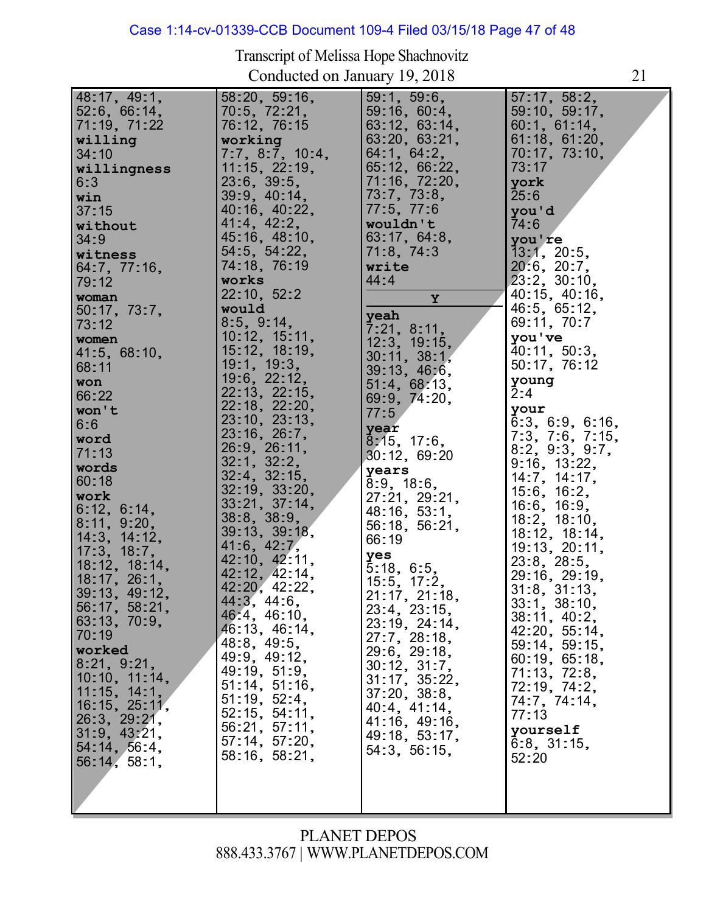Transcript of Melissa Hope Shachnovitz
Conducted on January 19, 2018

48:17, 49:1, 52:6, 66:14, 71:19, 71:22

**willing**
34:10

**willingness**
6:3

**win**
37:15

**without**
34:9

**witness**
64:7, 77:16, 79:12

**woman**
50:17, 73:7, 73:12

**women**
41:5, 68:10, 68:11

**won**
66:22

**won't**
6:6

**word**
71:13

**words**
60:18

**work**
6:12, 6:14, 8:11, 9:20, 14:3, 14:12, 17:3, 18:7, 18:12, 18:14, 18:17, 26:1, 39:13, 49:12, 56:17, 58:21, 63:13, 70:9, 70:19

**worked**
8:21, 9:21, 10:10, 11:14, 11:15, 14:1, 16:15, 25:11, 26:3, 29:21, 31:9, 43:21, 54:14, 56:4, 56:14, 58:1, 58:20, 59:16, 70:5, 72:21, 76:12, 76:15

**working**
7:7, 8:7, 10:4, 11:15, 22:19, 23:6, 39:5, 39:9, 40:14, 40:16, 40:22, 41:4, 42:2, 45:16, 48:10, 54:5, 54:22, 74:18, 76:19

**works**
22:10, 52:2

**would**
8:5, 9:14, 10:12, 15:11, 15:12, 18:19, 19:1, 19:3, 19:6, 22:12, 22:13, 22:15, 22:18, 22:20, 23:10, 23:13, 23:16, 26:7, 26:9, 26:11, 32:1, 32:2, 32:4, 32:15, 32:19, 33:20, 33:21, 37:14, 38:8, 38:9, 39:13, 39:18, 41:6, 42:7, 42:10, 42:11, 42:12, 42:14, 42:20, 42:22, 44:3, 44:6, 46:4, 46:10, 46:13, 46:14, 48:8, 49:5, 49:9, 49:12, 49:19, 51:9, 51:14, 51:16, 51:19, 52:4, 52:15, 54:11, 56:21, 57:11, 57:14, 57:20, 58:16, 58:21, 59:1, 59:6, 59:16, 60:4, 63:12, 63:14, 63:20, 63:21, 64:1, 64:2, 65:12, 66:22, 71:16, 72:20, 73:7, 73:8, 77:5, 77:6

**wouldn't**
63:17, 64:8, 71:8, 74:3

**write**
44:4

## Y

**yeah**
7:21, 8:11, 12:3, 19:15, 30:11, 38:1, 39:13, 46:6, 51:4, 68:13, 69:9, 74:20, 77:5

**year**
8:15, 17:6, 30:12, 69:20

**years**
8:9, 18:6, 27:21, 29:21, 48:16, 53:1, 56:18, 56:21, 66:19

**yes**
5:18, 6:5, 15:5, 17:2, 21:17, 21:18, 23:4, 23:15, 23:19, 24:14, 27:7, 28:18, 29:6, 29:18, 30:12, 31:7, 31:17, 35:22, 37:20, 38:8, 40:4, 41:14, 41:16, 49:16, 49:18, 53:17, 54:3, 56:15, 57:17, 58:2, 59:10, 59:17, 60:1, 61:14, 61:18, 61:20, 70:17, 73:10, 73:17

**york**
25:6

**you'd**
74:6

**you're**
13:1, 20:5, 20:6, 20:7, 23:2, 30:10, 40:15, 40:16, 46:5, 65:12, 69:11, 70:7

**you've**
40:11, 50:3, 50:17, 76:12

**young**
2:4

**your**
6:3, 6:9, 6:16, 7:3, 7:6, 7:15, 8:2, 9:3, 9:7, 9:16, 13:22, 14:7, 14:17, 15:6, 16:2, 16:6, 16:9, 18:2, 18:10, 18:12, 18:14, 19:13, 20:11, 23:8, 28:5, 29:16, 29:19, 31:8, 31:13, 33:1, 38:10, 38:11, 40:2, 42:20, 55:14, 59:14, 59:15, 60:19, 65:18, 71:13, 72:8, 72:19, 74:2, 74:7, 74:14, 77:13

**yourself**
6:8, 31:15, 52:20

PLANET DEPOS
888.433.3767 | WWW.PLANETDEPOS.COM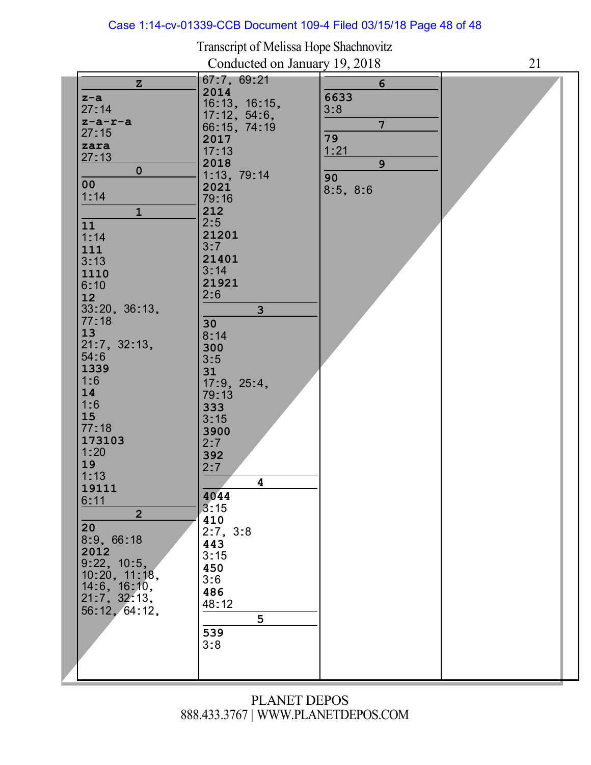Transcript of Melissa Hope Shachnovitz
Conducted on January 19, 2018

**Z**

**z-a**
27:14
**z-a-r-a**
27:15
**zara**
27:13

**0**

**00**
1:14

**1**

**11**
1:14
**111**
3:13
**1110**
6:10
**12**
33:20, 36:13,
77:18
**13**
21:7, 32:13,
54:6
**1339**
1:6
**14**
1:6
**15**
77:18
**173103**
1:20
**19**
1:13
**19111**
6:11

**2**

**20**
8:9, 66:18
**2012**
9:22, 10:5,
10:20, 11:18,
14:6, 16:10,
21:7, 32:13,
56:12, 64:12,
67:7, 69:21
**2014**
16:13, 16:15,
17:12, 54:6,
66:15, 74:19
**2017**
17:13
**2018**
1:13, 79:14
**2021**
79:16
**212**
2:5
**21201**
3:7
**21401**
3:14
**21921**
2:6

**3**

**30**
8:14
**300**
3:5
**31**
17:9, 25:4,
79:13
**333**
3:15
**3900**
2:7
**392**
2:7

**4**

**4044**
3:15
**410**
2:7, 3:8
**443**
3:15
**450**
3:6
**486**
48:12

**5**

**539**
3:8

**6**

**6633**
3:8

**7**

**79**
1:21

**9**

**90**
8:5, 8:6

PLANET DEPOS
888.433.3767 | WWW.PLANETDEPOS.COM